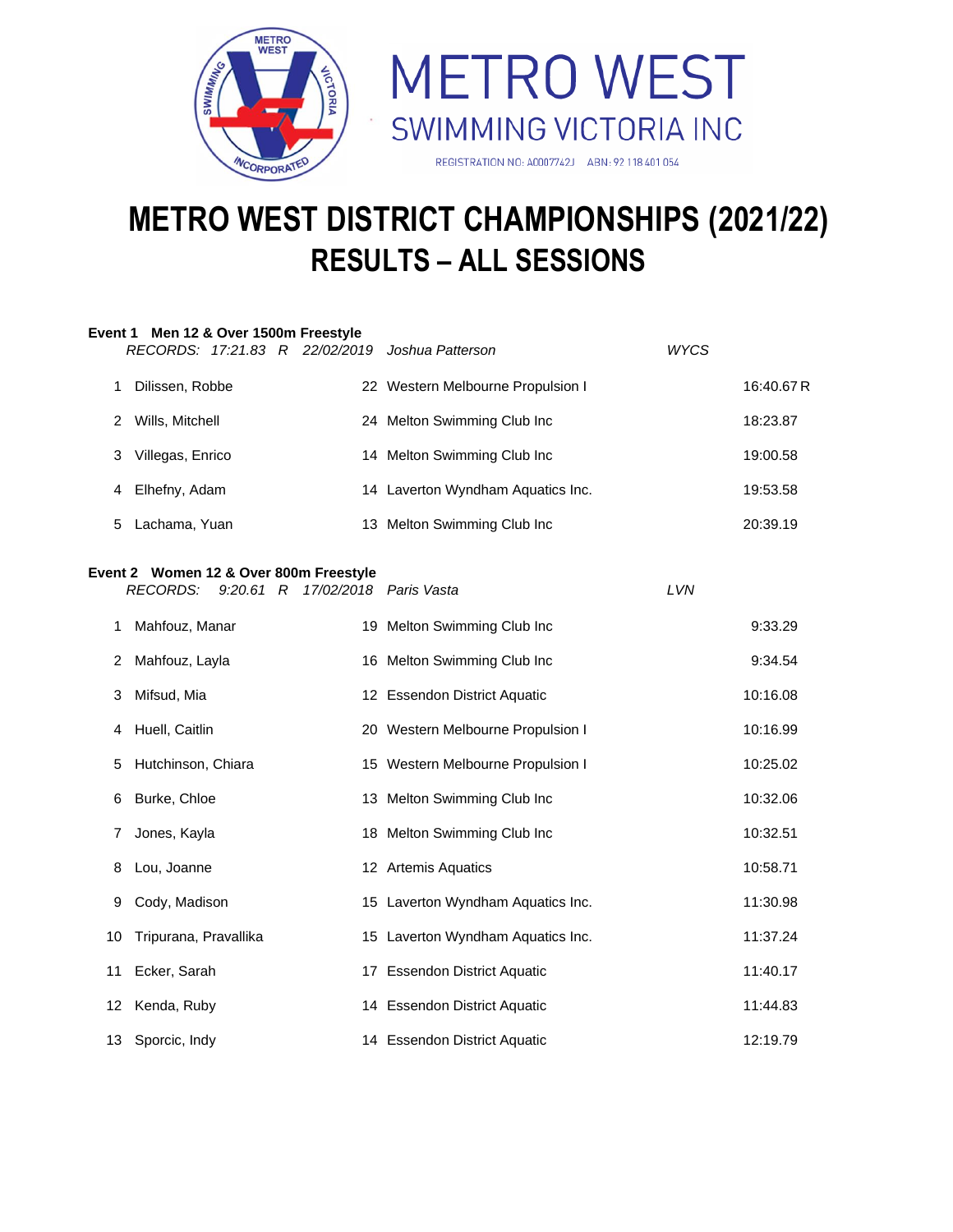METRO WEST
SWIMMING VICTORIA INC

REGISTRATION NO: A0007742J ABN: 92 118 401 054

# METRO WEST DISTRICT CHAMPIONSHIPS (2021/22)
# RESULTS – ALL SESSIONS

### Event 1 Men 12 & Over 1500m Freestyle

*RECORDS: 17:21.83 R 22/02/2019 Joshua Patterson WYCS*

| | Name | Age | Club | Time |
|---|---|---|---|---|
| 1 | Dilissen, Robbe | 22 | Western Melbourne Propulsion I | 16:40.67 R |
| 2 | Wills, Mitchell | 24 | Melton Swimming Club Inc | 18:23.87 |
| 3 | Villegas, Enrico | 14 | Melton Swimming Club Inc | 19:00.58 |
| 4 | Elhefny, Adam | 14 | Laverton Wyndham Aquatics Inc. | 19:53.58 |
| 5 | Lachama, Yuan | 13 | Melton Swimming Club Inc | 20:39.19 |

### Event 2 Women 12 & Over 800m Freestyle

*RECORDS: 9:20.61 R 17/02/2018 Paris Vasta LVN*

| | Name | Age | Club | Time |
|---|---|---|---|---|
| 1 | Mahfouz, Manar | 19 | Melton Swimming Club Inc | 9:33.29 |
| 2 | Mahfouz, Layla | 16 | Melton Swimming Club Inc | 9:34.54 |
| 3 | Mifsud, Mia | 12 | Essendon District Aquatic | 10:16.08 |
| 4 | Huell, Caitlin | 20 | Western Melbourne Propulsion I | 10:16.99 |
| 5 | Hutchinson, Chiara | 15 | Western Melbourne Propulsion I | 10:25.02 |
| 6 | Burke, Chloe | 13 | Melton Swimming Club Inc | 10:32.06 |
| 7 | Jones, Kayla | 18 | Melton Swimming Club Inc | 10:32.51 |
| 8 | Lou, Joanne | 12 | Artemis Aquatics | 10:58.71 |
| 9 | Cody, Madison | 15 | Laverton Wyndham Aquatics Inc. | 11:30.98 |
| 10 | Tripurana, Pravallika | 15 | Laverton Wyndham Aquatics Inc. | 11:37.24 |
| 11 | Ecker, Sarah | 17 | Essendon District Aquatic | 11:40.17 |
| 12 | Kenda, Ruby | 14 | Essendon District Aquatic | 11:44.83 |
| 13 | Sporcic, Indy | 14 | Essendon District Aquatic | 12:19.79 |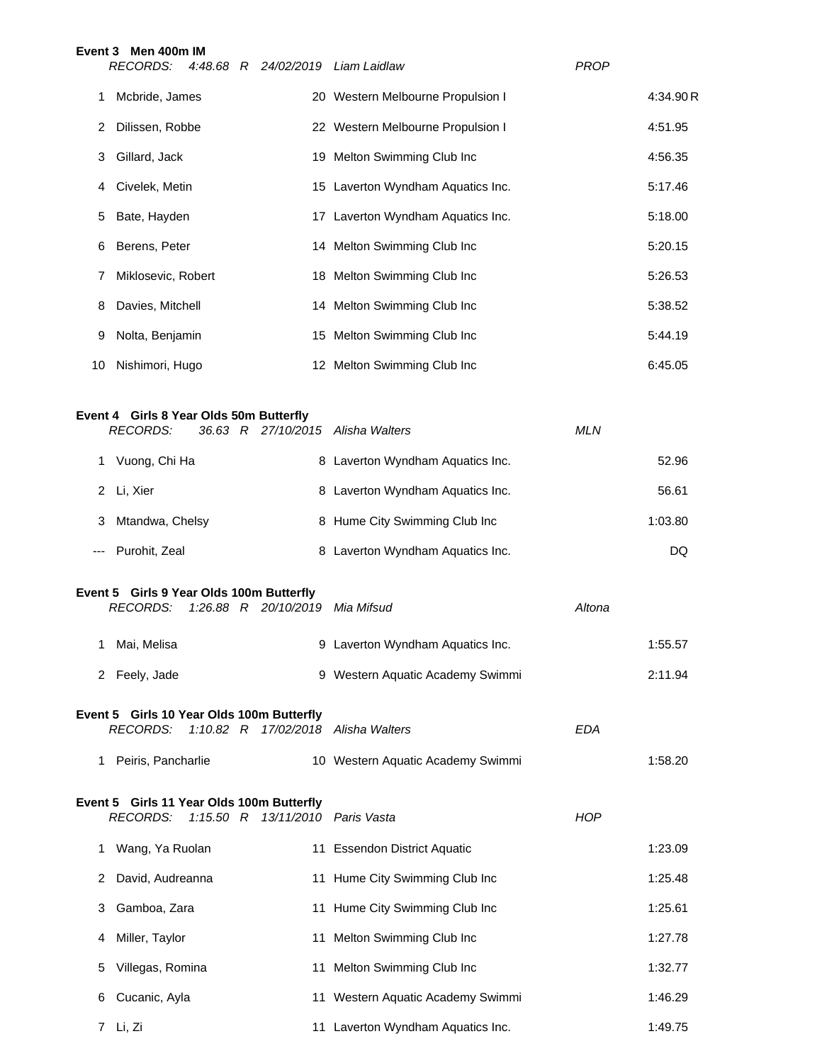### Event 3 Men 400m IM

*RECORDS: 4:48.68 R 24/02/2019 Liam Laidlaw PROP*

| Place | Name | Age | Team | Time |
|---|---|---|---|---|
| 1 | Mcbride, James | 20 | Western Melbourne Propulsion I | 4:34.90 R |
| 2 | Dilissen, Robbe | 22 | Western Melbourne Propulsion I | 4:51.95 |
| 3 | Gillard, Jack | 19 | Melton Swimming Club Inc | 4:56.35 |
| 4 | Civelek, Metin | 15 | Laverton Wyndham Aquatics Inc. | 5:17.46 |
| 5 | Bate, Hayden | 17 | Laverton Wyndham Aquatics Inc. | 5:18.00 |
| 6 | Berens, Peter | 14 | Melton Swimming Club Inc | 5:20.15 |
| 7 | Miklosevic, Robert | 18 | Melton Swimming Club Inc | 5:26.53 |
| 8 | Davies, Mitchell | 14 | Melton Swimming Club Inc | 5:38.52 |
| 9 | Nolta, Benjamin | 15 | Melton Swimming Club Inc | 5:44.19 |
| 10 | Nishimori, Hugo | 12 | Melton Swimming Club Inc | 6:45.05 |

### Event 4 Girls 8 Year Olds 50m Butterfly

*RECORDS: 36.63 R 27/10/2015 Alisha Walters MLN*

| Place | Name | Age | Team | Time |
|---|---|---|---|---|
| 1 | Vuong, Chi Ha | 8 | Laverton Wyndham Aquatics Inc. | 52.96 |
| 2 | Li, Xier | 8 | Laverton Wyndham Aquatics Inc. | 56.61 |
| 3 | Mtandwa, Chelsy | 8 | Hume City Swimming Club Inc | 1:03.80 |
| --- | Purohit, Zeal | 8 | Laverton Wyndham Aquatics Inc. | DQ |

### Event 5 Girls 9 Year Olds 100m Butterfly

*RECORDS: 1:26.88 R 20/10/2019 Mia Mifsud Altona*

| Place | Name | Age | Team | Time |
|---|---|---|---|---|
| 1 | Mai, Melisa | 9 | Laverton Wyndham Aquatics Inc. | 1:55.57 |
| 2 | Feely, Jade | 9 | Western Aquatic Academy Swimmi | 2:11.94 |

### Event 5 Girls 10 Year Olds 100m Butterfly

*RECORDS: 1:10.82 R 17/02/2018 Alisha Walters EDA*

| Place | Name | Age | Team | Time |
|---|---|---|---|---|
| 1 | Peiris, Pancharlie | 10 | Western Aquatic Academy Swimmi | 1:58.20 |

### Event 5 Girls 11 Year Olds 100m Butterfly

*RECORDS: 1:15.50 R 13/11/2010 Paris Vasta HOP*

| Place | Name | Age | Team | Time |
|---|---|---|---|---|
| 1 | Wang, Ya Ruolan | 11 | Essendon District Aquatic | 1:23.09 |
| 2 | David, Audreanna | 11 | Hume City Swimming Club Inc | 1:25.48 |
| 3 | Gamboa, Zara | 11 | Hume City Swimming Club Inc | 1:25.61 |
| 4 | Miller, Taylor | 11 | Melton Swimming Club Inc | 1:27.78 |
| 5 | Villegas, Romina | 11 | Melton Swimming Club Inc | 1:32.77 |
| 6 | Cucanic, Ayla | 11 | Western Aquatic Academy Swimmi | 1:46.29 |
| 7 | Li, Zi | 11 | Laverton Wyndham Aquatics Inc. | 1:49.75 |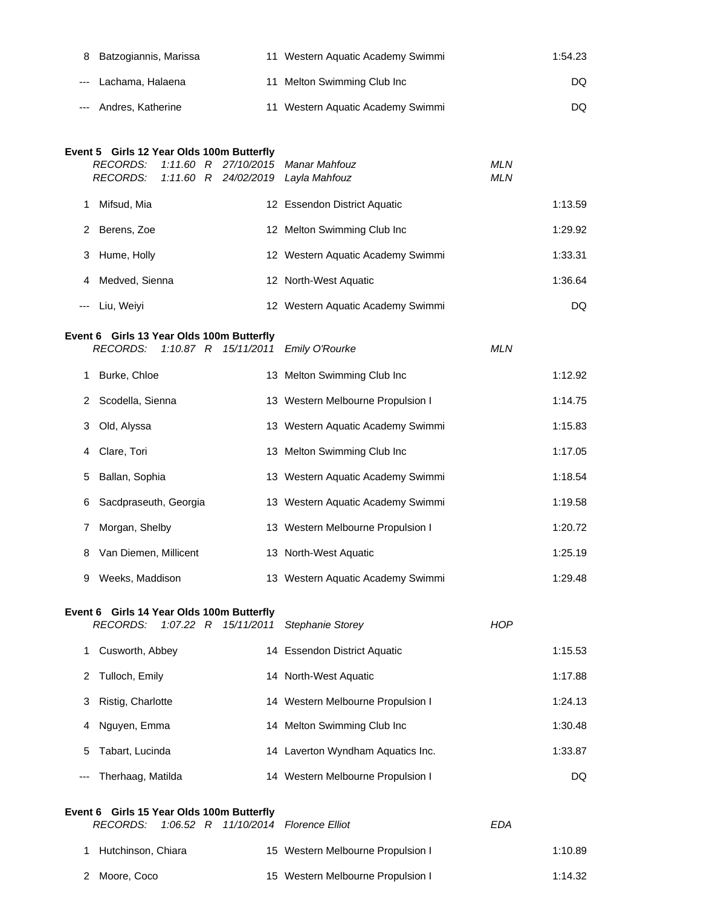| | | | | |
|---|---|---|---|---|
| 8 | Batzogiannis, Marissa | 11 | Western Aquatic Academy Swimmi | 1:54.23 |
| --- | Lachama, Halaena | 11 | Melton Swimming Club Inc | DQ |
| --- | Andres, Katherine | 11 | Western Aquatic Academy Swimmi | DQ |

**Event 5 Girls 12 Year Olds 100m Butterfly**

*RECORDS: 1:11.60 R 27/10/2015 Manar Mahfouz MLN*
*RECORDS: 1:11.60 R 24/02/2019 Layla Mahfouz MLN*

| | | | | |
|---|---|---|---|---|
| 1 | Mifsud, Mia | 12 | Essendon District Aquatic | 1:13.59 |
| 2 | Berens, Zoe | 12 | Melton Swimming Club Inc | 1:29.92 |
| 3 | Hume, Holly | 12 | Western Aquatic Academy Swimmi | 1:33.31 |
| 4 | Medved, Sienna | 12 | North-West Aquatic | 1:36.64 |
| --- | Liu, Weiyi | 12 | Western Aquatic Academy Swimmi | DQ |

**Event 6 Girls 13 Year Olds 100m Butterfly**

*RECORDS: 1:10.87 R 15/11/2011 Emily O'Rourke MLN*

| | | | | |
|---|---|---|---|---|
| 1 | Burke, Chloe | 13 | Melton Swimming Club Inc | 1:12.92 |
| 2 | Scodella, Sienna | 13 | Western Melbourne Propulsion I | 1:14.75 |
| 3 | Old, Alyssa | 13 | Western Aquatic Academy Swimmi | 1:15.83 |
| 4 | Clare, Tori | 13 | Melton Swimming Club Inc | 1:17.05 |
| 5 | Ballan, Sophia | 13 | Western Aquatic Academy Swimmi | 1:18.54 |
| 6 | Sacdpraseuth, Georgia | 13 | Western Aquatic Academy Swimmi | 1:19.58 |
| 7 | Morgan, Shelby | 13 | Western Melbourne Propulsion I | 1:20.72 |
| 8 | Van Diemen, Millicent | 13 | North-West Aquatic | 1:25.19 |
| 9 | Weeks, Maddison | 13 | Western Aquatic Academy Swimmi | 1:29.48 |

**Event 6 Girls 14 Year Olds 100m Butterfly**

*RECORDS: 1:07.22 R 15/11/2011 Stephanie Storey HOP*

| | | | | |
|---|---|---|---|---|
| 1 | Cusworth, Abbey | 14 | Essendon District Aquatic | 1:15.53 |
| 2 | Tulloch, Emily | 14 | North-West Aquatic | 1:17.88 |
| 3 | Ristig, Charlotte | 14 | Western Melbourne Propulsion I | 1:24.13 |
| 4 | Nguyen, Emma | 14 | Melton Swimming Club Inc | 1:30.48 |
| 5 | Tabart, Lucinda | 14 | Laverton Wyndham Aquatics Inc. | 1:33.87 |
| --- | Therhaag, Matilda | 14 | Western Melbourne Propulsion I | DQ |

**Event 6 Girls 15 Year Olds 100m Butterfly**

*RECORDS: 1:06.52 R 11/10/2014 Florence Elliot EDA*

| | | | | |
|---|---|---|---|---|
| 1 | Hutchinson, Chiara | 15 | Western Melbourne Propulsion I | 1:10.89 |
| 2 | Moore, Coco | 15 | Western Melbourne Propulsion I | 1:14.32 |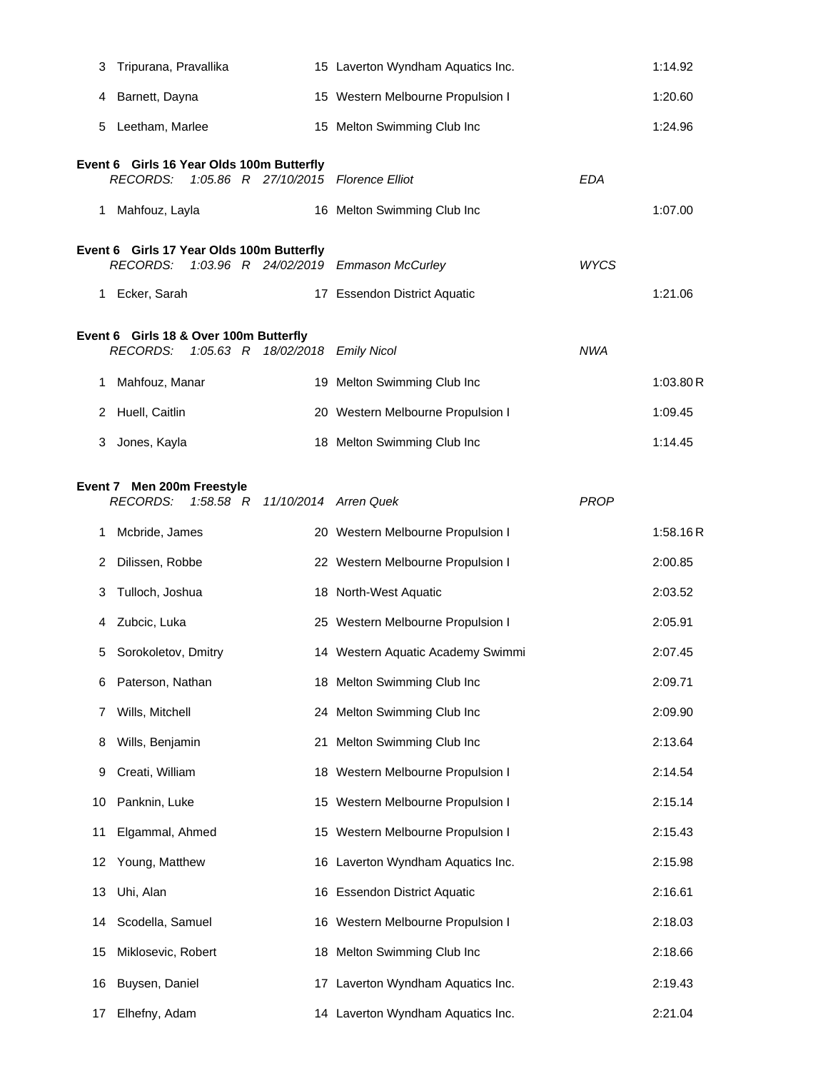| | | | | |
|---|---|---|---|---|
| 3 | Tripurana, Pravallika | 15 | Laverton Wyndham Aquatics Inc. | 1:14.92 |
| 4 | Barnett, Dayna | 15 | Western Melbourne Propulsion I | 1:20.60 |
| 5 | Leetham, Marlee | 15 | Melton Swimming Club Inc | 1:24.96 |

**Event 6 Girls 16 Year Olds 100m Butterfly**

*RECORDS: 1:05.86 R 27/10/2015 Florence Elliot EDA*

| | | | | |
|---|---|---|---|---|
| 1 | Mahfouz, Layla | 16 | Melton Swimming Club Inc | 1:07.00 |

**Event 6 Girls 17 Year Olds 100m Butterfly**

*RECORDS: 1:03.96 R 24/02/2019 Emmason McCurley WYCS*

| | | | | |
|---|---|---|---|---|
| 1 | Ecker, Sarah | 17 | Essendon District Aquatic | 1:21.06 |

**Event 6 Girls 18 & Over 100m Butterfly**

*RECORDS: 1:05.63 R 18/02/2018 Emily Nicol NWA*

| | | | | |
|---|---|---|---|---|
| 1 | Mahfouz, Manar | 19 | Melton Swimming Club Inc | 1:03.80 R |
| 2 | Huell, Caitlin | 20 | Western Melbourne Propulsion I | 1:09.45 |
| 3 | Jones, Kayla | 18 | Melton Swimming Club Inc | 1:14.45 |

**Event 7 Men 200m Freestyle**

*RECORDS: 1:58.58 R 11/10/2014 Arren Quek PROP*

| | | | | |
|---|---|---|---|---|
| 1 | Mcbride, James | 20 | Western Melbourne Propulsion I | 1:58.16 R |
| 2 | Dilissen, Robbe | 22 | Western Melbourne Propulsion I | 2:00.85 |
| 3 | Tulloch, Joshua | 18 | North-West Aquatic | 2:03.52 |
| 4 | Zubcic, Luka | 25 | Western Melbourne Propulsion I | 2:05.91 |
| 5 | Sorokoletov, Dmitry | 14 | Western Aquatic Academy Swimmi | 2:07.45 |
| 6 | Paterson, Nathan | 18 | Melton Swimming Club Inc | 2:09.71 |
| 7 | Wills, Mitchell | 24 | Melton Swimming Club Inc | 2:09.90 |
| 8 | Wills, Benjamin | 21 | Melton Swimming Club Inc | 2:13.64 |
| 9 | Creati, William | 18 | Western Melbourne Propulsion I | 2:14.54 |
| 10 | Panknin, Luke | 15 | Western Melbourne Propulsion I | 2:15.14 |
| 11 | Elgammal, Ahmed | 15 | Western Melbourne Propulsion I | 2:15.43 |
| 12 | Young, Matthew | 16 | Laverton Wyndham Aquatics Inc. | 2:15.98 |
| 13 | Uhi, Alan | 16 | Essendon District Aquatic | 2:16.61 |
| 14 | Scodella, Samuel | 16 | Western Melbourne Propulsion I | 2:18.03 |
| 15 | Miklosevic, Robert | 18 | Melton Swimming Club Inc | 2:18.66 |
| 16 | Buysen, Daniel | 17 | Laverton Wyndham Aquatics Inc. | 2:19.43 |
| 17 | Elhefny, Adam | 14 | Laverton Wyndham Aquatics Inc. | 2:21.04 |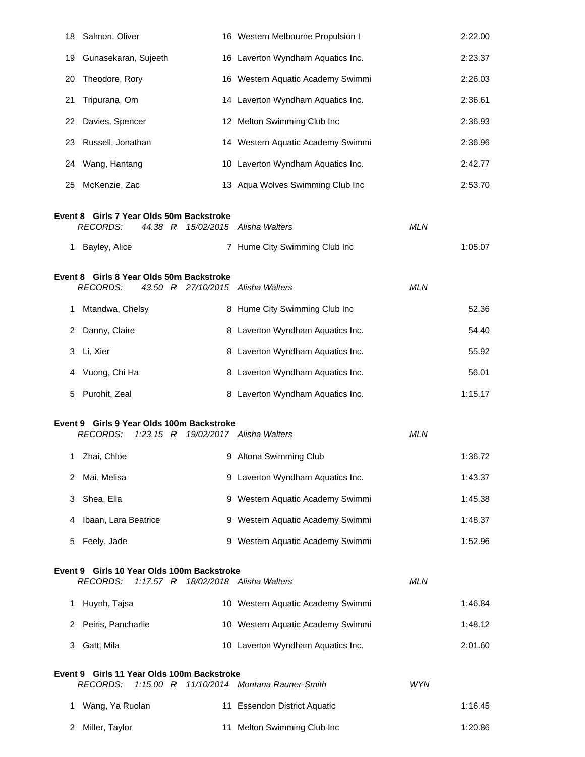| | | | | |
|---|---|---|---|---|
| 18 | Salmon, Oliver | 16 | Western Melbourne Propulsion I | 2:22.00 |
| 19 | Gunasekaran, Sujeeth | 16 | Laverton Wyndham Aquatics Inc. | 2:23.37 |
| 20 | Theodore, Rory | 16 | Western Aquatic Academy Swimmi | 2:26.03 |
| 21 | Tripurana, Om | 14 | Laverton Wyndham Aquatics Inc. | 2:36.61 |
| 22 | Davies, Spencer | 12 | Melton Swimming Club Inc | 2:36.93 |
| 23 | Russell, Jonathan | 14 | Western Aquatic Academy Swimmi | 2:36.96 |
| 24 | Wang, Hantang | 10 | Laverton Wyndham Aquatics Inc. | 2:42.77 |
| 25 | McKenzie, Zac | 13 | Aqua Wolves Swimming Club Inc | 2:53.70 |

**Event 8 Girls 7 Year Olds 50m Backstroke**

*RECORDS: 44.38 R 15/02/2015 Alisha Walters MLN*

| | | | | |
|---|---|---|---|---|
| 1 | Bayley, Alice | 7 | Hume City Swimming Club Inc | 1:05.07 |

**Event 8 Girls 8 Year Olds 50m Backstroke**

*RECORDS: 43.50 R 27/10/2015 Alisha Walters MLN*

| | | | | |
|---|---|---|---|---|
| 1 | Mtandwa, Chelsy | 8 | Hume City Swimming Club Inc | 52.36 |
| 2 | Danny, Claire | 8 | Laverton Wyndham Aquatics Inc. | 54.40 |
| 3 | Li, Xier | 8 | Laverton Wyndham Aquatics Inc. | 55.92 |
| 4 | Vuong, Chi Ha | 8 | Laverton Wyndham Aquatics Inc. | 56.01 |
| 5 | Purohit, Zeal | 8 | Laverton Wyndham Aquatics Inc. | 1:15.17 |

**Event 9 Girls 9 Year Olds 100m Backstroke**

*RECORDS: 1:23.15 R 19/02/2017 Alisha Walters MLN*

| | | | | |
|---|---|---|---|---|
| 1 | Zhai, Chloe | 9 | Altona Swimming Club | 1:36.72 |
| 2 | Mai, Melisa | 9 | Laverton Wyndham Aquatics Inc. | 1:43.37 |
| 3 | Shea, Ella | 9 | Western Aquatic Academy Swimmi | 1:45.38 |
| 4 | Ibaan, Lara Beatrice | 9 | Western Aquatic Academy Swimmi | 1:48.37 |
| 5 | Feely, Jade | 9 | Western Aquatic Academy Swimmi | 1:52.96 |

**Event 9 Girls 10 Year Olds 100m Backstroke**

*RECORDS: 1:17.57 R 18/02/2018 Alisha Walters MLN*

| | | | | |
|---|---|---|---|---|
| 1 | Huynh, Tajsa | 10 | Western Aquatic Academy Swimmi | 1:46.84 |
| 2 | Peiris, Pancharlie | 10 | Western Aquatic Academy Swimmi | 1:48.12 |
| 3 | Gatt, Mila | 10 | Laverton Wyndham Aquatics Inc. | 2:01.60 |

**Event 9 Girls 11 Year Olds 100m Backstroke**

*RECORDS: 1:15.00 R 11/10/2014 Montana Rauner-Smith WYN*

| | | | | |
|---|---|---|---|---|
| 1 | Wang, Ya Ruolan | 11 | Essendon District Aquatic | 1:16.45 |
| 2 | Miller, Taylor | 11 | Melton Swimming Club Inc | 1:20.86 |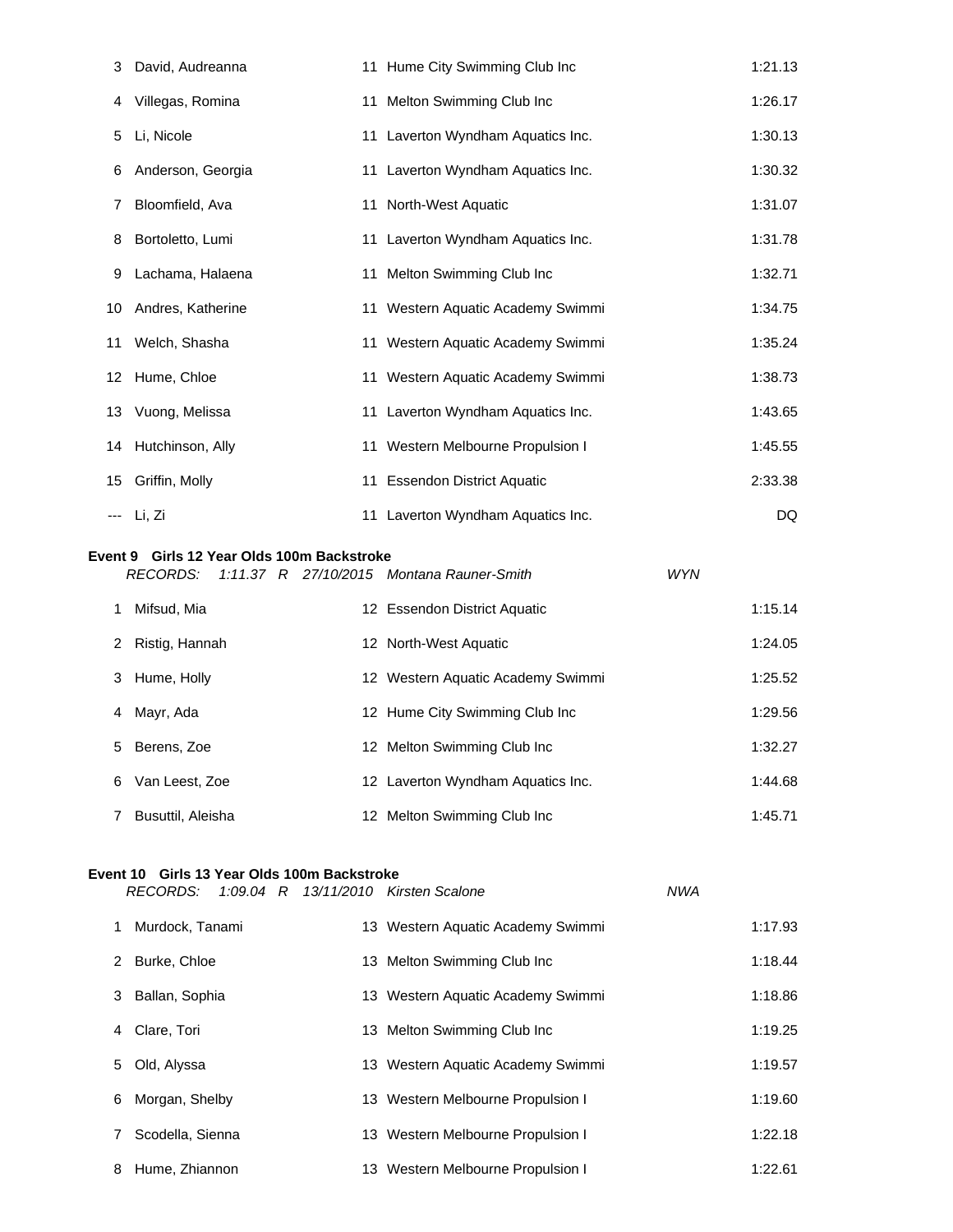| Place | Name | Age | Club | Time |
|---|---|---|---|---|
| 3 | David, Audreanna | 11 | Hume City Swimming Club Inc | 1:21.13 |
| 4 | Villegas, Romina | 11 | Melton Swimming Club Inc | 1:26.17 |
| 5 | Li, Nicole | 11 | Laverton Wyndham Aquatics Inc. | 1:30.13 |
| 6 | Anderson, Georgia | 11 | Laverton Wyndham Aquatics Inc. | 1:30.32 |
| 7 | Bloomfield, Ava | 11 | North-West Aquatic | 1:31.07 |
| 8 | Bortoletto, Lumi | 11 | Laverton Wyndham Aquatics Inc. | 1:31.78 |
| 9 | Lachama, Halaena | 11 | Melton Swimming Club Inc | 1:32.71 |
| 10 | Andres, Katherine | 11 | Western Aquatic Academy Swimmi | 1:34.75 |
| 11 | Welch, Shasha | 11 | Western Aquatic Academy Swimmi | 1:35.24 |
| 12 | Hume, Chloe | 11 | Western Aquatic Academy Swimmi | 1:38.73 |
| 13 | Vuong, Melissa | 11 | Laverton Wyndham Aquatics Inc. | 1:43.65 |
| 14 | Hutchinson, Ally | 11 | Western Melbourne Propulsion I | 1:45.55 |
| 15 | Griffin, Molly | 11 | Essendon District Aquatic | 2:33.38 |
| --- | Li, Zi | 11 | Laverton Wyndham Aquatics Inc. | DQ |

**Event 9 Girls 12 Year Olds 100m Backstroke**

*RECORDS: 1:11.37 R 27/10/2015 Montana Rauner-Smith WYN*

| Place | Name | Age | Club | Time |
|---|---|---|---|---|
| 1 | Mifsud, Mia | 12 | Essendon District Aquatic | 1:15.14 |
| 2 | Ristig, Hannah | 12 | North-West Aquatic | 1:24.05 |
| 3 | Hume, Holly | 12 | Western Aquatic Academy Swimmi | 1:25.52 |
| 4 | Mayr, Ada | 12 | Hume City Swimming Club Inc | 1:29.56 |
| 5 | Berens, Zoe | 12 | Melton Swimming Club Inc | 1:32.27 |
| 6 | Van Leest, Zoe | 12 | Laverton Wyndham Aquatics Inc. | 1:44.68 |
| 7 | Busuttil, Aleisha | 12 | Melton Swimming Club Inc | 1:45.71 |

**Event 10 Girls 13 Year Olds 100m Backstroke**

*RECORDS: 1:09.04 R 13/11/2010 Kirsten Scalone NWA*

| Place | Name | Age | Club | Time |
|---|---|---|---|---|
| 1 | Murdock, Tanami | 13 | Western Aquatic Academy Swimmi | 1:17.93 |
| 2 | Burke, Chloe | 13 | Melton Swimming Club Inc | 1:18.44 |
| 3 | Ballan, Sophia | 13 | Western Aquatic Academy Swimmi | 1:18.86 |
| 4 | Clare, Tori | 13 | Melton Swimming Club Inc | 1:19.25 |
| 5 | Old, Alyssa | 13 | Western Aquatic Academy Swimmi | 1:19.57 |
| 6 | Morgan, Shelby | 13 | Western Melbourne Propulsion I | 1:19.60 |
| 7 | Scodella, Sienna | 13 | Western Melbourne Propulsion I | 1:22.18 |
| 8 | Hume, Zhiannon | 13 | Western Melbourne Propulsion I | 1:22.61 |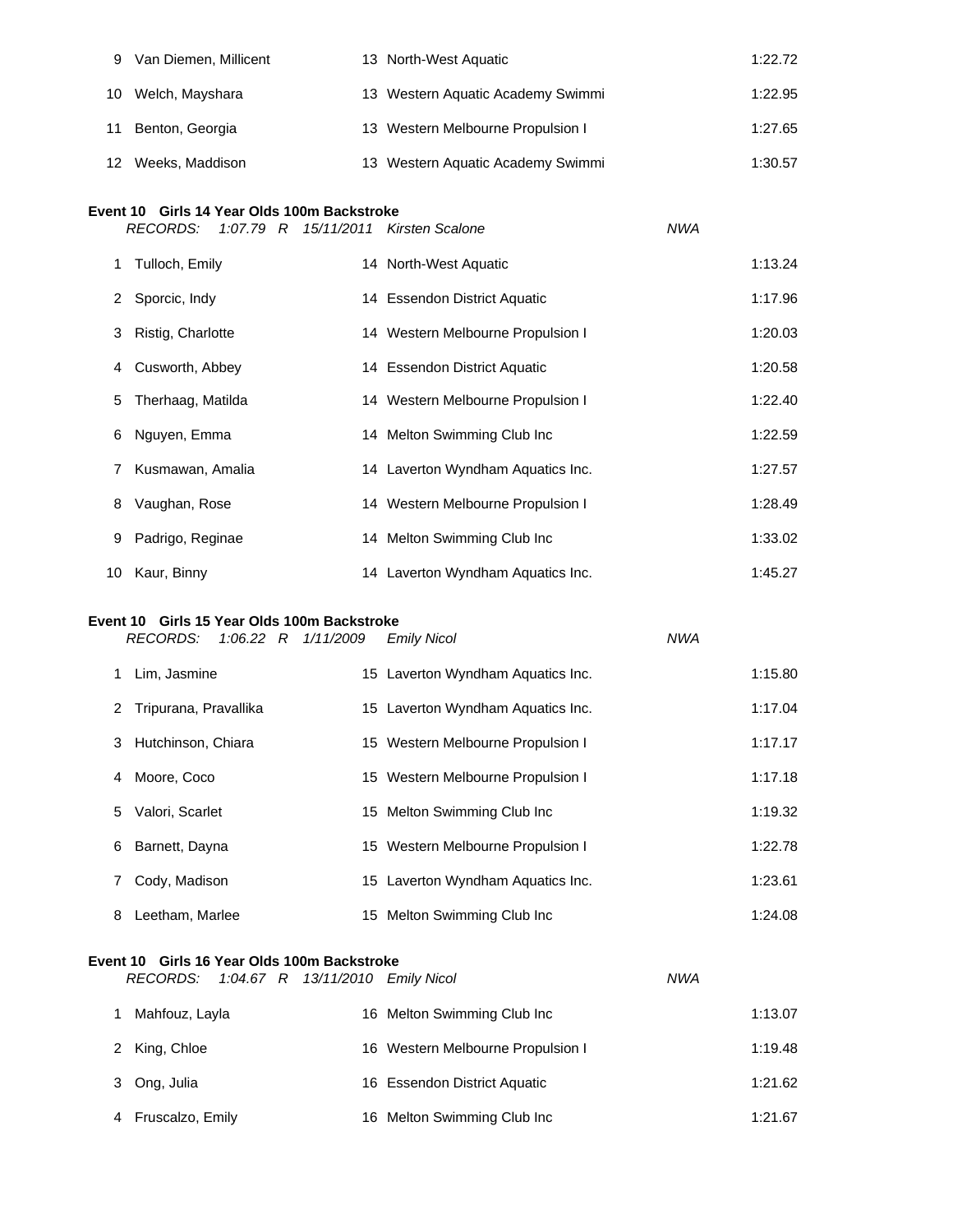| | | | | |
|---|---|---|---|---|
| 9 | Van Diemen, Millicent | 13 | North-West Aquatic | 1:22.72 |
| 10 | Welch, Mayshara | 13 | Western Aquatic Academy Swimmi | 1:22.95 |
| 11 | Benton, Georgia | 13 | Western Melbourne Propulsion I | 1:27.65 |
| 12 | Weeks, Maddison | 13 | Western Aquatic Academy Swimmi | 1:30.57 |

**Event 10 Girls 14 Year Olds 100m Backstroke**

*RECORDS: 1:07.79 R 15/11/2011 Kirsten Scalone NWA*

| | | | | |
|---|---|---|---|---|
| 1 | Tulloch, Emily | 14 | North-West Aquatic | 1:13.24 |
| 2 | Sporcic, Indy | 14 | Essendon District Aquatic | 1:17.96 |
| 3 | Ristig, Charlotte | 14 | Western Melbourne Propulsion I | 1:20.03 |
| 4 | Cusworth, Abbey | 14 | Essendon District Aquatic | 1:20.58 |
| 5 | Therhaag, Matilda | 14 | Western Melbourne Propulsion I | 1:22.40 |
| 6 | Nguyen, Emma | 14 | Melton Swimming Club Inc | 1:22.59 |
| 7 | Kusmawan, Amalia | 14 | Laverton Wyndham Aquatics Inc. | 1:27.57 |
| 8 | Vaughan, Rose | 14 | Western Melbourne Propulsion I | 1:28.49 |
| 9 | Padrigo, Reginae | 14 | Melton Swimming Club Inc | 1:33.02 |
| 10 | Kaur, Binny | 14 | Laverton Wyndham Aquatics Inc. | 1:45.27 |

**Event 10 Girls 15 Year Olds 100m Backstroke**

*RECORDS: 1:06.22 R 1/11/2009 Emily Nicol NWA*

| | | | | |
|---|---|---|---|---|
| 1 | Lim, Jasmine | 15 | Laverton Wyndham Aquatics Inc. | 1:15.80 |
| 2 | Tripurana, Pravallika | 15 | Laverton Wyndham Aquatics Inc. | 1:17.04 |
| 3 | Hutchinson, Chiara | 15 | Western Melbourne Propulsion I | 1:17.17 |
| 4 | Moore, Coco | 15 | Western Melbourne Propulsion I | 1:17.18 |
| 5 | Valori, Scarlet | 15 | Melton Swimming Club Inc | 1:19.32 |
| 6 | Barnett, Dayna | 15 | Western Melbourne Propulsion I | 1:22.78 |
| 7 | Cody, Madison | 15 | Laverton Wyndham Aquatics Inc. | 1:23.61 |
| 8 | Leetham, Marlee | 15 | Melton Swimming Club Inc | 1:24.08 |

**Event 10 Girls 16 Year Olds 100m Backstroke**

*RECORDS: 1:04.67 R 13/11/2010 Emily Nicol NWA*

| | | | | |
|---|---|---|---|---|
| 1 | Mahfouz, Layla | 16 | Melton Swimming Club Inc | 1:13.07 |
| 2 | King, Chloe | 16 | Western Melbourne Propulsion I | 1:19.48 |
| 3 | Ong, Julia | 16 | Essendon District Aquatic | 1:21.62 |
| 4 | Fruscalzo, Emily | 16 | Melton Swimming Club Inc | 1:21.67 |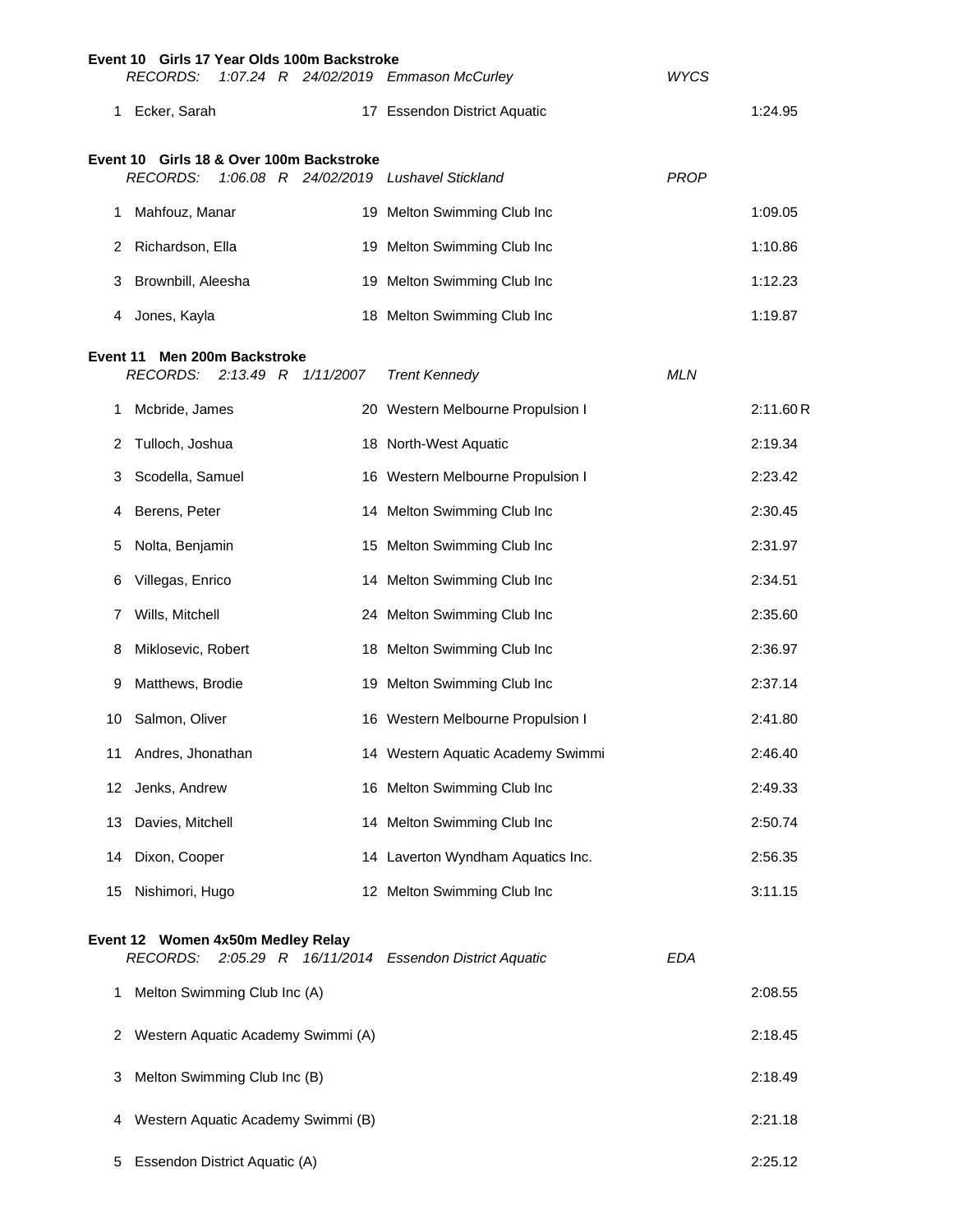**Event 10 Girls 17 Year Olds 100m Backstroke**

*RECORDS: 1:07.24 R 24/02/2019 Emmason McCurley WYCS*

| Place | Name | Age | Team | Time |
|---|---|---|---|---|
| 1 | Ecker, Sarah | 17 | Essendon District Aquatic | 1:24.95 |

**Event 10 Girls 18 & Over 100m Backstroke**

*RECORDS: 1:06.08 R 24/02/2019 Lushavel Stickland PROP*

| Place | Name | Age | Team | Time |
|---|---|---|---|---|
| 1 | Mahfouz, Manar | 19 | Melton Swimming Club Inc | 1:09.05 |
| 2 | Richardson, Ella | 19 | Melton Swimming Club Inc | 1:10.86 |
| 3 | Brownbill, Aleesha | 19 | Melton Swimming Club Inc | 1:12.23 |
| 4 | Jones, Kayla | 18 | Melton Swimming Club Inc | 1:19.87 |

**Event 11 Men 200m Backstroke**

*RECORDS: 2:13.49 R 1/11/2007 Trent Kennedy MLN*

| Place | Name | Age | Team | Time |
|---|---|---|---|---|
| 1 | Mcbride, James | 20 | Western Melbourne Propulsion I | 2:11.60 R |
| 2 | Tulloch, Joshua | 18 | North-West Aquatic | 2:19.34 |
| 3 | Scodella, Samuel | 16 | Western Melbourne Propulsion I | 2:23.42 |
| 4 | Berens, Peter | 14 | Melton Swimming Club Inc | 2:30.45 |
| 5 | Nolta, Benjamin | 15 | Melton Swimming Club Inc | 2:31.97 |
| 6 | Villegas, Enrico | 14 | Melton Swimming Club Inc | 2:34.51 |
| 7 | Wills, Mitchell | 24 | Melton Swimming Club Inc | 2:35.60 |
| 8 | Miklosevic, Robert | 18 | Melton Swimming Club Inc | 2:36.97 |
| 9 | Matthews, Brodie | 19 | Melton Swimming Club Inc | 2:37.14 |
| 10 | Salmon, Oliver | 16 | Western Melbourne Propulsion I | 2:41.80 |
| 11 | Andres, Jhonathan | 14 | Western Aquatic Academy Swimmi | 2:46.40 |
| 12 | Jenks, Andrew | 16 | Melton Swimming Club Inc | 2:49.33 |
| 13 | Davies, Mitchell | 14 | Melton Swimming Club Inc | 2:50.74 |
| 14 | Dixon, Cooper | 14 | Laverton Wyndham Aquatics Inc. | 2:56.35 |
| 15 | Nishimori, Hugo | 12 | Melton Swimming Club Inc | 3:11.15 |

**Event 12 Women 4x50m Medley Relay**

*RECORDS: 2:05.29 R 16/11/2014 Essendon District Aquatic EDA*

| Place | Team | Time |
|---|---|---|
| 1 | Melton Swimming Club Inc (A) | 2:08.55 |
| 2 | Western Aquatic Academy Swimmi (A) | 2:18.45 |
| 3 | Melton Swimming Club Inc (B) | 2:18.49 |
| 4 | Western Aquatic Academy Swimmi (B) | 2:21.18 |
| 5 | Essendon District Aquatic (A) | 2:25.12 |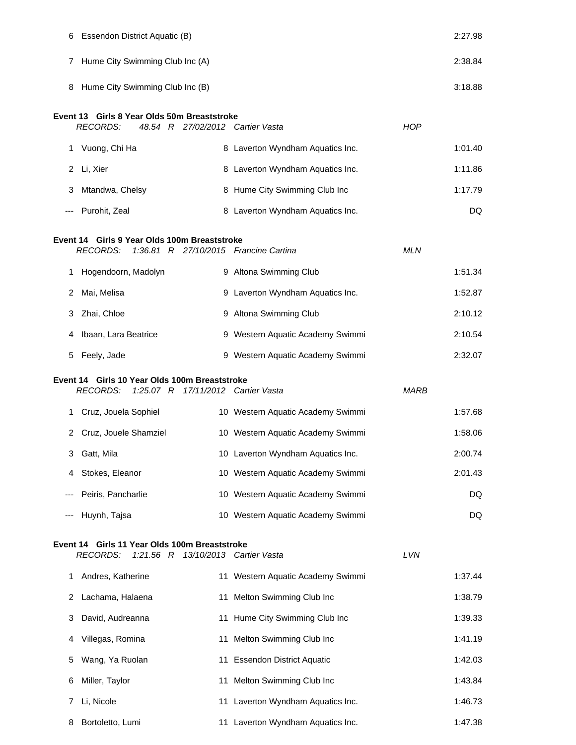| | | | | |
|---|---|---|---|---|
| 6 | Essendon District Aquatic (B) | | | 2:27.98 |
| 7 | Hume City Swimming Club Inc (A) | | | 2:38.84 |
| 8 | Hume City Swimming Club Inc (B) | | | 3:18.88 |

**Event 13 Girls 8 Year Olds 50m Breaststroke**

*RECORDS: 48.54 R 27/02/2012 Cartier Vasta HOP*

| Place | Name | Age | Team | Time |
|---|---|---|---|---|
| 1 | Vuong, Chi Ha | 8 | Laverton Wyndham Aquatics Inc. | 1:01.40 |
| 2 | Li, Xier | 8 | Laverton Wyndham Aquatics Inc. | 1:11.86 |
| 3 | Mtandwa, Chelsy | 8 | Hume City Swimming Club Inc | 1:17.79 |
| --- | Purohit, Zeal | 8 | Laverton Wyndham Aquatics Inc. | DQ |

**Event 14 Girls 9 Year Olds 100m Breaststroke**

*RECORDS: 1:36.81 R 27/10/2015 Francine Cartina MLN*

| Place | Name | Age | Team | Time |
|---|---|---|---|---|
| 1 | Hogendoorn, Madolyn | 9 | Altona Swimming Club | 1:51.34 |
| 2 | Mai, Melisa | 9 | Laverton Wyndham Aquatics Inc. | 1:52.87 |
| 3 | Zhai, Chloe | 9 | Altona Swimming Club | 2:10.12 |
| 4 | Ibaan, Lara Beatrice | 9 | Western Aquatic Academy Swimmi | 2:10.54 |
| 5 | Feely, Jade | 9 | Western Aquatic Academy Swimmi | 2:32.07 |

**Event 14 Girls 10 Year Olds 100m Breaststroke**

*RECORDS: 1:25.07 R 17/11/2012 Cartier Vasta MARB*

| Place | Name | Age | Team | Time |
|---|---|---|---|---|
| 1 | Cruz, Jouela Sophiel | 10 | Western Aquatic Academy Swimmi | 1:57.68 |
| 2 | Cruz, Jouele Shamziel | 10 | Western Aquatic Academy Swimmi | 1:58.06 |
| 3 | Gatt, Mila | 10 | Laverton Wyndham Aquatics Inc. | 2:00.74 |
| 4 | Stokes, Eleanor | 10 | Western Aquatic Academy Swimmi | 2:01.43 |
| --- | Peiris, Pancharlie | 10 | Western Aquatic Academy Swimmi | DQ |
| --- | Huynh, Tajsa | 10 | Western Aquatic Academy Swimmi | DQ |

**Event 14 Girls 11 Year Olds 100m Breaststroke**

*RECORDS: 1:21.56 R 13/10/2013 Cartier Vasta LVN*

| Place | Name | Age | Team | Time |
|---|---|---|---|---|
| 1 | Andres, Katherine | 11 | Western Aquatic Academy Swimmi | 1:37.44 |
| 2 | Lachama, Halaena | 11 | Melton Swimming Club Inc | 1:38.79 |
| 3 | David, Audreanna | 11 | Hume City Swimming Club Inc | 1:39.33 |
| 4 | Villegas, Romina | 11 | Melton Swimming Club Inc | 1:41.19 |
| 5 | Wang, Ya Ruolan | 11 | Essendon District Aquatic | 1:42.03 |
| 6 | Miller, Taylor | 11 | Melton Swimming Club Inc | 1:43.84 |
| 7 | Li, Nicole | 11 | Laverton Wyndham Aquatics Inc. | 1:46.73 |
| 8 | Bortoletto, Lumi | 11 | Laverton Wyndham Aquatics Inc. | 1:47.38 |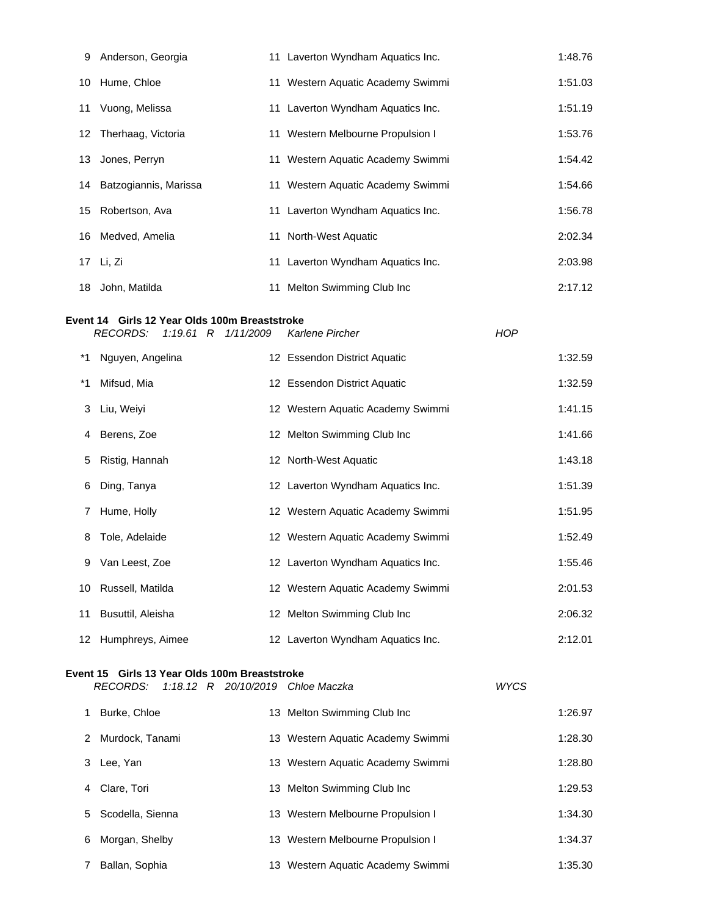| Place | Name | Age | Team | Time |
|---|---|---|---|---|
| 9 | Anderson, Georgia | 11 | Laverton Wyndham Aquatics Inc. | 1:48.76 |
| 10 | Hume, Chloe | 11 | Western Aquatic Academy Swimmi | 1:51.03 |
| 11 | Vuong, Melissa | 11 | Laverton Wyndham Aquatics Inc. | 1:51.19 |
| 12 | Therhaag, Victoria | 11 | Western Melbourne Propulsion I | 1:53.76 |
| 13 | Jones, Perryn | 11 | Western Aquatic Academy Swimmi | 1:54.42 |
| 14 | Batzogiannis, Marissa | 11 | Western Aquatic Academy Swimmi | 1:54.66 |
| 15 | Robertson, Ava | 11 | Laverton Wyndham Aquatics Inc. | 1:56.78 |
| 16 | Medved, Amelia | 11 | North-West Aquatic | 2:02.34 |
| 17 | Li, Zi | 11 | Laverton Wyndham Aquatics Inc. | 2:03.98 |
| 18 | John, Matilda | 11 | Melton Swimming Club Inc | 2:17.12 |

**Event 14 Girls 12 Year Olds 100m Breaststroke**

*RECORDS: 1:19.61 R 1/11/2009 Karlene Pircher HOP*

| Place | Name | Age | Team | Time |
|---|---|---|---|---|
| *1 | Nguyen, Angelina | 12 | Essendon District Aquatic | 1:32.59 |
| *1 | Mifsud, Mia | 12 | Essendon District Aquatic | 1:32.59 |
| 3 | Liu, Weiyi | 12 | Western Aquatic Academy Swimmi | 1:41.15 |
| 4 | Berens, Zoe | 12 | Melton Swimming Club Inc | 1:41.66 |
| 5 | Ristig, Hannah | 12 | North-West Aquatic | 1:43.18 |
| 6 | Ding, Tanya | 12 | Laverton Wyndham Aquatics Inc. | 1:51.39 |
| 7 | Hume, Holly | 12 | Western Aquatic Academy Swimmi | 1:51.95 |
| 8 | Tole, Adelaide | 12 | Western Aquatic Academy Swimmi | 1:52.49 |
| 9 | Van Leest, Zoe | 12 | Laverton Wyndham Aquatics Inc. | 1:55.46 |
| 10 | Russell, Matilda | 12 | Western Aquatic Academy Swimmi | 2:01.53 |
| 11 | Busuttil, Aleisha | 12 | Melton Swimming Club Inc | 2:06.32 |
| 12 | Humphreys, Aimee | 12 | Laverton Wyndham Aquatics Inc. | 2:12.01 |

**Event 15 Girls 13 Year Olds 100m Breaststroke**

*RECORDS: 1:18.12 R 20/10/2019 Chloe Maczka WYCS*

| Place | Name | Age | Team | Time |
|---|---|---|---|---|
| 1 | Burke, Chloe | 13 | Melton Swimming Club Inc | 1:26.97 |
| 2 | Murdock, Tanami | 13 | Western Aquatic Academy Swimmi | 1:28.30 |
| 3 | Lee, Yan | 13 | Western Aquatic Academy Swimmi | 1:28.80 |
| 4 | Clare, Tori | 13 | Melton Swimming Club Inc | 1:29.53 |
| 5 | Scodella, Sienna | 13 | Western Melbourne Propulsion I | 1:34.30 |
| 6 | Morgan, Shelby | 13 | Western Melbourne Propulsion I | 1:34.37 |
| 7 | Ballan, Sophia | 13 | Western Aquatic Academy Swimmi | 1:35.30 |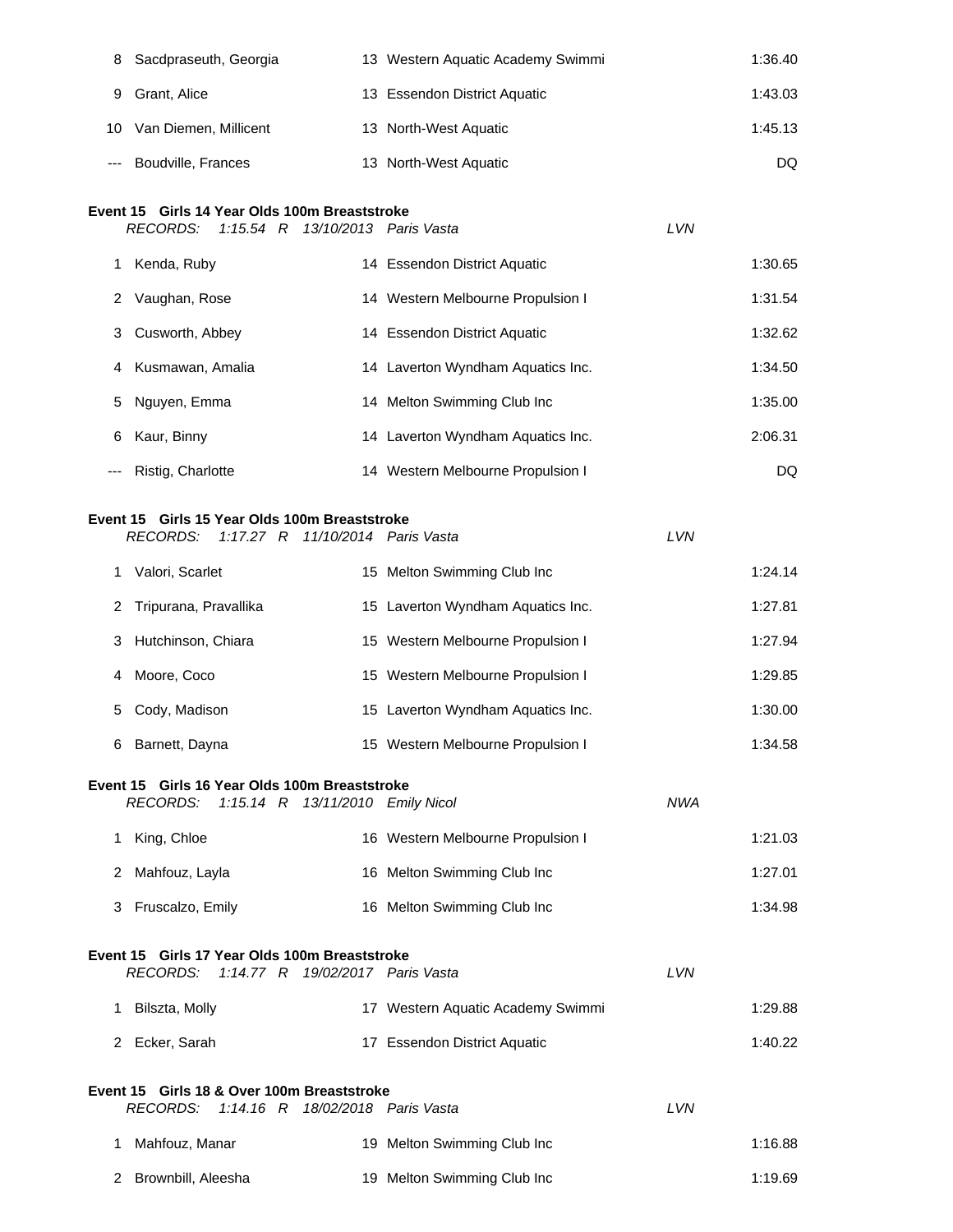| | | | | |
|---|---|---|---|---|
| 8 | Sacdpraseuth, Georgia | 13 | Western Aquatic Academy Swimmi | 1:36.40 |
| 9 | Grant, Alice | 13 | Essendon District Aquatic | 1:43.03 |
| 10 | Van Diemen, Millicent | 13 | North-West Aquatic | 1:45.13 |
| --- | Boudville, Frances | 13 | North-West Aquatic | DQ |

**Event 15 Girls 14 Year Olds 100m Breaststroke**

*RECORDS: 1:15.54 R 13/10/2013 Paris Vasta LVN*

| | | | | |
|---|---|---|---|---|
| 1 | Kenda, Ruby | 14 | Essendon District Aquatic | 1:30.65 |
| 2 | Vaughan, Rose | 14 | Western Melbourne Propulsion I | 1:31.54 |
| 3 | Cusworth, Abbey | 14 | Essendon District Aquatic | 1:32.62 |
| 4 | Kusmawan, Amalia | 14 | Laverton Wyndham Aquatics Inc. | 1:34.50 |
| 5 | Nguyen, Emma | 14 | Melton Swimming Club Inc | 1:35.00 |
| 6 | Kaur, Binny | 14 | Laverton Wyndham Aquatics Inc. | 2:06.31 |
| --- | Ristig, Charlotte | 14 | Western Melbourne Propulsion I | DQ |

**Event 15 Girls 15 Year Olds 100m Breaststroke**

*RECORDS: 1:17.27 R 11/10/2014 Paris Vasta LVN*

| | | | | |
|---|---|---|---|---|
| 1 | Valori, Scarlet | 15 | Melton Swimming Club Inc | 1:24.14 |
| 2 | Tripurana, Pravallika | 15 | Laverton Wyndham Aquatics Inc. | 1:27.81 |
| 3 | Hutchinson, Chiara | 15 | Western Melbourne Propulsion I | 1:27.94 |
| 4 | Moore, Coco | 15 | Western Melbourne Propulsion I | 1:29.85 |
| 5 | Cody, Madison | 15 | Laverton Wyndham Aquatics Inc. | 1:30.00 |
| 6 | Barnett, Dayna | 15 | Western Melbourne Propulsion I | 1:34.58 |

**Event 15 Girls 16 Year Olds 100m Breaststroke**

*RECORDS: 1:15.14 R 13/11/2010 Emily Nicol NWA*

| | | | | |
|---|---|---|---|---|
| 1 | King, Chloe | 16 | Western Melbourne Propulsion I | 1:21.03 |
| 2 | Mahfouz, Layla | 16 | Melton Swimming Club Inc | 1:27.01 |
| 3 | Fruscalzo, Emily | 16 | Melton Swimming Club Inc | 1:34.98 |

**Event 15 Girls 17 Year Olds 100m Breaststroke**

*RECORDS: 1:14.77 R 19/02/2017 Paris Vasta LVN*

| | | | | |
|---|---|---|---|---|
| 1 | Bilszta, Molly | 17 | Western Aquatic Academy Swimmi | 1:29.88 |
| 2 | Ecker, Sarah | 17 | Essendon District Aquatic | 1:40.22 |

**Event 15 Girls 18 & Over 100m Breaststroke**

*RECORDS: 1:14.16 R 18/02/2018 Paris Vasta LVN*

| | | | | |
|---|---|---|---|---|
| 1 | Mahfouz, Manar | 19 | Melton Swimming Club Inc | 1:16.88 |
| 2 | Brownbill, Aleesha | 19 | Melton Swimming Club Inc | 1:19.69 |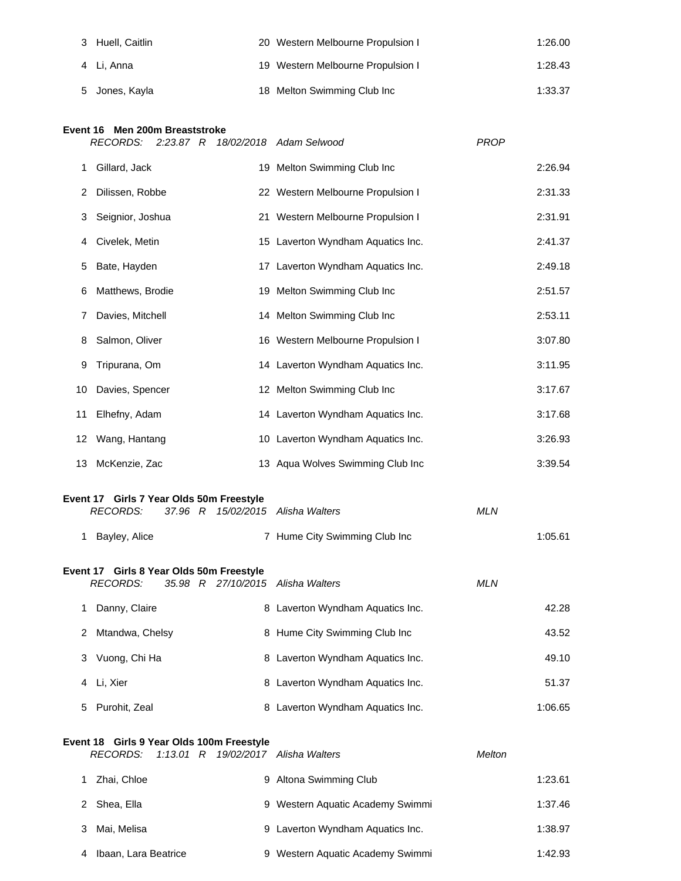| | | | | |
|---|---|---|---|---|
| 3 | Huell, Caitlin | 20 | Western Melbourne Propulsion I | 1:26.00 |
| 4 | Li, Anna | 19 | Western Melbourne Propulsion I | 1:28.43 |
| 5 | Jones, Kayla | 18 | Melton Swimming Club Inc | 1:33.37 |

**Event 16 Men 200m Breaststroke**

*RECORDS: 2:23.87 R 18/02/2018 Adam Selwood PROP*

| | | | | |
|---|---|---|---|---|
| 1 | Gillard, Jack | 19 | Melton Swimming Club Inc | 2:26.94 |
| 2 | Dilissen, Robbe | 22 | Western Melbourne Propulsion I | 2:31.33 |
| 3 | Seignior, Joshua | 21 | Western Melbourne Propulsion I | 2:31.91 |
| 4 | Civelek, Metin | 15 | Laverton Wyndham Aquatics Inc. | 2:41.37 |
| 5 | Bate, Hayden | 17 | Laverton Wyndham Aquatics Inc. | 2:49.18 |
| 6 | Matthews, Brodie | 19 | Melton Swimming Club Inc | 2:51.57 |
| 7 | Davies, Mitchell | 14 | Melton Swimming Club Inc | 2:53.11 |
| 8 | Salmon, Oliver | 16 | Western Melbourne Propulsion I | 3:07.80 |
| 9 | Tripurana, Om | 14 | Laverton Wyndham Aquatics Inc. | 3:11.95 |
| 10 | Davies, Spencer | 12 | Melton Swimming Club Inc | 3:17.67 |
| 11 | Elhefny, Adam | 14 | Laverton Wyndham Aquatics Inc. | 3:17.68 |
| 12 | Wang, Hantang | 10 | Laverton Wyndham Aquatics Inc. | 3:26.93 |
| 13 | McKenzie, Zac | 13 | Aqua Wolves Swimming Club Inc | 3:39.54 |

**Event 17 Girls 7 Year Olds 50m Freestyle**

*RECORDS: 37.96 R 15/02/2015 Alisha Walters MLN*

| | | | | |
|---|---|---|---|---|
| 1 | Bayley, Alice | 7 | Hume City Swimming Club Inc | 1:05.61 |

**Event 17 Girls 8 Year Olds 50m Freestyle**

*RECORDS: 35.98 R 27/10/2015 Alisha Walters MLN*

| | | | | |
|---|---|---|---|---|
| 1 | Danny, Claire | 8 | Laverton Wyndham Aquatics Inc. | 42.28 |
| 2 | Mtandwa, Chelsy | 8 | Hume City Swimming Club Inc | 43.52 |
| 3 | Vuong, Chi Ha | 8 | Laverton Wyndham Aquatics Inc. | 49.10 |
| 4 | Li, Xier | 8 | Laverton Wyndham Aquatics Inc. | 51.37 |
| 5 | Purohit, Zeal | 8 | Laverton Wyndham Aquatics Inc. | 1:06.65 |

**Event 18 Girls 9 Year Olds 100m Freestyle**

*RECORDS: 1:13.01 R 19/02/2017 Alisha Walters Melton*

| | | | | |
|---|---|---|---|---|
| 1 | Zhai, Chloe | 9 | Altona Swimming Club | 1:23.61 |
| 2 | Shea, Ella | 9 | Western Aquatic Academy Swimmi | 1:37.46 |
| 3 | Mai, Melisa | 9 | Laverton Wyndham Aquatics Inc. | 1:38.97 |
| 4 | Ibaan, Lara Beatrice | 9 | Western Aquatic Academy Swimmi | 1:42.93 |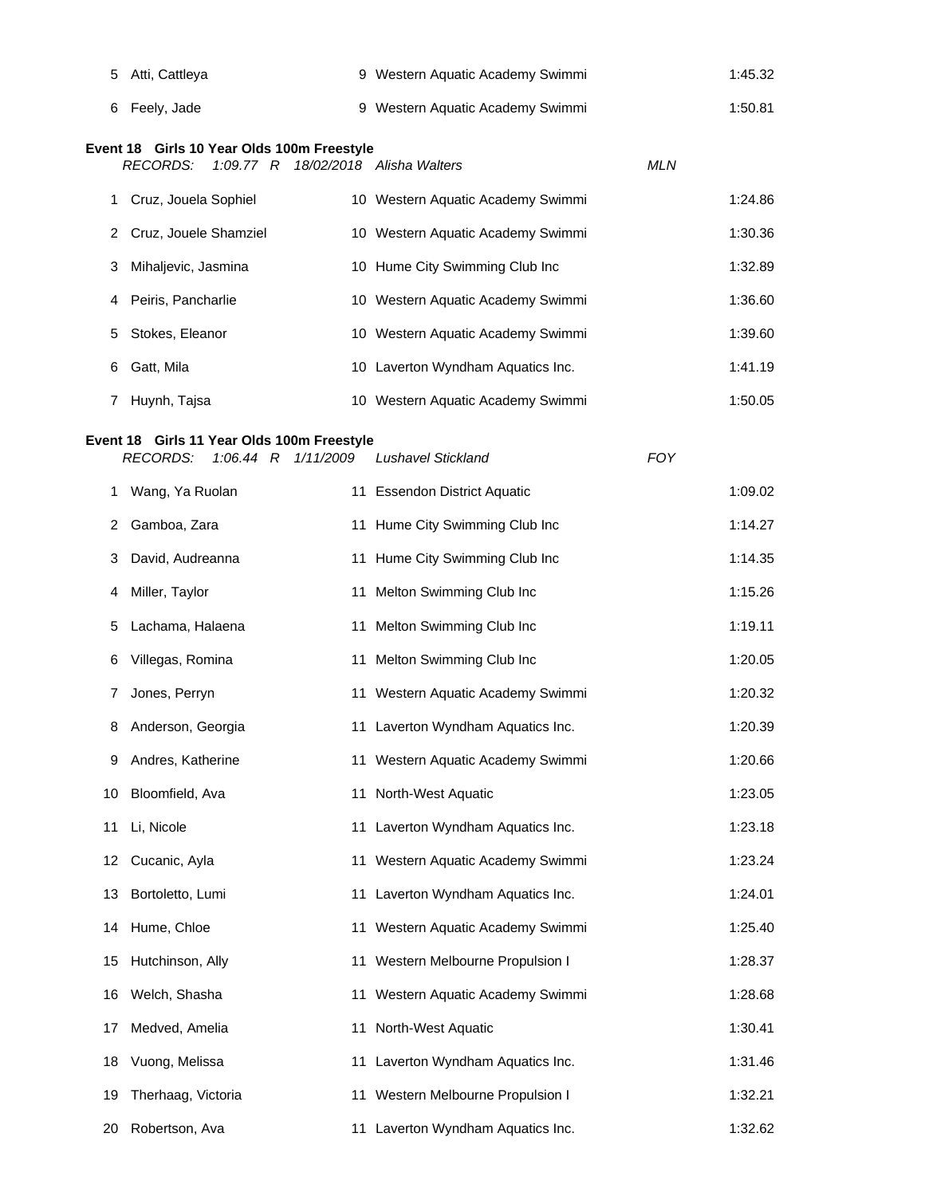| | | | | |
|---|---|---|---|---|
| 5 | Atti, Cattleya | 9 | Western Aquatic Academy Swimmi | 1:45.32 |
| 6 | Feely, Jade | 9 | Western Aquatic Academy Swimmi | 1:50.81 |

**Event 18 Girls 10 Year Olds 100m Freestyle**

*RECORDS: 1:09.77 R 18/02/2018 Alisha Walters MLN*

| | | | | |
|---|---|---|---|---|
| 1 | Cruz, Jouela Sophiel | 10 | Western Aquatic Academy Swimmi | 1:24.86 |
| 2 | Cruz, Jouele Shamziel | 10 | Western Aquatic Academy Swimmi | 1:30.36 |
| 3 | Mihaljevic, Jasmina | 10 | Hume City Swimming Club Inc | 1:32.89 |
| 4 | Peiris, Pancharlie | 10 | Western Aquatic Academy Swimmi | 1:36.60 |
| 5 | Stokes, Eleanor | 10 | Western Aquatic Academy Swimmi | 1:39.60 |
| 6 | Gatt, Mila | 10 | Laverton Wyndham Aquatics Inc. | 1:41.19 |
| 7 | Huynh, Tajsa | 10 | Western Aquatic Academy Swimmi | 1:50.05 |

**Event 18 Girls 11 Year Olds 100m Freestyle**

*RECORDS: 1:06.44 R 1/11/2009 Lushavel Stickland FOY*

| | | | | |
|---|---|---|---|---|
| 1 | Wang, Ya Ruolan | 11 | Essendon District Aquatic | 1:09.02 |
| 2 | Gamboa, Zara | 11 | Hume City Swimming Club Inc | 1:14.27 |
| 3 | David, Audreanna | 11 | Hume City Swimming Club Inc | 1:14.35 |
| 4 | Miller, Taylor | 11 | Melton Swimming Club Inc | 1:15.26 |
| 5 | Lachama, Halaena | 11 | Melton Swimming Club Inc | 1:19.11 |
| 6 | Villegas, Romina | 11 | Melton Swimming Club Inc | 1:20.05 |
| 7 | Jones, Perryn | 11 | Western Aquatic Academy Swimmi | 1:20.32 |
| 8 | Anderson, Georgia | 11 | Laverton Wyndham Aquatics Inc. | 1:20.39 |
| 9 | Andres, Katherine | 11 | Western Aquatic Academy Swimmi | 1:20.66 |
| 10 | Bloomfield, Ava | 11 | North-West Aquatic | 1:23.05 |
| 11 | Li, Nicole | 11 | Laverton Wyndham Aquatics Inc. | 1:23.18 |
| 12 | Cucanic, Ayla | 11 | Western Aquatic Academy Swimmi | 1:23.24 |
| 13 | Bortoletto, Lumi | 11 | Laverton Wyndham Aquatics Inc. | 1:24.01 |
| 14 | Hume, Chloe | 11 | Western Aquatic Academy Swimmi | 1:25.40 |
| 15 | Hutchinson, Ally | 11 | Western Melbourne Propulsion I | 1:28.37 |
| 16 | Welch, Shasha | 11 | Western Aquatic Academy Swimmi | 1:28.68 |
| 17 | Medved, Amelia | 11 | North-West Aquatic | 1:30.41 |
| 18 | Vuong, Melissa | 11 | Laverton Wyndham Aquatics Inc. | 1:31.46 |
| 19 | Therhaag, Victoria | 11 | Western Melbourne Propulsion I | 1:32.21 |
| 20 | Robertson, Ava | 11 | Laverton Wyndham Aquatics Inc. | 1:32.62 |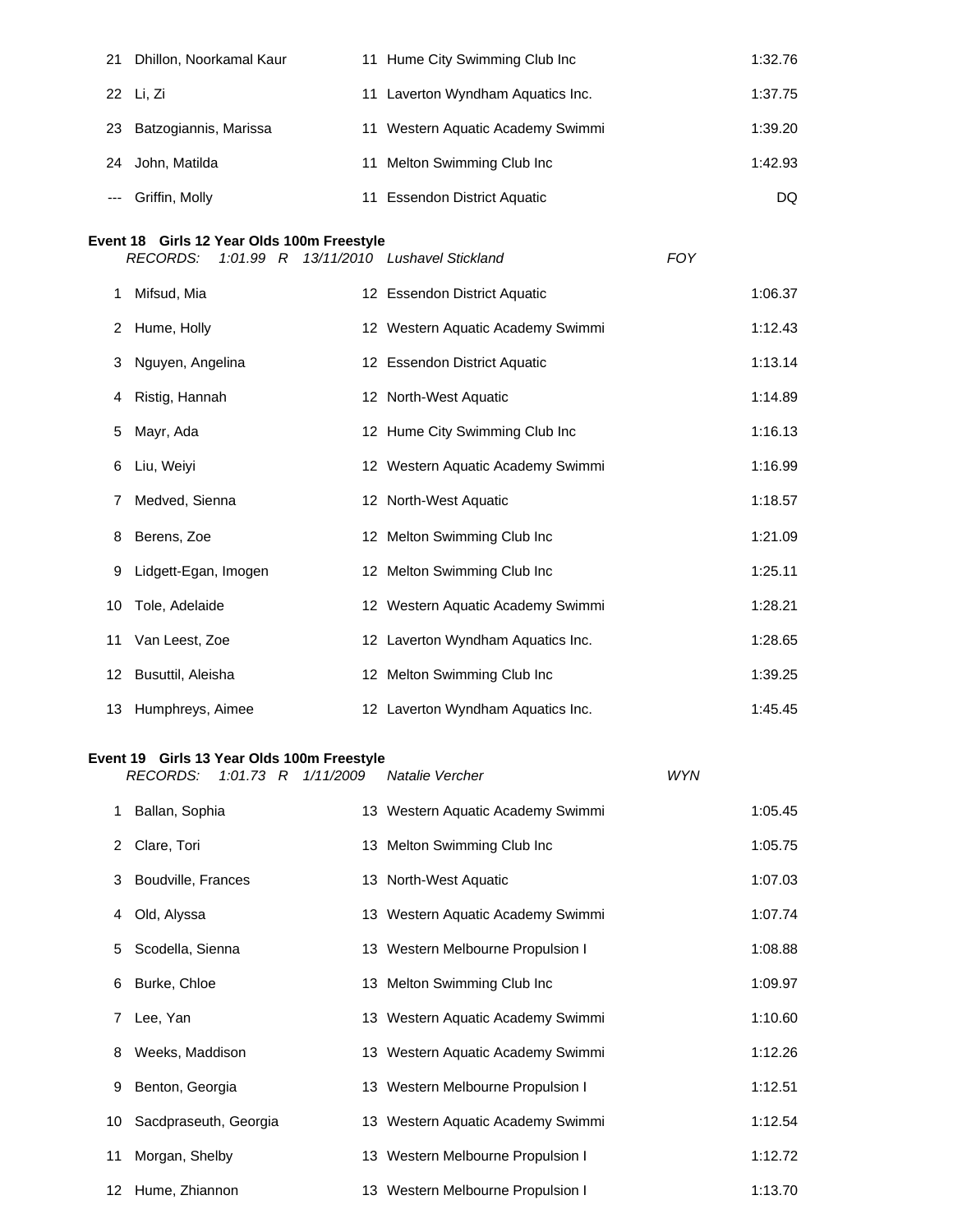| | | | | |
|---|---|---|---|---|
| 21 | Dhillon, Noorkamal Kaur | 11 | Hume City Swimming Club Inc | 1:32.76 |
| 22 | Li, Zi | 11 | Laverton Wyndham Aquatics Inc. | 1:37.75 |
| 23 | Batzogiannis, Marissa | 11 | Western Aquatic Academy Swimmi | 1:39.20 |
| 24 | John, Matilda | 11 | Melton Swimming Club Inc | 1:42.93 |
| --- | Griffin, Molly | 11 | Essendon District Aquatic | DQ |

**Event 18 Girls 12 Year Olds 100m Freestyle**

*RECORDS: 1:01.99 R 13/11/2010 Lushavel Stickland FOY*

| | | | | |
|---|---|---|---|---|
| 1 | Mifsud, Mia | 12 | Essendon District Aquatic | 1:06.37 |
| 2 | Hume, Holly | 12 | Western Aquatic Academy Swimmi | 1:12.43 |
| 3 | Nguyen, Angelina | 12 | Essendon District Aquatic | 1:13.14 |
| 4 | Ristig, Hannah | 12 | North-West Aquatic | 1:14.89 |
| 5 | Mayr, Ada | 12 | Hume City Swimming Club Inc | 1:16.13 |
| 6 | Liu, Weiyi | 12 | Western Aquatic Academy Swimmi | 1:16.99 |
| 7 | Medved, Sienna | 12 | North-West Aquatic | 1:18.57 |
| 8 | Berens, Zoe | 12 | Melton Swimming Club Inc | 1:21.09 |
| 9 | Lidgett-Egan, Imogen | 12 | Melton Swimming Club Inc | 1:25.11 |
| 10 | Tole, Adelaide | 12 | Western Aquatic Academy Swimmi | 1:28.21 |
| 11 | Van Leest, Zoe | 12 | Laverton Wyndham Aquatics Inc. | 1:28.65 |
| 12 | Busuttil, Aleisha | 12 | Melton Swimming Club Inc | 1:39.25 |
| 13 | Humphreys, Aimee | 12 | Laverton Wyndham Aquatics Inc. | 1:45.45 |

**Event 19 Girls 13 Year Olds 100m Freestyle**

*RECORDS: 1:01.73 R 1/11/2009 Natalie Vercher WYN*

| | | | | |
|---|---|---|---|---|
| 1 | Ballan, Sophia | 13 | Western Aquatic Academy Swimmi | 1:05.45 |
| 2 | Clare, Tori | 13 | Melton Swimming Club Inc | 1:05.75 |
| 3 | Boudville, Frances | 13 | North-West Aquatic | 1:07.03 |
| 4 | Old, Alyssa | 13 | Western Aquatic Academy Swimmi | 1:07.74 |
| 5 | Scodella, Sienna | 13 | Western Melbourne Propulsion I | 1:08.88 |
| 6 | Burke, Chloe | 13 | Melton Swimming Club Inc | 1:09.97 |
| 7 | Lee, Yan | 13 | Western Aquatic Academy Swimmi | 1:10.60 |
| 8 | Weeks, Maddison | 13 | Western Aquatic Academy Swimmi | 1:12.26 |
| 9 | Benton, Georgia | 13 | Western Melbourne Propulsion I | 1:12.51 |
| 10 | Sacdpraseuth, Georgia | 13 | Western Aquatic Academy Swimmi | 1:12.54 |
| 11 | Morgan, Shelby | 13 | Western Melbourne Propulsion I | 1:12.72 |
| 12 | Hume, Zhiannon | 13 | Western Melbourne Propulsion I | 1:13.70 |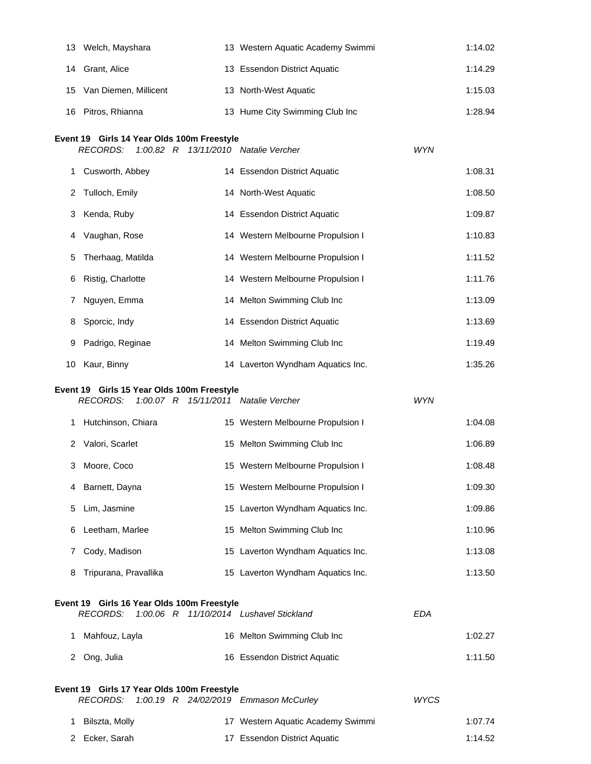| | | | | |
|---|---|---|---|---|
| 13 | Welch, Mayshara | 13 | Western Aquatic Academy Swimmi | 1:14.02 |
| 14 | Grant, Alice | 13 | Essendon District Aquatic | 1:14.29 |
| 15 | Van Diemen, Millicent | 13 | North-West Aquatic | 1:15.03 |
| 16 | Pitros, Rhianna | 13 | Hume City Swimming Club Inc | 1:28.94 |

**Event 19 Girls 14 Year Olds 100m Freestyle**

*RECORDS: 1:00.82 R 13/11/2010 Natalie Vercher WYN*

| | | | | |
|---|---|---|---|---|
| 1 | Cusworth, Abbey | 14 | Essendon District Aquatic | 1:08.31 |
| 2 | Tulloch, Emily | 14 | North-West Aquatic | 1:08.50 |
| 3 | Kenda, Ruby | 14 | Essendon District Aquatic | 1:09.87 |
| 4 | Vaughan, Rose | 14 | Western Melbourne Propulsion I | 1:10.83 |
| 5 | Therhaag, Matilda | 14 | Western Melbourne Propulsion I | 1:11.52 |
| 6 | Ristig, Charlotte | 14 | Western Melbourne Propulsion I | 1:11.76 |
| 7 | Nguyen, Emma | 14 | Melton Swimming Club Inc | 1:13.09 |
| 8 | Sporcic, Indy | 14 | Essendon District Aquatic | 1:13.69 |
| 9 | Padrigo, Reginae | 14 | Melton Swimming Club Inc | 1:19.49 |
| 10 | Kaur, Binny | 14 | Laverton Wyndham Aquatics Inc. | 1:35.26 |

**Event 19 Girls 15 Year Olds 100m Freestyle**

*RECORDS: 1:00.07 R 15/11/2011 Natalie Vercher WYN*

| | | | | |
|---|---|---|---|---|
| 1 | Hutchinson, Chiara | 15 | Western Melbourne Propulsion I | 1:04.08 |
| 2 | Valori, Scarlet | 15 | Melton Swimming Club Inc | 1:06.89 |
| 3 | Moore, Coco | 15 | Western Melbourne Propulsion I | 1:08.48 |
| 4 | Barnett, Dayna | 15 | Western Melbourne Propulsion I | 1:09.30 |
| 5 | Lim, Jasmine | 15 | Laverton Wyndham Aquatics Inc. | 1:09.86 |
| 6 | Leetham, Marlee | 15 | Melton Swimming Club Inc | 1:10.96 |
| 7 | Cody, Madison | 15 | Laverton Wyndham Aquatics Inc. | 1:13.08 |
| 8 | Tripurana, Pravallika | 15 | Laverton Wyndham Aquatics Inc. | 1:13.50 |

**Event 19 Girls 16 Year Olds 100m Freestyle**

*RECORDS: 1:00.06 R 11/10/2014 Lushavel Stickland EDA*

| | | | | |
|---|---|---|---|---|
| 1 | Mahfouz, Layla | 16 | Melton Swimming Club Inc | 1:02.27 |
| 2 | Ong, Julia | 16 | Essendon District Aquatic | 1:11.50 |

**Event 19 Girls 17 Year Olds 100m Freestyle**

*RECORDS: 1:00.19 R 24/02/2019 Emmason McCurley WYCS*

| | | | | |
|---|---|---|---|---|
| 1 | Bilszta, Molly | 17 | Western Aquatic Academy Swimmi | 1:07.74 |
| 2 | Ecker, Sarah | 17 | Essendon District Aquatic | 1:14.52 |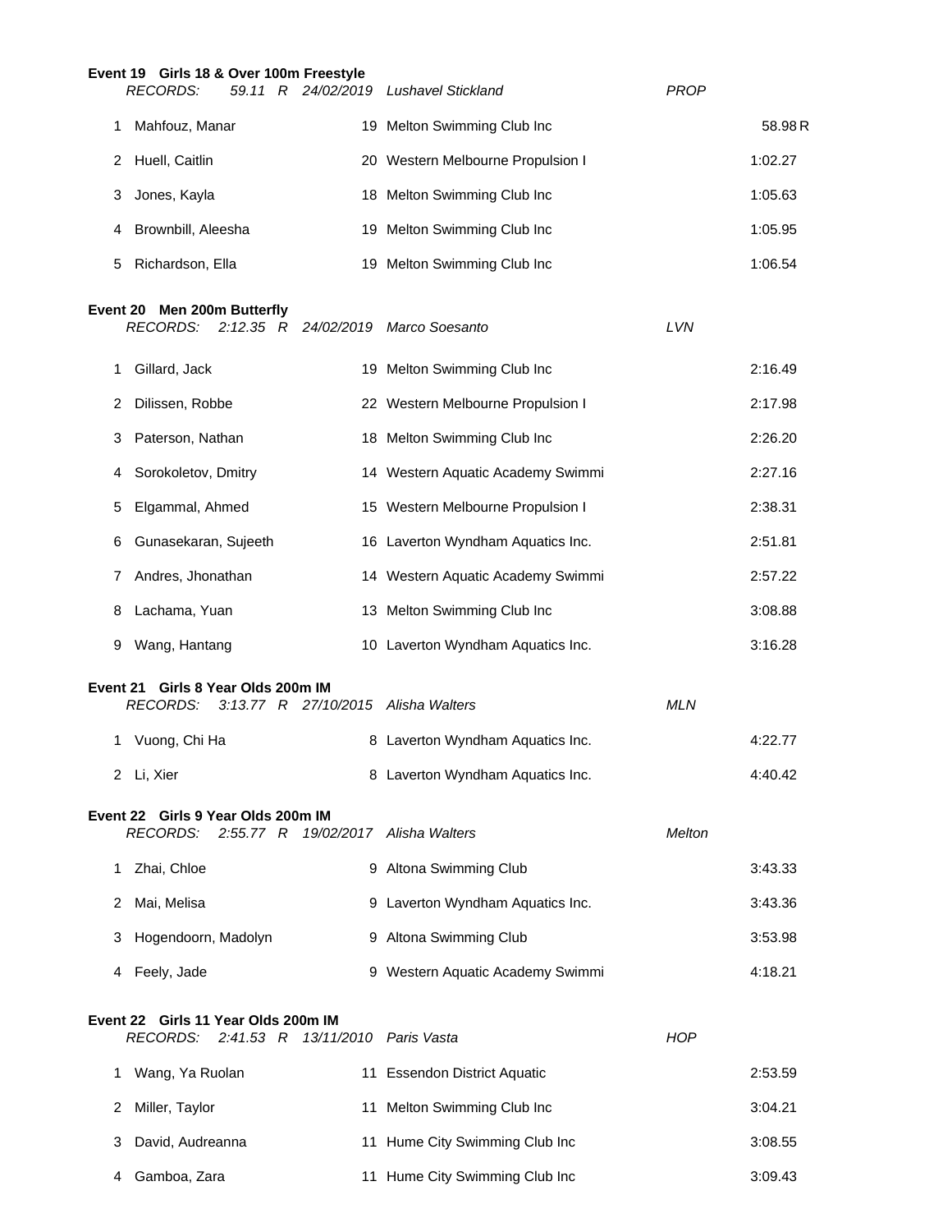### Event 19 Girls 18 & Over 100m Freestyle

*RECORDS: 59.11 R 24/02/2019 Lushavel Stickland PROP*

| Place | Name | Age | Team | Time |
|---|---|---|---|---|
| 1 | Mahfouz, Manar | 19 | Melton Swimming Club Inc | 58.98 R |
| 2 | Huell, Caitlin | 20 | Western Melbourne Propulsion I | 1:02.27 |
| 3 | Jones, Kayla | 18 | Melton Swimming Club Inc | 1:05.63 |
| 4 | Brownbill, Aleesha | 19 | Melton Swimming Club Inc | 1:05.95 |
| 5 | Richardson, Ella | 19 | Melton Swimming Club Inc | 1:06.54 |

### Event 20 Men 200m Butterfly

*RECORDS: 2:12.35 R 24/02/2019 Marco Soesanto LVN*

| Place | Name | Age | Team | Time |
|---|---|---|---|---|
| 1 | Gillard, Jack | 19 | Melton Swimming Club Inc | 2:16.49 |
| 2 | Dilissen, Robbe | 22 | Western Melbourne Propulsion I | 2:17.98 |
| 3 | Paterson, Nathan | 18 | Melton Swimming Club Inc | 2:26.20 |
| 4 | Sorokoletov, Dmitry | 14 | Western Aquatic Academy Swimmi | 2:27.16 |
| 5 | Elgammal, Ahmed | 15 | Western Melbourne Propulsion I | 2:38.31 |
| 6 | Gunasekaran, Sujeeth | 16 | Laverton Wyndham Aquatics Inc. | 2:51.81 |
| 7 | Andres, Jhonathan | 14 | Western Aquatic Academy Swimmi | 2:57.22 |
| 8 | Lachama, Yuan | 13 | Melton Swimming Club Inc | 3:08.88 |
| 9 | Wang, Hantang | 10 | Laverton Wyndham Aquatics Inc. | 3:16.28 |

### Event 21 Girls 8 Year Olds 200m IM

*RECORDS: 3:13.77 R 27/10/2015 Alisha Walters MLN*

| Place | Name | Age | Team | Time |
|---|---|---|---|---|
| 1 | Vuong, Chi Ha | 8 | Laverton Wyndham Aquatics Inc. | 4:22.77 |
| 2 | Li, Xier | 8 | Laverton Wyndham Aquatics Inc. | 4:40.42 |

### Event 22 Girls 9 Year Olds 200m IM

*RECORDS: 2:55.77 R 19/02/2017 Alisha Walters Melton*

| Place | Name | Age | Team | Time |
|---|---|---|---|---|
| 1 | Zhai, Chloe | 9 | Altona Swimming Club | 3:43.33 |
| 2 | Mai, Melisa | 9 | Laverton Wyndham Aquatics Inc. | 3:43.36 |
| 3 | Hogendoorn, Madolyn | 9 | Altona Swimming Club | 3:53.98 |
| 4 | Feely, Jade | 9 | Western Aquatic Academy Swimmi | 4:18.21 |

### Event 22 Girls 11 Year Olds 200m IM

*RECORDS: 2:41.53 R 13/11/2010 Paris Vasta HOP*

| Place | Name | Age | Team | Time |
|---|---|---|---|---|
| 1 | Wang, Ya Ruolan | 11 | Essendon District Aquatic | 2:53.59 |
| 2 | Miller, Taylor | 11 | Melton Swimming Club Inc | 3:04.21 |
| 3 | David, Audreanna | 11 | Hume City Swimming Club Inc | 3:08.55 |
| 4 | Gamboa, Zara | 11 | Hume City Swimming Club Inc | 3:09.43 |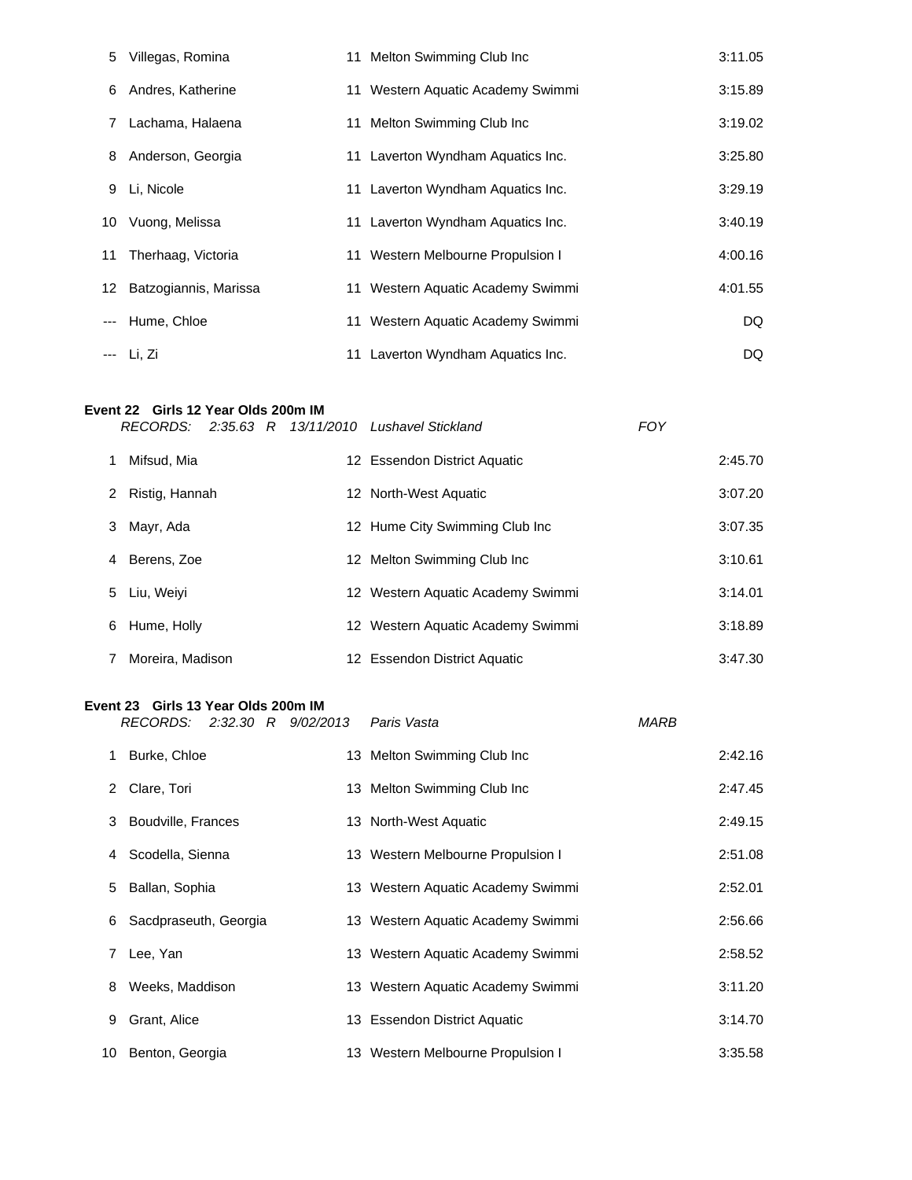| Place | Name | Age | Team | Time |
|---|---|---|---|---|
| 5 | Villegas, Romina | 11 | Melton Swimming Club Inc | 3:11.05 |
| 6 | Andres, Katherine | 11 | Western Aquatic Academy Swimmi | 3:15.89 |
| 7 | Lachama, Halaena | 11 | Melton Swimming Club Inc | 3:19.02 |
| 8 | Anderson, Georgia | 11 | Laverton Wyndham Aquatics Inc. | 3:25.80 |
| 9 | Li, Nicole | 11 | Laverton Wyndham Aquatics Inc. | 3:29.19 |
| 10 | Vuong, Melissa | 11 | Laverton Wyndham Aquatics Inc. | 3:40.19 |
| 11 | Therhaag, Victoria | 11 | Western Melbourne Propulsion I | 4:00.16 |
| 12 | Batzogiannis, Marissa | 11 | Western Aquatic Academy Swimmi | 4:01.55 |
| --- | Hume, Chloe | 11 | Western Aquatic Academy Swimmi | DQ |
| --- | Li, Zi | 11 | Laverton Wyndham Aquatics Inc. | DQ |

**Event 22 Girls 12 Year Olds 200m IM**

*RECORDS: 2:35.63 R 13/11/2010 Lushavel Stickland FOY*

| Place | Name | Age | Team | Time |
|---|---|---|---|---|
| 1 | Mifsud, Mia | 12 | Essendon District Aquatic | 2:45.70 |
| 2 | Ristig, Hannah | 12 | North-West Aquatic | 3:07.20 |
| 3 | Mayr, Ada | 12 | Hume City Swimming Club Inc | 3:07.35 |
| 4 | Berens, Zoe | 12 | Melton Swimming Club Inc | 3:10.61 |
| 5 | Liu, Weiyi | 12 | Western Aquatic Academy Swimmi | 3:14.01 |
| 6 | Hume, Holly | 12 | Western Aquatic Academy Swimmi | 3:18.89 |
| 7 | Moreira, Madison | 12 | Essendon District Aquatic | 3:47.30 |

**Event 23 Girls 13 Year Olds 200m IM**

*RECORDS: 2:32.30 R 9/02/2013 Paris Vasta MARB*

| Place | Name | Age | Team | Time |
|---|---|---|---|---|
| 1 | Burke, Chloe | 13 | Melton Swimming Club Inc | 2:42.16 |
| 2 | Clare, Tori | 13 | Melton Swimming Club Inc | 2:47.45 |
| 3 | Boudville, Frances | 13 | North-West Aquatic | 2:49.15 |
| 4 | Scodella, Sienna | 13 | Western Melbourne Propulsion I | 2:51.08 |
| 5 | Ballan, Sophia | 13 | Western Aquatic Academy Swimmi | 2:52.01 |
| 6 | Sacdpraseuth, Georgia | 13 | Western Aquatic Academy Swimmi | 2:56.66 |
| 7 | Lee, Yan | 13 | Western Aquatic Academy Swimmi | 2:58.52 |
| 8 | Weeks, Maddison | 13 | Western Aquatic Academy Swimmi | 3:11.20 |
| 9 | Grant, Alice | 13 | Essendon District Aquatic | 3:14.70 |
| 10 | Benton, Georgia | 13 | Western Melbourne Propulsion I | 3:35.58 |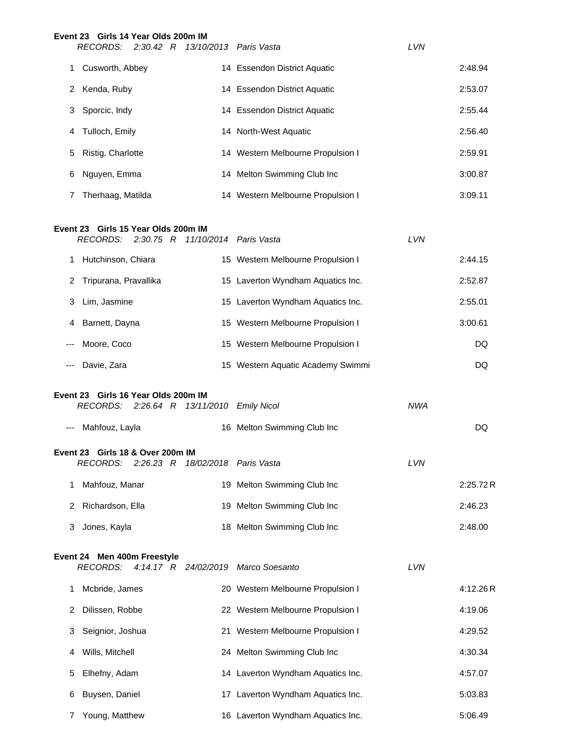**Event 23 Girls 14 Year Olds 200m IM**

*RECORDS: 2:30.42 R 13/10/2013 Paris Vasta LVN*

| Place | Name | Age | Team | Time |
|---|---|---|---|---|
| 1 | Cusworth, Abbey | 14 | Essendon District Aquatic | 2:48.94 |
| 2 | Kenda, Ruby | 14 | Essendon District Aquatic | 2:53.07 |
| 3 | Sporcic, Indy | 14 | Essendon District Aquatic | 2:55.44 |
| 4 | Tulloch, Emily | 14 | North-West Aquatic | 2:56.40 |
| 5 | Ristig, Charlotte | 14 | Western Melbourne Propulsion I | 2:59.91 |
| 6 | Nguyen, Emma | 14 | Melton Swimming Club Inc | 3:00.87 |
| 7 | Therhaag, Matilda | 14 | Western Melbourne Propulsion I | 3:09.11 |

**Event 23 Girls 15 Year Olds 200m IM**

*RECORDS: 2:30.75 R 11/10/2014 Paris Vasta LVN*

| Place | Name | Age | Team | Time |
|---|---|---|---|---|
| 1 | Hutchinson, Chiara | 15 | Western Melbourne Propulsion I | 2:44.15 |
| 2 | Tripurana, Pravallika | 15 | Laverton Wyndham Aquatics Inc. | 2:52.87 |
| 3 | Lim, Jasmine | 15 | Laverton Wyndham Aquatics Inc. | 2:55.01 |
| 4 | Barnett, Dayna | 15 | Western Melbourne Propulsion I | 3:00.61 |
| --- | Moore, Coco | 15 | Western Melbourne Propulsion I | DQ |
| --- | Davie, Zara | 15 | Western Aquatic Academy Swimmi | DQ |

**Event 23 Girls 16 Year Olds 200m IM**

*RECORDS: 2:26.64 R 13/11/2010 Emily Nicol NWA*

| Place | Name | Age | Team | Time |
|---|---|---|---|---|
| --- | Mahfouz, Layla | 16 | Melton Swimming Club Inc | DQ |

**Event 23 Girls 18 & Over 200m IM**

*RECORDS: 2:26.23 R 18/02/2018 Paris Vasta LVN*

| Place | Name | Age | Team | Time |
|---|---|---|---|---|
| 1 | Mahfouz, Manar | 19 | Melton Swimming Club Inc | 2:25.72 R |
| 2 | Richardson, Ella | 19 | Melton Swimming Club Inc | 2:46.23 |
| 3 | Jones, Kayla | 18 | Melton Swimming Club Inc | 2:48.00 |

**Event 24 Men 400m Freestyle**

*RECORDS: 4:14.17 R 24/02/2019 Marco Soesanto LVN*

| Place | Name | Age | Team | Time |
|---|---|---|---|---|
| 1 | Mcbride, James | 20 | Western Melbourne Propulsion I | 4:12.26 R |
| 2 | Dilissen, Robbe | 22 | Western Melbourne Propulsion I | 4:19.06 |
| 3 | Seignior, Joshua | 21 | Western Melbourne Propulsion I | 4:29.52 |
| 4 | Wills, Mitchell | 24 | Melton Swimming Club Inc | 4:30.34 |
| 5 | Elhefny, Adam | 14 | Laverton Wyndham Aquatics Inc. | 4:57.07 |
| 6 | Buysen, Daniel | 17 | Laverton Wyndham Aquatics Inc. | 5:03.83 |
| 7 | Young, Matthew | 16 | Laverton Wyndham Aquatics Inc. | 5:06.49 |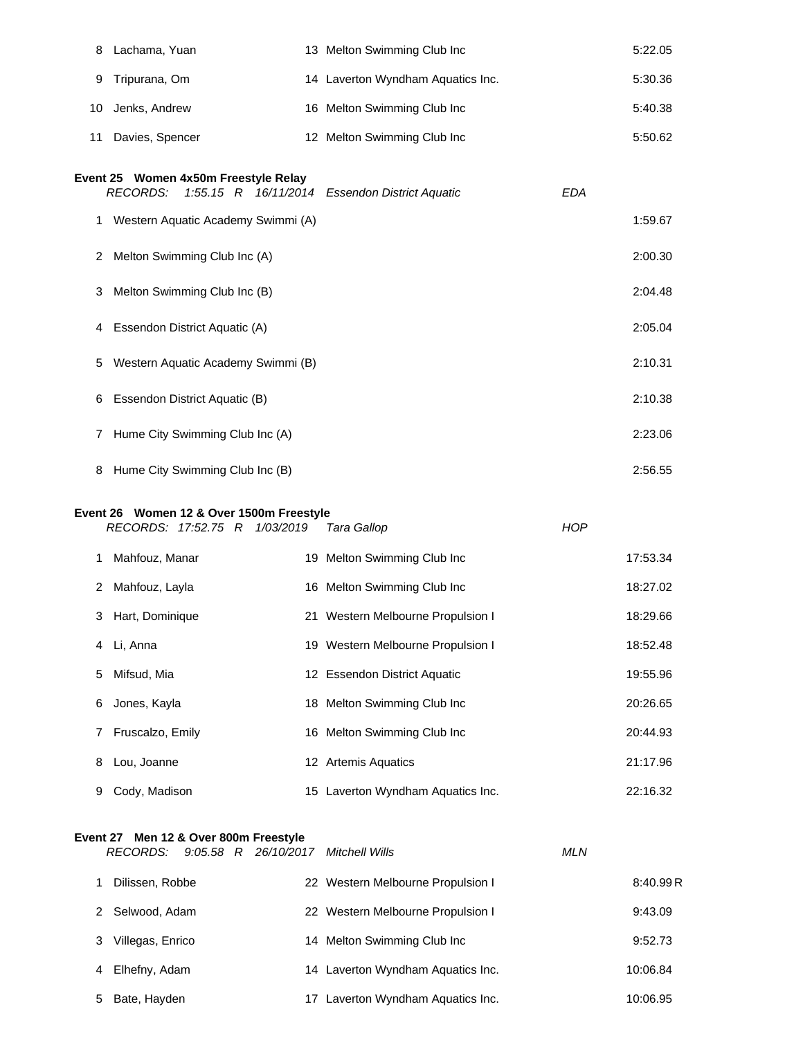| | | | | |
|---|---|---|---|---|
| 8 | Lachama, Yuan | 13 | Melton Swimming Club Inc | 5:22.05 |
| 9 | Tripurana, Om | 14 | Laverton Wyndham Aquatics Inc. | 5:30.36 |
| 10 | Jenks, Andrew | 16 | Melton Swimming Club Inc | 5:40.38 |
| 11 | Davies, Spencer | 12 | Melton Swimming Club Inc | 5:50.62 |

**Event 25 Women 4x50m Freestyle Relay**

*RECORDS: 1:55.15 R 16/11/2014 Essendon District Aquatic EDA*

| | | |
|---|---|---|
| 1 | Western Aquatic Academy Swimmi (A) | 1:59.67 |
| 2 | Melton Swimming Club Inc (A) | 2:00.30 |
| 3 | Melton Swimming Club Inc (B) | 2:04.48 |
| 4 | Essendon District Aquatic (A) | 2:05.04 |
| 5 | Western Aquatic Academy Swimmi (B) | 2:10.31 |
| 6 | Essendon District Aquatic (B) | 2:10.38 |
| 7 | Hume City Swimming Club Inc (A) | 2:23.06 |
| 8 | Hume City Swimming Club Inc (B) | 2:56.55 |

**Event 26 Women 12 & Over 1500m Freestyle**

*RECORDS: 17:52.75 R 1/03/2019 Tara Gallop HOP*

| | | | | |
|---|---|---|---|---|
| 1 | Mahfouz, Manar | 19 | Melton Swimming Club Inc | 17:53.34 |
| 2 | Mahfouz, Layla | 16 | Melton Swimming Club Inc | 18:27.02 |
| 3 | Hart, Dominique | 21 | Western Melbourne Propulsion I | 18:29.66 |
| 4 | Li, Anna | 19 | Western Melbourne Propulsion I | 18:52.48 |
| 5 | Mifsud, Mia | 12 | Essendon District Aquatic | 19:55.96 |
| 6 | Jones, Kayla | 18 | Melton Swimming Club Inc | 20:26.65 |
| 7 | Fruscalzo, Emily | 16 | Melton Swimming Club Inc | 20:44.93 |
| 8 | Lou, Joanne | 12 | Artemis Aquatics | 21:17.96 |
| 9 | Cody, Madison | 15 | Laverton Wyndham Aquatics Inc. | 22:16.32 |

**Event 27 Men 12 & Over 800m Freestyle**

*RECORDS: 9:05.58 R 26/10/2017 Mitchell Wills MLN*

| | | | | |
|---|---|---|---|---|
| 1 | Dilissen, Robbe | 22 | Western Melbourne Propulsion I | 8:40.99 R |
| 2 | Selwood, Adam | 22 | Western Melbourne Propulsion I | 9:43.09 |
| 3 | Villegas, Enrico | 14 | Melton Swimming Club Inc | 9:52.73 |
| 4 | Elhefny, Adam | 14 | Laverton Wyndham Aquatics Inc. | 10:06.84 |
| 5 | Bate, Hayden | 17 | Laverton Wyndham Aquatics Inc. | 10:06.95 |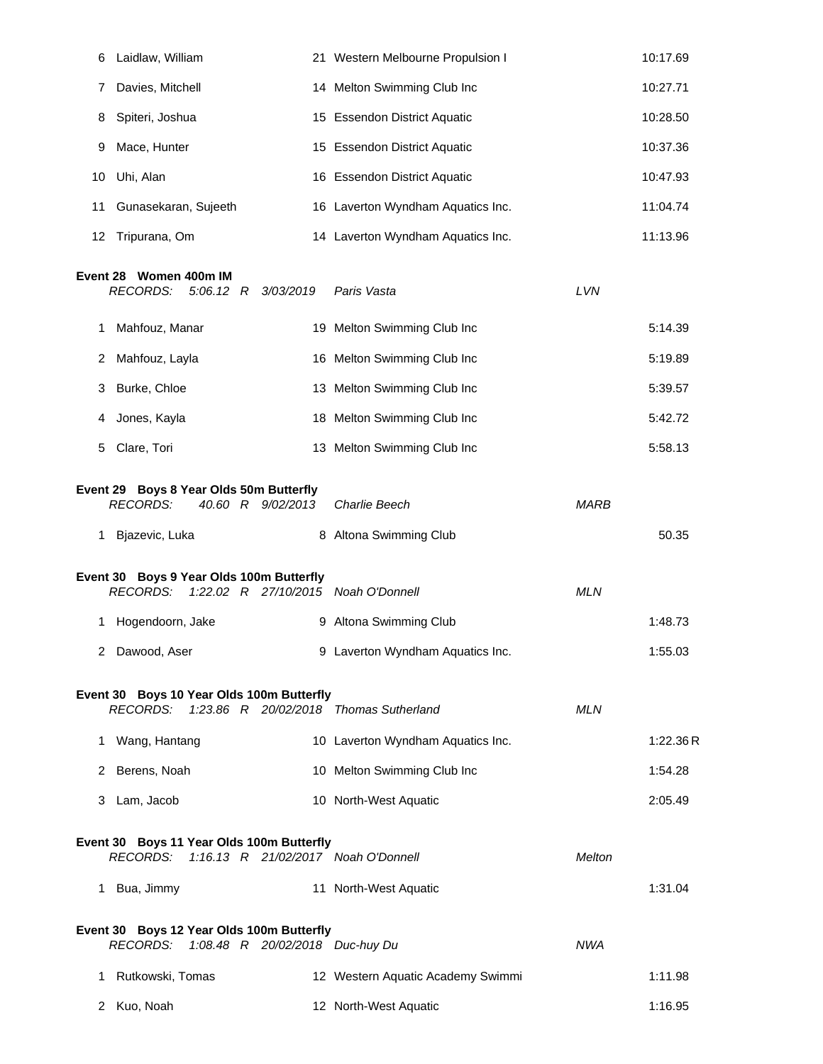| | | | | |
|---|---|---|---|---|
| 6 | Laidlaw, William | 21 | Western Melbourne Propulsion I | 10:17.69 |
| 7 | Davies, Mitchell | 14 | Melton Swimming Club Inc | 10:27.71 |
| 8 | Spiteri, Joshua | 15 | Essendon District Aquatic | 10:28.50 |
| 9 | Mace, Hunter | 15 | Essendon District Aquatic | 10:37.36 |
| 10 | Uhi, Alan | 16 | Essendon District Aquatic | 10:47.93 |
| 11 | Gunasekaran, Sujeeth | 16 | Laverton Wyndham Aquatics Inc. | 11:04.74 |
| 12 | Tripurana, Om | 14 | Laverton Wyndham Aquatics Inc. | 11:13.96 |

**Event 28 Women 400m IM**

*RECORDS: 5:06.12 R 3/03/2019 Paris Vasta LVN*

| | | | | |
|---|---|---|---|---|
| 1 | Mahfouz, Manar | 19 | Melton Swimming Club Inc | 5:14.39 |
| 2 | Mahfouz, Layla | 16 | Melton Swimming Club Inc | 5:19.89 |
| 3 | Burke, Chloe | 13 | Melton Swimming Club Inc | 5:39.57 |
| 4 | Jones, Kayla | 18 | Melton Swimming Club Inc | 5:42.72 |
| 5 | Clare, Tori | 13 | Melton Swimming Club Inc | 5:58.13 |

**Event 29 Boys 8 Year Olds 50m Butterfly**

*RECORDS: 40.60 R 9/02/2013 Charlie Beech MARB*

| | | | | |
|---|---|---|---|---|
| 1 | Bjazevic, Luka | 8 | Altona Swimming Club | 50.35 |

**Event 30 Boys 9 Year Olds 100m Butterfly**

*RECORDS: 1:22.02 R 27/10/2015 Noah O'Donnell MLN*

| | | | | |
|---|---|---|---|---|
| 1 | Hogendoorn, Jake | 9 | Altona Swimming Club | 1:48.73 |
| 2 | Dawood, Aser | 9 | Laverton Wyndham Aquatics Inc. | 1:55.03 |

**Event 30 Boys 10 Year Olds 100m Butterfly**

*RECORDS: 1:23.86 R 20/02/2018 Thomas Sutherland MLN*

| | | | | |
|---|---|---|---|---|
| 1 | Wang, Hantang | 10 | Laverton Wyndham Aquatics Inc. | 1:22.36 R |
| 2 | Berens, Noah | 10 | Melton Swimming Club Inc | 1:54.28 |
| 3 | Lam, Jacob | 10 | North-West Aquatic | 2:05.49 |

**Event 30 Boys 11 Year Olds 100m Butterfly**

*RECORDS: 1:16.13 R 21/02/2017 Noah O'Donnell Melton*

| | | | | |
|---|---|---|---|---|
| 1 | Bua, Jimmy | 11 | North-West Aquatic | 1:31.04 |

**Event 30 Boys 12 Year Olds 100m Butterfly**

*RECORDS: 1:08.48 R 20/02/2018 Duc-huy Du NWA*

| | | | | |
|---|---|---|---|---|
| 1 | Rutkowski, Tomas | 12 | Western Aquatic Academy Swimmi | 1:11.98 |
| 2 | Kuo, Noah | 12 | North-West Aquatic | 1:16.95 |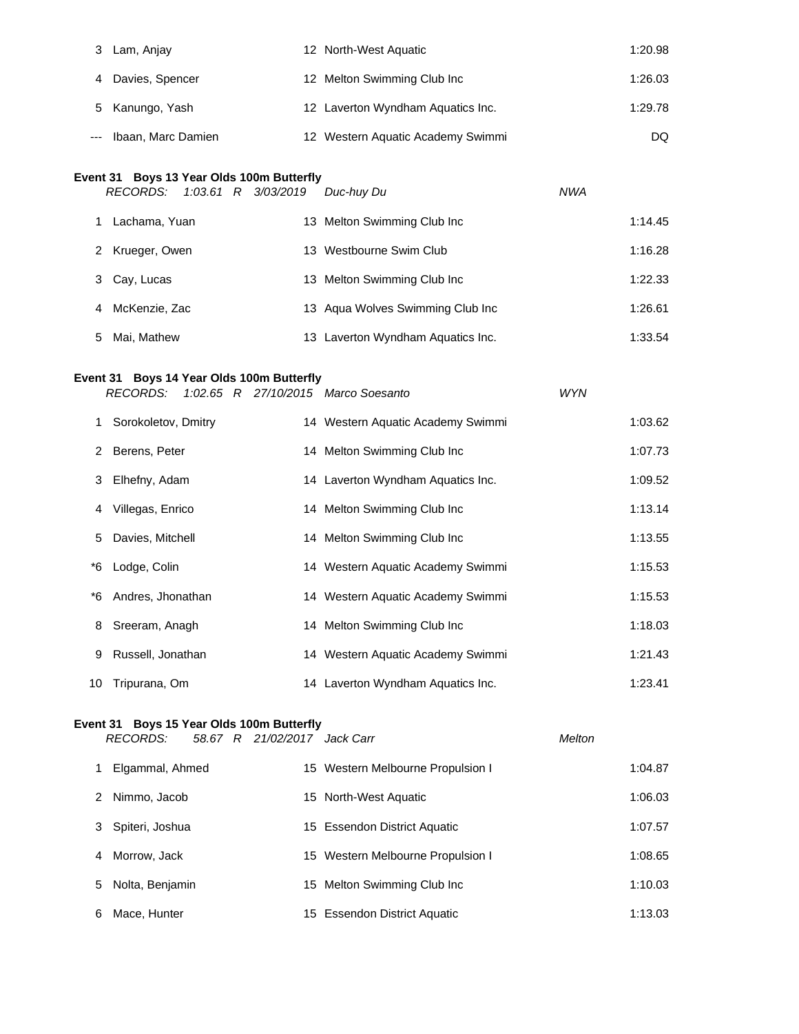| | | | | |
|---|---|---|---|---|
| 3 | Lam, Anjay | 12 | North-West Aquatic | 1:20.98 |
| 4 | Davies, Spencer | 12 | Melton Swimming Club Inc | 1:26.03 |
| 5 | Kanungo, Yash | 12 | Laverton Wyndham Aquatics Inc. | 1:29.78 |
| --- | Ibaan, Marc Damien | 12 | Western Aquatic Academy Swimmi | DQ |

**Event 31 Boys 13 Year Olds 100m Butterfly**

*RECORDS: 1:03.61 R 3/03/2019 Duc-huy Du NWA*

| | | | | |
|---|---|---|---|---|
| 1 | Lachama, Yuan | 13 | Melton Swimming Club Inc | 1:14.45 |
| 2 | Krueger, Owen | 13 | Westbourne Swim Club | 1:16.28 |
| 3 | Cay, Lucas | 13 | Melton Swimming Club Inc | 1:22.33 |
| 4 | McKenzie, Zac | 13 | Aqua Wolves Swimming Club Inc | 1:26.61 |
| 5 | Mai, Mathew | 13 | Laverton Wyndham Aquatics Inc. | 1:33.54 |

**Event 31 Boys 14 Year Olds 100m Butterfly**

*RECORDS: 1:02.65 R 27/10/2015 Marco Soesanto WYN*

| | | | | |
|---|---|---|---|---|
| 1 | Sorokoletov, Dmitry | 14 | Western Aquatic Academy Swimmi | 1:03.62 |
| 2 | Berens, Peter | 14 | Melton Swimming Club Inc | 1:07.73 |
| 3 | Elhefny, Adam | 14 | Laverton Wyndham Aquatics Inc. | 1:09.52 |
| 4 | Villegas, Enrico | 14 | Melton Swimming Club Inc | 1:13.14 |
| 5 | Davies, Mitchell | 14 | Melton Swimming Club Inc | 1:13.55 |
| *6 | Lodge, Colin | 14 | Western Aquatic Academy Swimmi | 1:15.53 |
| *6 | Andres, Jhonathan | 14 | Western Aquatic Academy Swimmi | 1:15.53 |
| 8 | Sreeram, Anagh | 14 | Melton Swimming Club Inc | 1:18.03 |
| 9 | Russell, Jonathan | 14 | Western Aquatic Academy Swimmi | 1:21.43 |
| 10 | Tripurana, Om | 14 | Laverton Wyndham Aquatics Inc. | 1:23.41 |

**Event 31 Boys 15 Year Olds 100m Butterfly**

*RECORDS: 58.67 R 21/02/2017 Jack Carr Melton*

| | | | | |
|---|---|---|---|---|
| 1 | Elgammal, Ahmed | 15 | Western Melbourne Propulsion I | 1:04.87 |
| 2 | Nimmo, Jacob | 15 | North-West Aquatic | 1:06.03 |
| 3 | Spiteri, Joshua | 15 | Essendon District Aquatic | 1:07.57 |
| 4 | Morrow, Jack | 15 | Western Melbourne Propulsion I | 1:08.65 |
| 5 | Nolta, Benjamin | 15 | Melton Swimming Club Inc | 1:10.03 |
| 6 | Mace, Hunter | 15 | Essendon District Aquatic | 1:13.03 |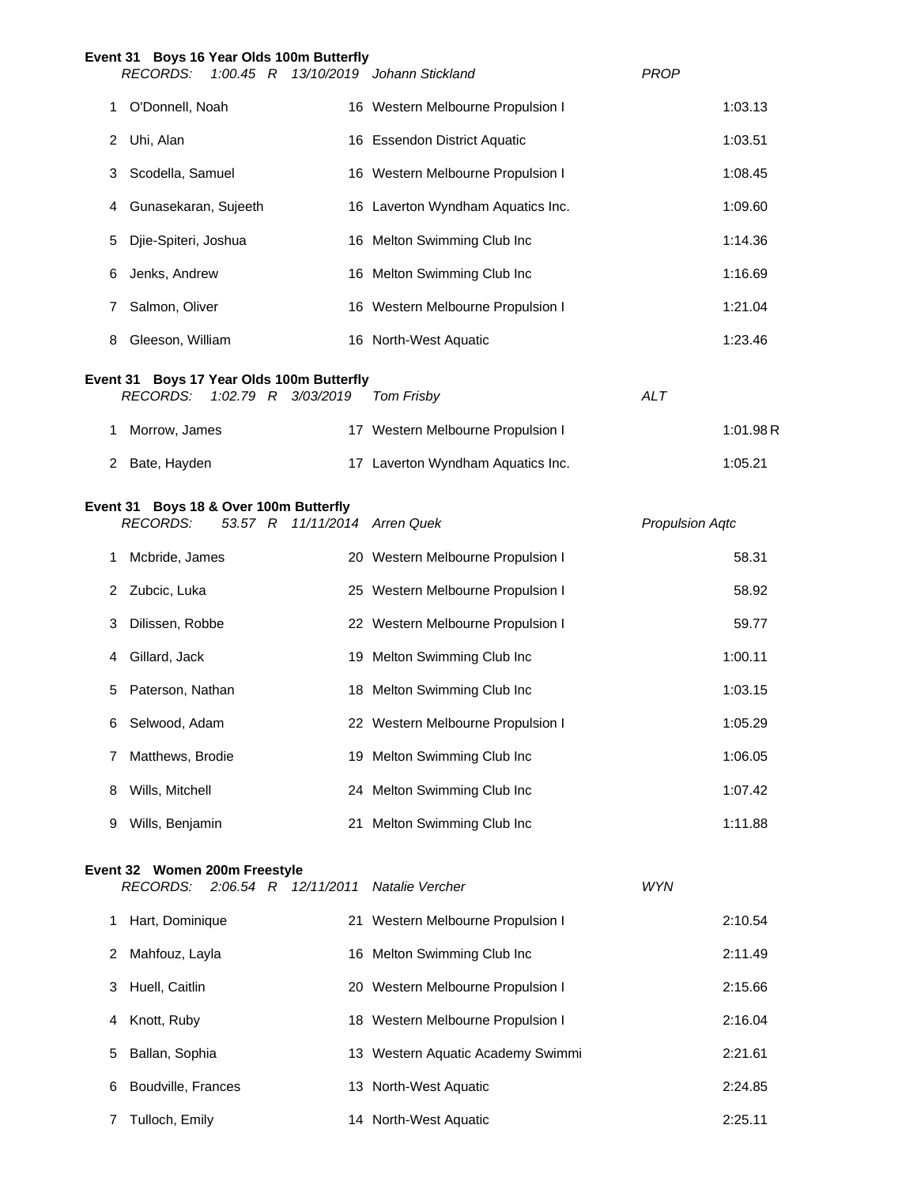### Event 31 Boys 16 Year Olds 100m Butterfly

*RECORDS: 1:00.45 R 13/10/2019 Johann Stickland PROP*

| Place | Name | Age | Club | Time |
|---|---|---|---|---|
| 1 | O'Donnell, Noah | 16 | Western Melbourne Propulsion I | 1:03.13 |
| 2 | Uhi, Alan | 16 | Essendon District Aquatic | 1:03.51 |
| 3 | Scodella, Samuel | 16 | Western Melbourne Propulsion I | 1:08.45 |
| 4 | Gunasekaran, Sujeeth | 16 | Laverton Wyndham Aquatics Inc. | 1:09.60 |
| 5 | Djie-Spiteri, Joshua | 16 | Melton Swimming Club Inc | 1:14.36 |
| 6 | Jenks, Andrew | 16 | Melton Swimming Club Inc | 1:16.69 |
| 7 | Salmon, Oliver | 16 | Western Melbourne Propulsion I | 1:21.04 |
| 8 | Gleeson, William | 16 | North-West Aquatic | 1:23.46 |

### Event 31 Boys 17 Year Olds 100m Butterfly

*RECORDS: 1:02.79 R 3/03/2019 Tom Frisby ALT*

| Place | Name | Age | Club | Time |
|---|---|---|---|---|
| 1 | Morrow, James | 17 | Western Melbourne Propulsion I | 1:01.98 R |
| 2 | Bate, Hayden | 17 | Laverton Wyndham Aquatics Inc. | 1:05.21 |

### Event 31 Boys 18 & Over 100m Butterfly

*RECORDS: 53.57 R 11/11/2014 Arren Quek Propulsion Aqtc*

| Place | Name | Age | Club | Time |
|---|---|---|---|---|
| 1 | Mcbride, James | 20 | Western Melbourne Propulsion I | 58.31 |
| 2 | Zubcic, Luka | 25 | Western Melbourne Propulsion I | 58.92 |
| 3 | Dilissen, Robbe | 22 | Western Melbourne Propulsion I | 59.77 |
| 4 | Gillard, Jack | 19 | Melton Swimming Club Inc | 1:00.11 |
| 5 | Paterson, Nathan | 18 | Melton Swimming Club Inc | 1:03.15 |
| 6 | Selwood, Adam | 22 | Western Melbourne Propulsion I | 1:05.29 |
| 7 | Matthews, Brodie | 19 | Melton Swimming Club Inc | 1:06.05 |
| 8 | Wills, Mitchell | 24 | Melton Swimming Club Inc | 1:07.42 |
| 9 | Wills, Benjamin | 21 | Melton Swimming Club Inc | 1:11.88 |

### Event 32 Women 200m Freestyle

*RECORDS: 2:06.54 R 12/11/2011 Natalie Vercher WYN*

| Place | Name | Age | Club | Time |
|---|---|---|---|---|
| 1 | Hart, Dominique | 21 | Western Melbourne Propulsion I | 2:10.54 |
| 2 | Mahfouz, Layla | 16 | Melton Swimming Club Inc | 2:11.49 |
| 3 | Huell, Caitlin | 20 | Western Melbourne Propulsion I | 2:15.66 |
| 4 | Knott, Ruby | 18 | Western Melbourne Propulsion I | 2:16.04 |
| 5 | Ballan, Sophia | 13 | Western Aquatic Academy Swimmi | 2:21.61 |
| 6 | Boudville, Frances | 13 | North-West Aquatic | 2:24.85 |
| 7 | Tulloch, Emily | 14 | North-West Aquatic | 2:25.11 |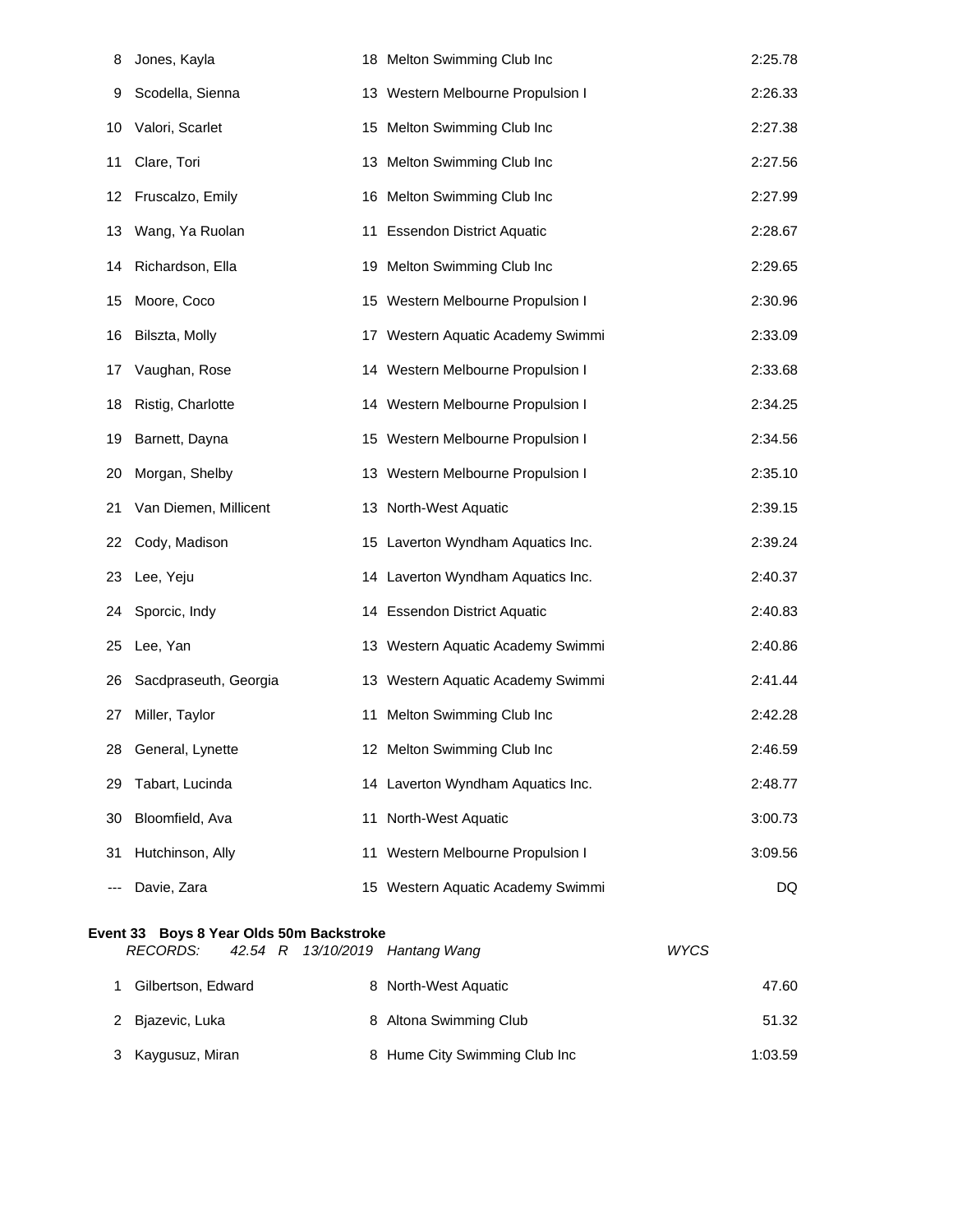| | | | | |
|---|---|---|---|---|
| 8 | Jones, Kayla | 18 | Melton Swimming Club Inc | 2:25.78 |
| 9 | Scodella, Sienna | 13 | Western Melbourne Propulsion I | 2:26.33 |
| 10 | Valori, Scarlet | 15 | Melton Swimming Club Inc | 2:27.38 |
| 11 | Clare, Tori | 13 | Melton Swimming Club Inc | 2:27.56 |
| 12 | Fruscalzo, Emily | 16 | Melton Swimming Club Inc | 2:27.99 |
| 13 | Wang, Ya Ruolan | 11 | Essendon District Aquatic | 2:28.67 |
| 14 | Richardson, Ella | 19 | Melton Swimming Club Inc | 2:29.65 |
| 15 | Moore, Coco | 15 | Western Melbourne Propulsion I | 2:30.96 |
| 16 | Bilszta, Molly | 17 | Western Aquatic Academy Swimmi | 2:33.09 |
| 17 | Vaughan, Rose | 14 | Western Melbourne Propulsion I | 2:33.68 |
| 18 | Ristig, Charlotte | 14 | Western Melbourne Propulsion I | 2:34.25 |
| 19 | Barnett, Dayna | 15 | Western Melbourne Propulsion I | 2:34.56 |
| 20 | Morgan, Shelby | 13 | Western Melbourne Propulsion I | 2:35.10 |
| 21 | Van Diemen, Millicent | 13 | North-West Aquatic | 2:39.15 |
| 22 | Cody, Madison | 15 | Laverton Wyndham Aquatics Inc. | 2:39.24 |
| 23 | Lee, Yeju | 14 | Laverton Wyndham Aquatics Inc. | 2:40.37 |
| 24 | Sporcic, Indy | 14 | Essendon District Aquatic | 2:40.83 |
| 25 | Lee, Yan | 13 | Western Aquatic Academy Swimmi | 2:40.86 |
| 26 | Sacdpraseuth, Georgia | 13 | Western Aquatic Academy Swimmi | 2:41.44 |
| 27 | Miller, Taylor | 11 | Melton Swimming Club Inc | 2:42.28 |
| 28 | General, Lynette | 12 | Melton Swimming Club Inc | 2:46.59 |
| 29 | Tabart, Lucinda | 14 | Laverton Wyndham Aquatics Inc. | 2:48.77 |
| 30 | Bloomfield, Ava | 11 | North-West Aquatic | 3:00.73 |
| 31 | Hutchinson, Ally | 11 | Western Melbourne Propulsion I | 3:09.56 |
| --- | Davie, Zara | 15 | Western Aquatic Academy Swimmi | DQ |

**Event 33 Boys 8 Year Olds 50m Backstroke**

*RECORDS: 42.54 R 13/10/2019 Hantang Wang WYCS*

| | | | | |
|---|---|---|---|---|
| 1 | Gilbertson, Edward | 8 | North-West Aquatic | 47.60 |
| 2 | Bjazevic, Luka | 8 | Altona Swimming Club | 51.32 |
| 3 | Kaygusuz, Miran | 8 | Hume City Swimming Club Inc | 1:03.59 |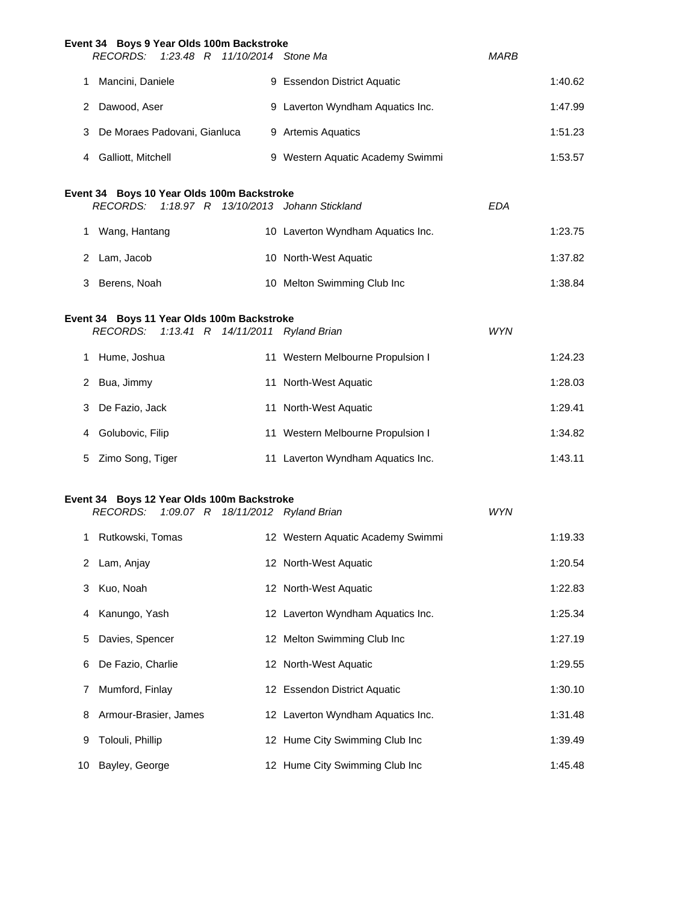### Event 34 Boys 9 Year Olds 100m Backstroke

*RECORDS: 1:23.48 R 11/10/2014 Stone Ma MARB*

| Place | Name | Age | Team | Time |
|---|---|---|---|---|
| 1 | Mancini, Daniele | 9 | Essendon District Aquatic | 1:40.62 |
| 2 | Dawood, Aser | 9 | Laverton Wyndham Aquatics Inc. | 1:47.99 |
| 3 | De Moraes Padovani, Gianluca | 9 | Artemis Aquatics | 1:51.23 |
| 4 | Galliott, Mitchell | 9 | Western Aquatic Academy Swimmi | 1:53.57 |

### Event 34 Boys 10 Year Olds 100m Backstroke

*RECORDS: 1:18.97 R 13/10/2013 Johann Stickland EDA*

| Place | Name | Age | Team | Time |
|---|---|---|---|---|
| 1 | Wang, Hantang | 10 | Laverton Wyndham Aquatics Inc. | 1:23.75 |
| 2 | Lam, Jacob | 10 | North-West Aquatic | 1:37.82 |
| 3 | Berens, Noah | 10 | Melton Swimming Club Inc | 1:38.84 |

### Event 34 Boys 11 Year Olds 100m Backstroke

*RECORDS: 1:13.41 R 14/11/2011 Ryland Brian WYN*

| Place | Name | Age | Team | Time |
|---|---|---|---|---|
| 1 | Hume, Joshua | 11 | Western Melbourne Propulsion I | 1:24.23 |
| 2 | Bua, Jimmy | 11 | North-West Aquatic | 1:28.03 |
| 3 | De Fazio, Jack | 11 | North-West Aquatic | 1:29.41 |
| 4 | Golubovic, Filip | 11 | Western Melbourne Propulsion I | 1:34.82 |
| 5 | Zimo Song, Tiger | 11 | Laverton Wyndham Aquatics Inc. | 1:43.11 |

### Event 34 Boys 12 Year Olds 100m Backstroke

*RECORDS: 1:09.07 R 18/11/2012 Ryland Brian WYN*

| Place | Name | Age | Team | Time |
|---|---|---|---|---|
| 1 | Rutkowski, Tomas | 12 | Western Aquatic Academy Swimmi | 1:19.33 |
| 2 | Lam, Anjay | 12 | North-West Aquatic | 1:20.54 |
| 3 | Kuo, Noah | 12 | North-West Aquatic | 1:22.83 |
| 4 | Kanungo, Yash | 12 | Laverton Wyndham Aquatics Inc. | 1:25.34 |
| 5 | Davies, Spencer | 12 | Melton Swimming Club Inc | 1:27.19 |
| 6 | De Fazio, Charlie | 12 | North-West Aquatic | 1:29.55 |
| 7 | Mumford, Finlay | 12 | Essendon District Aquatic | 1:30.10 |
| 8 | Armour-Brasier, James | 12 | Laverton Wyndham Aquatics Inc. | 1:31.48 |
| 9 | Tolouli, Phillip | 12 | Hume City Swimming Club Inc | 1:39.49 |
| 10 | Bayley, George | 12 | Hume City Swimming Club Inc | 1:45.48 |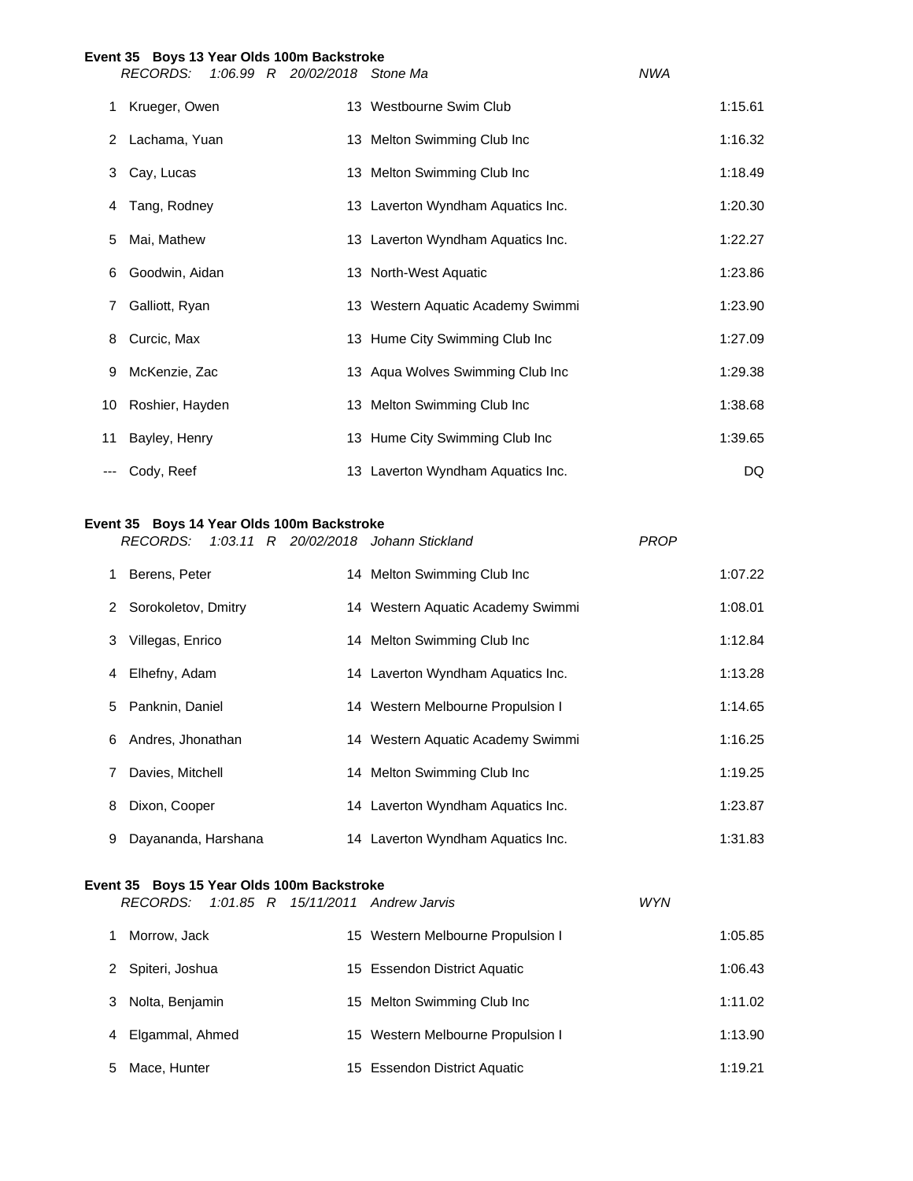### Event 35 Boys 13 Year Olds 100m Backstroke

*RECORDS: 1:06.99 R 20/02/2018 Stone Ma NWA*

| Place | Name | Age | Team | Time |
|---|---|---|---|---|
| 1 | Krueger, Owen | 13 | Westbourne Swim Club | 1:15.61 |
| 2 | Lachama, Yuan | 13 | Melton Swimming Club Inc | 1:16.32 |
| 3 | Cay, Lucas | 13 | Melton Swimming Club Inc | 1:18.49 |
| 4 | Tang, Rodney | 13 | Laverton Wyndham Aquatics Inc. | 1:20.30 |
| 5 | Mai, Mathew | 13 | Laverton Wyndham Aquatics Inc. | 1:22.27 |
| 6 | Goodwin, Aidan | 13 | North-West Aquatic | 1:23.86 |
| 7 | Galliott, Ryan | 13 | Western Aquatic Academy Swimmi | 1:23.90 |
| 8 | Curcic, Max | 13 | Hume City Swimming Club Inc | 1:27.09 |
| 9 | McKenzie, Zac | 13 | Aqua Wolves Swimming Club Inc | 1:29.38 |
| 10 | Roshier, Hayden | 13 | Melton Swimming Club Inc | 1:38.68 |
| 11 | Bayley, Henry | 13 | Hume City Swimming Club Inc | 1:39.65 |
| --- | Cody, Reef | 13 | Laverton Wyndham Aquatics Inc. | DQ |

### Event 35 Boys 14 Year Olds 100m Backstroke

*RECORDS: 1:03.11 R 20/02/2018 Johann Stickland PROP*

| Place | Name | Age | Team | Time |
|---|---|---|---|---|
| 1 | Berens, Peter | 14 | Melton Swimming Club Inc | 1:07.22 |
| 2 | Sorokoletov, Dmitry | 14 | Western Aquatic Academy Swimmi | 1:08.01 |
| 3 | Villegas, Enrico | 14 | Melton Swimming Club Inc | 1:12.84 |
| 4 | Elhefny, Adam | 14 | Laverton Wyndham Aquatics Inc. | 1:13.28 |
| 5 | Panknin, Daniel | 14 | Western Melbourne Propulsion I | 1:14.65 |
| 6 | Andres, Jhonathan | 14 | Western Aquatic Academy Swimmi | 1:16.25 |
| 7 | Davies, Mitchell | 14 | Melton Swimming Club Inc | 1:19.25 |
| 8 | Dixon, Cooper | 14 | Laverton Wyndham Aquatics Inc. | 1:23.87 |
| 9 | Dayananda, Harshana | 14 | Laverton Wyndham Aquatics Inc. | 1:31.83 |

### Event 35 Boys 15 Year Olds 100m Backstroke

*RECORDS: 1:01.85 R 15/11/2011 Andrew Jarvis WYN*

| Place | Name | Age | Team | Time |
|---|---|---|---|---|
| 1 | Morrow, Jack | 15 | Western Melbourne Propulsion I | 1:05.85 |
| 2 | Spiteri, Joshua | 15 | Essendon District Aquatic | 1:06.43 |
| 3 | Nolta, Benjamin | 15 | Melton Swimming Club Inc | 1:11.02 |
| 4 | Elgammal, Ahmed | 15 | Western Melbourne Propulsion I | 1:13.90 |
| 5 | Mace, Hunter | 15 | Essendon District Aquatic | 1:19.21 |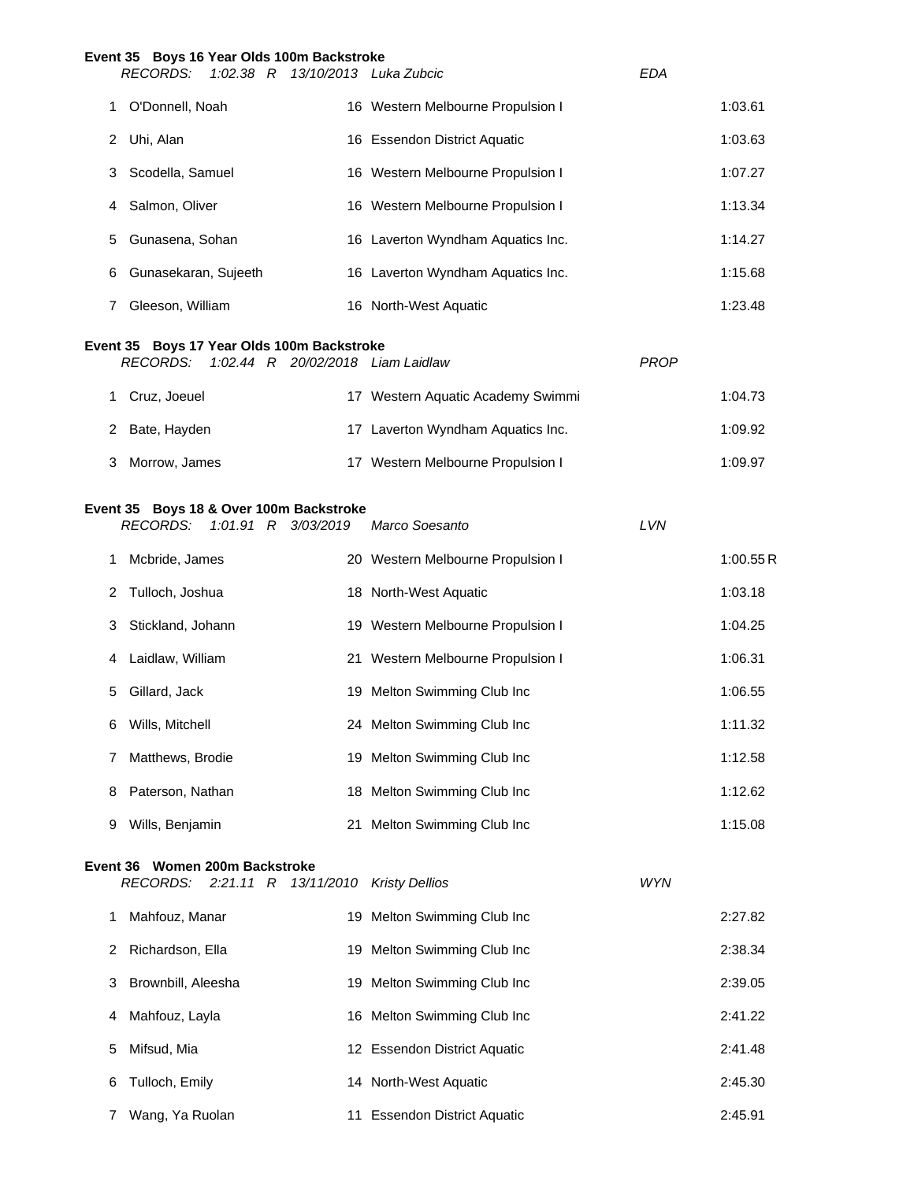**Event 35 Boys 16 Year Olds 100m Backstroke**

*RECORDS: 1:02.38 R 13/10/2013 Luka Zubcic EDA*

| Place | Name | Age | Team | Time |
|---|---|---|---|---|
| 1 | O'Donnell, Noah | 16 | Western Melbourne Propulsion I | 1:03.61 |
| 2 | Uhi, Alan | 16 | Essendon District Aquatic | 1:03.63 |
| 3 | Scodella, Samuel | 16 | Western Melbourne Propulsion I | 1:07.27 |
| 4 | Salmon, Oliver | 16 | Western Melbourne Propulsion I | 1:13.34 |
| 5 | Gunasena, Sohan | 16 | Laverton Wyndham Aquatics Inc. | 1:14.27 |
| 6 | Gunasekaran, Sujeeth | 16 | Laverton Wyndham Aquatics Inc. | 1:15.68 |
| 7 | Gleeson, William | 16 | North-West Aquatic | 1:23.48 |

**Event 35 Boys 17 Year Olds 100m Backstroke**

*RECORDS: 1:02.44 R 20/02/2018 Liam Laidlaw PROP*

| Place | Name | Age | Team | Time |
|---|---|---|---|---|
| 1 | Cruz, Joeuel | 17 | Western Aquatic Academy Swimmi | 1:04.73 |
| 2 | Bate, Hayden | 17 | Laverton Wyndham Aquatics Inc. | 1:09.92 |
| 3 | Morrow, James | 17 | Western Melbourne Propulsion I | 1:09.97 |

**Event 35 Boys 18 & Over 100m Backstroke**

*RECORDS: 1:01.91 R 3/03/2019 Marco Soesanto LVN*

| Place | Name | Age | Team | Time |
|---|---|---|---|---|
| 1 | Mcbride, James | 20 | Western Melbourne Propulsion I | 1:00.55 R |
| 2 | Tulloch, Joshua | 18 | North-West Aquatic | 1:03.18 |
| 3 | Stickland, Johann | 19 | Western Melbourne Propulsion I | 1:04.25 |
| 4 | Laidlaw, William | 21 | Western Melbourne Propulsion I | 1:06.31 |
| 5 | Gillard, Jack | 19 | Melton Swimming Club Inc | 1:06.55 |
| 6 | Wills, Mitchell | 24 | Melton Swimming Club Inc | 1:11.32 |
| 7 | Matthews, Brodie | 19 | Melton Swimming Club Inc | 1:12.58 |
| 8 | Paterson, Nathan | 18 | Melton Swimming Club Inc | 1:12.62 |
| 9 | Wills, Benjamin | 21 | Melton Swimming Club Inc | 1:15.08 |

**Event 36 Women 200m Backstroke**

*RECORDS: 2:21.11 R 13/11/2010 Kristy Dellios WYN*

| Place | Name | Age | Team | Time |
|---|---|---|---|---|
| 1 | Mahfouz, Manar | 19 | Melton Swimming Club Inc | 2:27.82 |
| 2 | Richardson, Ella | 19 | Melton Swimming Club Inc | 2:38.34 |
| 3 | Brownbill, Aleesha | 19 | Melton Swimming Club Inc | 2:39.05 |
| 4 | Mahfouz, Layla | 16 | Melton Swimming Club Inc | 2:41.22 |
| 5 | Mifsud, Mia | 12 | Essendon District Aquatic | 2:41.48 |
| 6 | Tulloch, Emily | 14 | North-West Aquatic | 2:45.30 |
| 7 | Wang, Ya Ruolan | 11 | Essendon District Aquatic | 2:45.91 |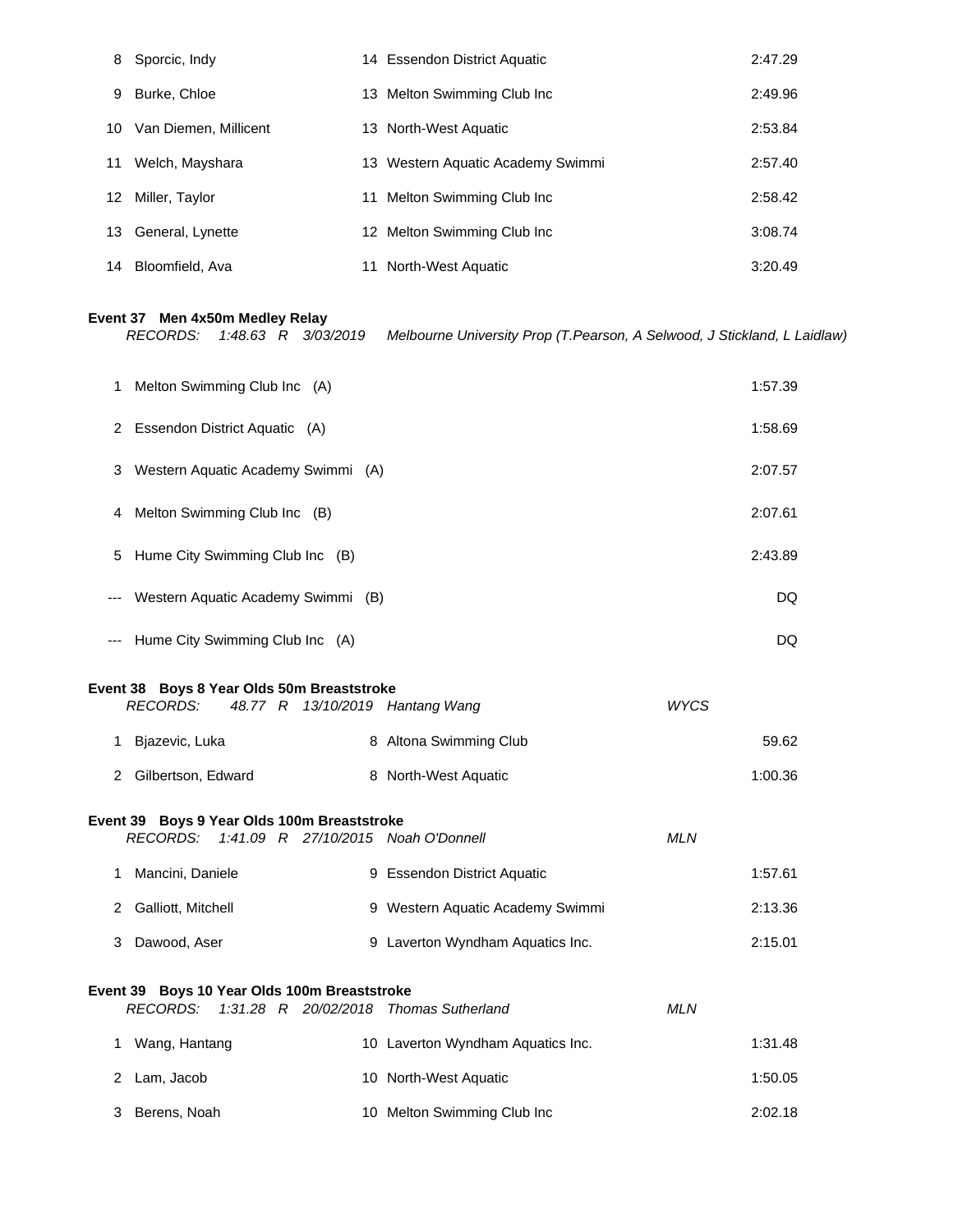| | | | |
|---|---|---|---|
| 8 | Sporcic, Indy | 14 Essendon District Aquatic | 2:47.29 |
| 9 | Burke, Chloe | 13 Melton Swimming Club Inc | 2:49.96 |
| 10 | Van Diemen, Millicent | 13 North-West Aquatic | 2:53.84 |
| 11 | Welch, Mayshara | 13 Western Aquatic Academy Swimmi | 2:57.40 |
| 12 | Miller, Taylor | 11 Melton Swimming Club Inc | 2:58.42 |
| 13 | General, Lynette | 12 Melton Swimming Club Inc | 3:08.74 |
| 14 | Bloomfield, Ava | 11 North-West Aquatic | 3:20.49 |

**Event 37 Men 4x50m Medley Relay**

*RECORDS: 1:48.63 R 3/03/2019 Melbourne University Prop (T.Pearson, A Selwood, J Stickland, L Laidlaw)*

| | | |
|---|---|---|
| 1 | Melton Swimming Club Inc (A) | 1:57.39 |
| 2 | Essendon District Aquatic (A) | 1:58.69 |
| 3 | Western Aquatic Academy Swimmi (A) | 2:07.57 |
| 4 | Melton Swimming Club Inc (B) | 2:07.61 |
| 5 | Hume City Swimming Club Inc (B) | 2:43.89 |
| --- | Western Aquatic Academy Swimmi (B) | DQ |
| --- | Hume City Swimming Club Inc (A) | DQ |

**Event 38 Boys 8 Year Olds 50m Breaststroke**

*RECORDS: 48.77 R 13/10/2019 Hantang Wang WYCS*

| | | | |
|---|---|---|---|
| 1 | Bjazevic, Luka | 8 Altona Swimming Club | 59.62 |
| 2 | Gilbertson, Edward | 8 North-West Aquatic | 1:00.36 |

**Event 39 Boys 9 Year Olds 100m Breaststroke**

*RECORDS: 1:41.09 R 27/10/2015 Noah O'Donnell MLN*

| | | | |
|---|---|---|---|
| 1 | Mancini, Daniele | 9 Essendon District Aquatic | 1:57.61 |
| 2 | Galliott, Mitchell | 9 Western Aquatic Academy Swimmi | 2:13.36 |
| 3 | Dawood, Aser | 9 Laverton Wyndham Aquatics Inc. | 2:15.01 |

**Event 39 Boys 10 Year Olds 100m Breaststroke**

*RECORDS: 1:31.28 R 20/02/2018 Thomas Sutherland MLN*

| | | | |
|---|---|---|---|
| 1 | Wang, Hantang | 10 Laverton Wyndham Aquatics Inc. | 1:31.48 |
| 2 | Lam, Jacob | 10 North-West Aquatic | 1:50.05 |
| 3 | Berens, Noah | 10 Melton Swimming Club Inc | 2:02.18 |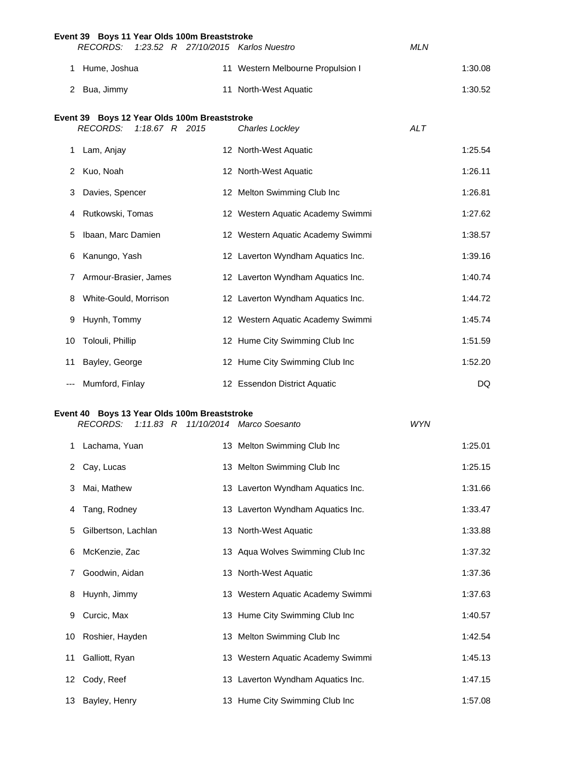**Event 39 Boys 11 Year Olds 100m Breaststroke**

*RECORDS: 1:23.52 R 27/10/2015 Karlos Nuestro MLN*

| | Name | Age | Team | Time |
|---|---|---|---|---|
| 1 | Hume, Joshua | 11 | Western Melbourne Propulsion I | 1:30.08 |
| 2 | Bua, Jimmy | 11 | North-West Aquatic | 1:30.52 |

**Event 39 Boys 12 Year Olds 100m Breaststroke**

*RECORDS: 1:18.67 R 2015 Charles Lockley ALT*

| | Name | Age | Team | Time |
|---|---|---|---|---|
| 1 | Lam, Anjay | 12 | North-West Aquatic | 1:25.54 |
| 2 | Kuo, Noah | 12 | North-West Aquatic | 1:26.11 |
| 3 | Davies, Spencer | 12 | Melton Swimming Club Inc | 1:26.81 |
| 4 | Rutkowski, Tomas | 12 | Western Aquatic Academy Swimmi | 1:27.62 |
| 5 | Ibaan, Marc Damien | 12 | Western Aquatic Academy Swimmi | 1:38.57 |
| 6 | Kanungo, Yash | 12 | Laverton Wyndham Aquatics Inc. | 1:39.16 |
| 7 | Armour-Brasier, James | 12 | Laverton Wyndham Aquatics Inc. | 1:40.74 |
| 8 | White-Gould, Morrison | 12 | Laverton Wyndham Aquatics Inc. | 1:44.72 |
| 9 | Huynh, Tommy | 12 | Western Aquatic Academy Swimmi | 1:45.74 |
| 10 | Tolouli, Phillip | 12 | Hume City Swimming Club Inc | 1:51.59 |
| 11 | Bayley, George | 12 | Hume City Swimming Club Inc | 1:52.20 |
| --- | Mumford, Finlay | 12 | Essendon District Aquatic | DQ |

**Event 40 Boys 13 Year Olds 100m Breaststroke**

*RECORDS: 1:11.83 R 11/10/2014 Marco Soesanto WYN*

| | Name | Age | Team | Time |
|---|---|---|---|---|
| 1 | Lachama, Yuan | 13 | Melton Swimming Club Inc | 1:25.01 |
| 2 | Cay, Lucas | 13 | Melton Swimming Club Inc | 1:25.15 |
| 3 | Mai, Mathew | 13 | Laverton Wyndham Aquatics Inc. | 1:31.66 |
| 4 | Tang, Rodney | 13 | Laverton Wyndham Aquatics Inc. | 1:33.47 |
| 5 | Gilbertson, Lachlan | 13 | North-West Aquatic | 1:33.88 |
| 6 | McKenzie, Zac | 13 | Aqua Wolves Swimming Club Inc | 1:37.32 |
| 7 | Goodwin, Aidan | 13 | North-West Aquatic | 1:37.36 |
| 8 | Huynh, Jimmy | 13 | Western Aquatic Academy Swimmi | 1:37.63 |
| 9 | Curcic, Max | 13 | Hume City Swimming Club Inc | 1:40.57 |
| 10 | Roshier, Hayden | 13 | Melton Swimming Club Inc | 1:42.54 |
| 11 | Galliott, Ryan | 13 | Western Aquatic Academy Swimmi | 1:45.13 |
| 12 | Cody, Reef | 13 | Laverton Wyndham Aquatics Inc. | 1:47.15 |
| 13 | Bayley, Henry | 13 | Hume City Swimming Club Inc | 1:57.08 |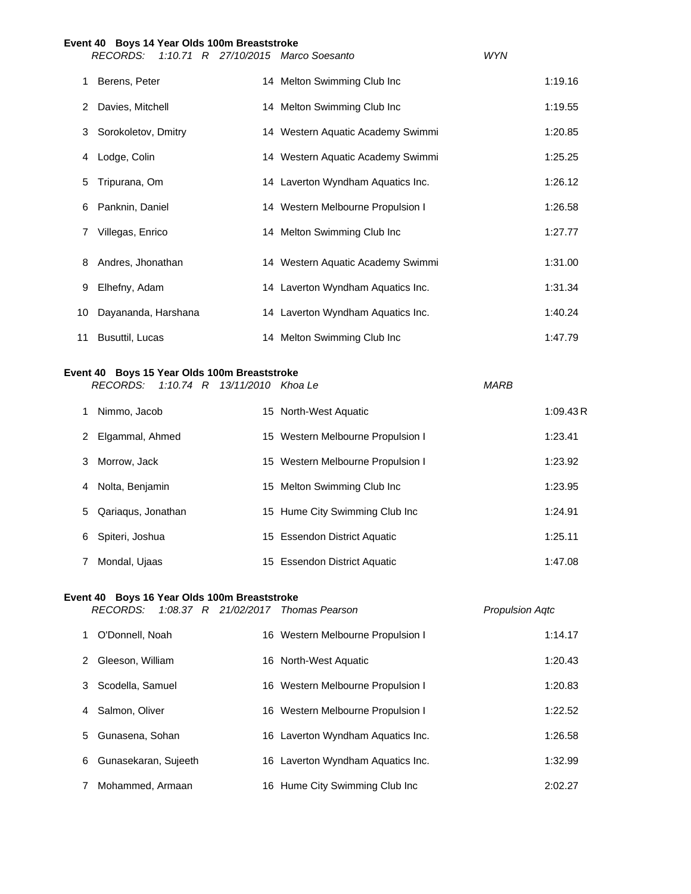**Event 40 Boys 14 Year Olds 100m Breaststroke**

*RECORDS: 1:10.71 R 27/10/2015 Marco Soesanto WYN*

| Place | Name | Age | Club | Time |
|---|---|---|---|---|
| 1 | Berens, Peter | 14 | Melton Swimming Club Inc | 1:19.16 |
| 2 | Davies, Mitchell | 14 | Melton Swimming Club Inc | 1:19.55 |
| 3 | Sorokoletov, Dmitry | 14 | Western Aquatic Academy Swimmi | 1:20.85 |
| 4 | Lodge, Colin | 14 | Western Aquatic Academy Swimmi | 1:25.25 |
| 5 | Tripurana, Om | 14 | Laverton Wyndham Aquatics Inc. | 1:26.12 |
| 6 | Panknin, Daniel | 14 | Western Melbourne Propulsion I | 1:26.58 |
| 7 | Villegas, Enrico | 14 | Melton Swimming Club Inc | 1:27.77 |
| 8 | Andres, Jhonathan | 14 | Western Aquatic Academy Swimmi | 1:31.00 |
| 9 | Elhefny, Adam | 14 | Laverton Wyndham Aquatics Inc. | 1:31.34 |
| 10 | Dayananda, Harshana | 14 | Laverton Wyndham Aquatics Inc. | 1:40.24 |
| 11 | Busuttil, Lucas | 14 | Melton Swimming Club Inc | 1:47.79 |

**Event 40 Boys 15 Year Olds 100m Breaststroke**

*RECORDS: 1:10.74 R 13/11/2010 Khoa Le MARB*

| Place | Name | Age | Club | Time |
|---|---|---|---|---|
| 1 | Nimmo, Jacob | 15 | North-West Aquatic | 1:09.43 R |
| 2 | Elgammal, Ahmed | 15 | Western Melbourne Propulsion I | 1:23.41 |
| 3 | Morrow, Jack | 15 | Western Melbourne Propulsion I | 1:23.92 |
| 4 | Nolta, Benjamin | 15 | Melton Swimming Club Inc | 1:23.95 |
| 5 | Qariaqus, Jonathan | 15 | Hume City Swimming Club Inc | 1:24.91 |
| 6 | Spiteri, Joshua | 15 | Essendon District Aquatic | 1:25.11 |
| 7 | Mondal, Ujaas | 15 | Essendon District Aquatic | 1:47.08 |

**Event 40 Boys 16 Year Olds 100m Breaststroke**

*RECORDS: 1:08.37 R 21/02/2017 Thomas Pearson Propulsion Aqtc*

| Place | Name | Age | Club | Time |
|---|---|---|---|---|
| 1 | O'Donnell, Noah | 16 | Western Melbourne Propulsion I | 1:14.17 |
| 2 | Gleeson, William | 16 | North-West Aquatic | 1:20.43 |
| 3 | Scodella, Samuel | 16 | Western Melbourne Propulsion I | 1:20.83 |
| 4 | Salmon, Oliver | 16 | Western Melbourne Propulsion I | 1:22.52 |
| 5 | Gunasena, Sohan | 16 | Laverton Wyndham Aquatics Inc. | 1:26.58 |
| 6 | Gunasekaran, Sujeeth | 16 | Laverton Wyndham Aquatics Inc. | 1:32.99 |
| 7 | Mohammed, Armaan | 16 | Hume City Swimming Club Inc | 2:02.27 |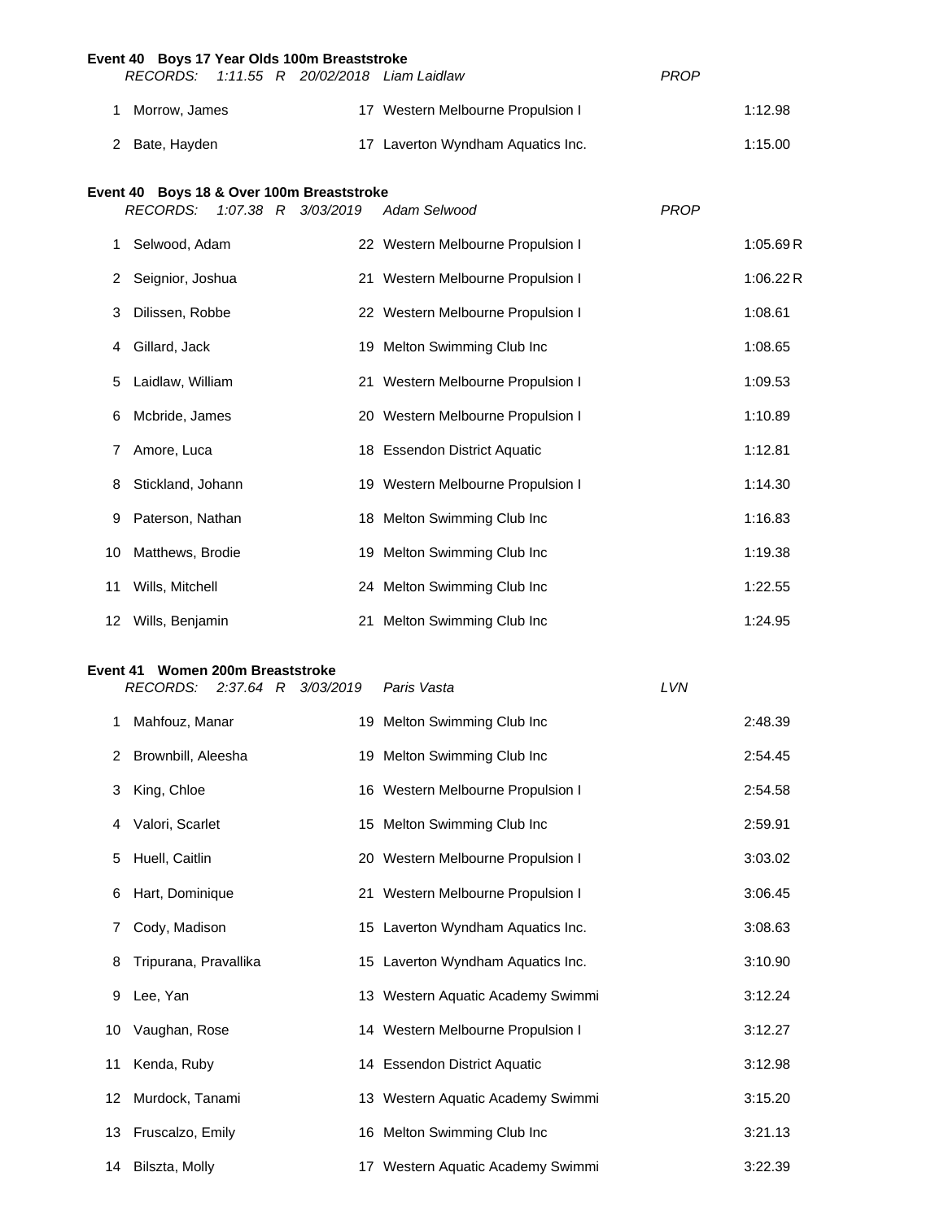**Event 40 Boys 17 Year Olds 100m Breaststroke**

*RECORDS: 1:11.55 R 20/02/2018 Liam Laidlaw PROP*

| Place | Name | Age | Team | Time |
|---|---|---|---|---|
| 1 | Morrow, James | 17 | Western Melbourne Propulsion I | 1:12.98 |
| 2 | Bate, Hayden | 17 | Laverton Wyndham Aquatics Inc. | 1:15.00 |

**Event 40 Boys 18 & Over 100m Breaststroke**

*RECORDS: 1:07.38 R 3/03/2019 Adam Selwood PROP*

| Place | Name | Age | Team | Time |
|---|---|---|---|---|
| 1 | Selwood, Adam | 22 | Western Melbourne Propulsion I | 1:05.69 R |
| 2 | Seignior, Joshua | 21 | Western Melbourne Propulsion I | 1:06.22 R |
| 3 | Dilissen, Robbe | 22 | Western Melbourne Propulsion I | 1:08.61 |
| 4 | Gillard, Jack | 19 | Melton Swimming Club Inc | 1:08.65 |
| 5 | Laidlaw, William | 21 | Western Melbourne Propulsion I | 1:09.53 |
| 6 | Mcbride, James | 20 | Western Melbourne Propulsion I | 1:10.89 |
| 7 | Amore, Luca | 18 | Essendon District Aquatic | 1:12.81 |
| 8 | Stickland, Johann | 19 | Western Melbourne Propulsion I | 1:14.30 |
| 9 | Paterson, Nathan | 18 | Melton Swimming Club Inc | 1:16.83 |
| 10 | Matthews, Brodie | 19 | Melton Swimming Club Inc | 1:19.38 |
| 11 | Wills, Mitchell | 24 | Melton Swimming Club Inc | 1:22.55 |
| 12 | Wills, Benjamin | 21 | Melton Swimming Club Inc | 1:24.95 |

**Event 41 Women 200m Breaststroke**

*RECORDS: 2:37.64 R 3/03/2019 Paris Vasta LVN*

| Place | Name | Age | Team | Time |
|---|---|---|---|---|
| 1 | Mahfouz, Manar | 19 | Melton Swimming Club Inc | 2:48.39 |
| 2 | Brownbill, Aleesha | 19 | Melton Swimming Club Inc | 2:54.45 |
| 3 | King, Chloe | 16 | Western Melbourne Propulsion I | 2:54.58 |
| 4 | Valori, Scarlet | 15 | Melton Swimming Club Inc | 2:59.91 |
| 5 | Huell, Caitlin | 20 | Western Melbourne Propulsion I | 3:03.02 |
| 6 | Hart, Dominique | 21 | Western Melbourne Propulsion I | 3:06.45 |
| 7 | Cody, Madison | 15 | Laverton Wyndham Aquatics Inc. | 3:08.63 |
| 8 | Tripurana, Pravallika | 15 | Laverton Wyndham Aquatics Inc. | 3:10.90 |
| 9 | Lee, Yan | 13 | Western Aquatic Academy Swimmi | 3:12.24 |
| 10 | Vaughan, Rose | 14 | Western Melbourne Propulsion I | 3:12.27 |
| 11 | Kenda, Ruby | 14 | Essendon District Aquatic | 3:12.98 |
| 12 | Murdock, Tanami | 13 | Western Aquatic Academy Swimmi | 3:15.20 |
| 13 | Fruscalzo, Emily | 16 | Melton Swimming Club Inc | 3:21.13 |
| 14 | Bilszta, Molly | 17 | Western Aquatic Academy Swimmi | 3:22.39 |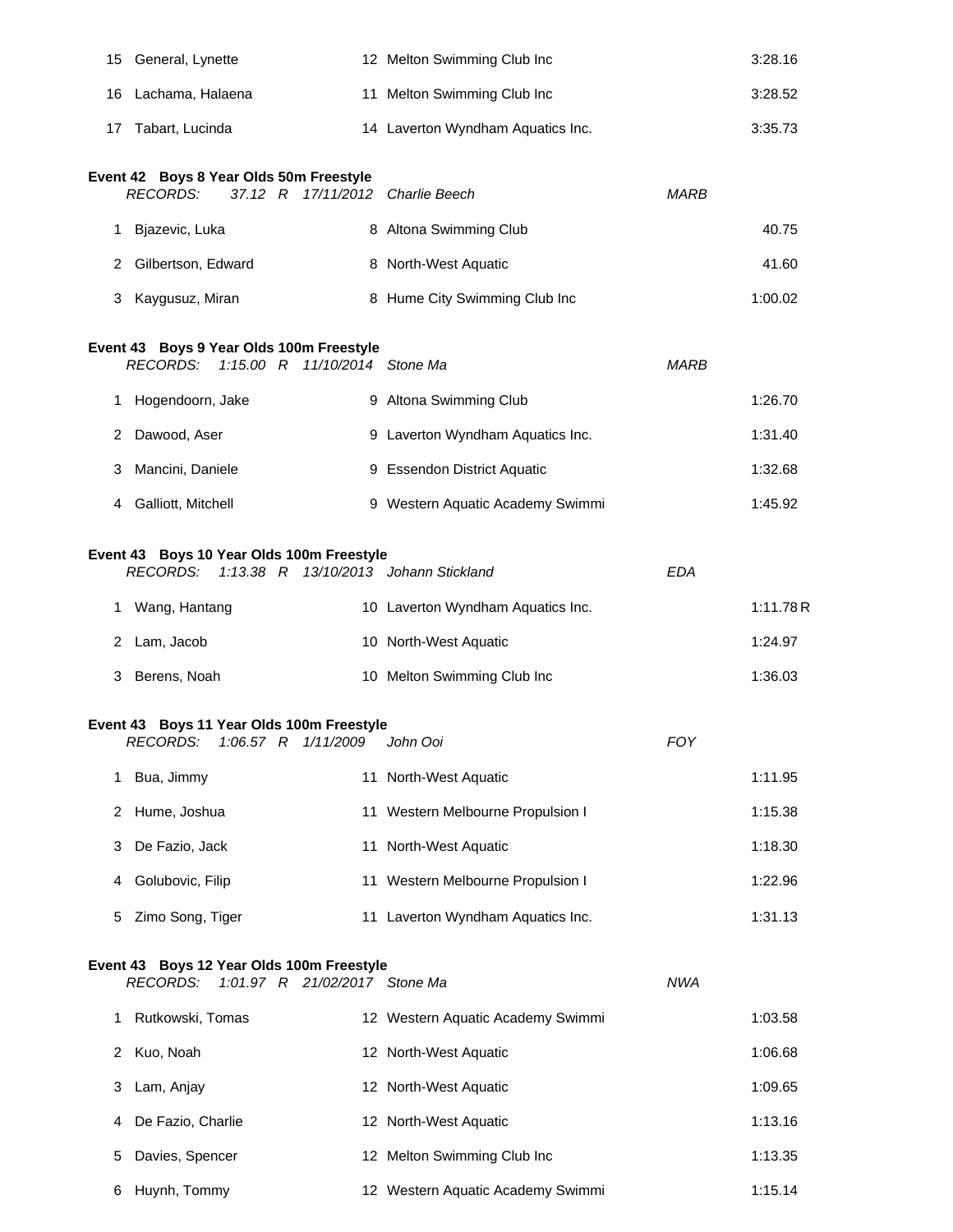| | | | | |
|---|---|---|---|---|
| 15 | General, Lynette | 12 | Melton Swimming Club Inc | 3:28.16 |
| 16 | Lachama, Halaena | 11 | Melton Swimming Club Inc | 3:28.52 |
| 17 | Tabart, Lucinda | 14 | Laverton Wyndham Aquatics Inc. | 3:35.73 |

**Event 42 Boys 8 Year Olds 50m Freestyle**

*RECORDS: 37.12 R 17/11/2012 Charlie Beech MARB*

| | | | | |
|---|---|---|---|---|
| 1 | Bjazevic, Luka | 8 | Altona Swimming Club | 40.75 |
| 2 | Gilbertson, Edward | 8 | North-West Aquatic | 41.60 |
| 3 | Kaygusuz, Miran | 8 | Hume City Swimming Club Inc | 1:00.02 |

**Event 43 Boys 9 Year Olds 100m Freestyle**

*RECORDS: 1:15.00 R 11/10/2014 Stone Ma MARB*

| | | | | |
|---|---|---|---|---|
| 1 | Hogendoorn, Jake | 9 | Altona Swimming Club | 1:26.70 |
| 2 | Dawood, Aser | 9 | Laverton Wyndham Aquatics Inc. | 1:31.40 |
| 3 | Mancini, Daniele | 9 | Essendon District Aquatic | 1:32.68 |
| 4 | Galliott, Mitchell | 9 | Western Aquatic Academy Swimmi | 1:45.92 |

**Event 43 Boys 10 Year Olds 100m Freestyle**

*RECORDS: 1:13.38 R 13/10/2013 Johann Stickland EDA*

| | | | | |
|---|---|---|---|---|
| 1 | Wang, Hantang | 10 | Laverton Wyndham Aquatics Inc. | 1:11.78 R |
| 2 | Lam, Jacob | 10 | North-West Aquatic | 1:24.97 |
| 3 | Berens, Noah | 10 | Melton Swimming Club Inc | 1:36.03 |

**Event 43 Boys 11 Year Olds 100m Freestyle**

*RECORDS: 1:06.57 R 1/11/2009 John Ooi FOY*

| | | | | |
|---|---|---|---|---|
| 1 | Bua, Jimmy | 11 | North-West Aquatic | 1:11.95 |
| 2 | Hume, Joshua | 11 | Western Melbourne Propulsion I | 1:15.38 |
| 3 | De Fazio, Jack | 11 | North-West Aquatic | 1:18.30 |
| 4 | Golubovic, Filip | 11 | Western Melbourne Propulsion I | 1:22.96 |
| 5 | Zimo Song, Tiger | 11 | Laverton Wyndham Aquatics Inc. | 1:31.13 |

**Event 43 Boys 12 Year Olds 100m Freestyle**

*RECORDS: 1:01.97 R 21/02/2017 Stone Ma NWA*

| | | | | |
|---|---|---|---|---|
| 1 | Rutkowski, Tomas | 12 | Western Aquatic Academy Swimmi | 1:03.58 |
| 2 | Kuo, Noah | 12 | North-West Aquatic | 1:06.68 |
| 3 | Lam, Anjay | 12 | North-West Aquatic | 1:09.65 |
| 4 | De Fazio, Charlie | 12 | North-West Aquatic | 1:13.16 |
| 5 | Davies, Spencer | 12 | Melton Swimming Club Inc | 1:13.35 |
| 6 | Huynh, Tommy | 12 | Western Aquatic Academy Swimmi | 1:15.14 |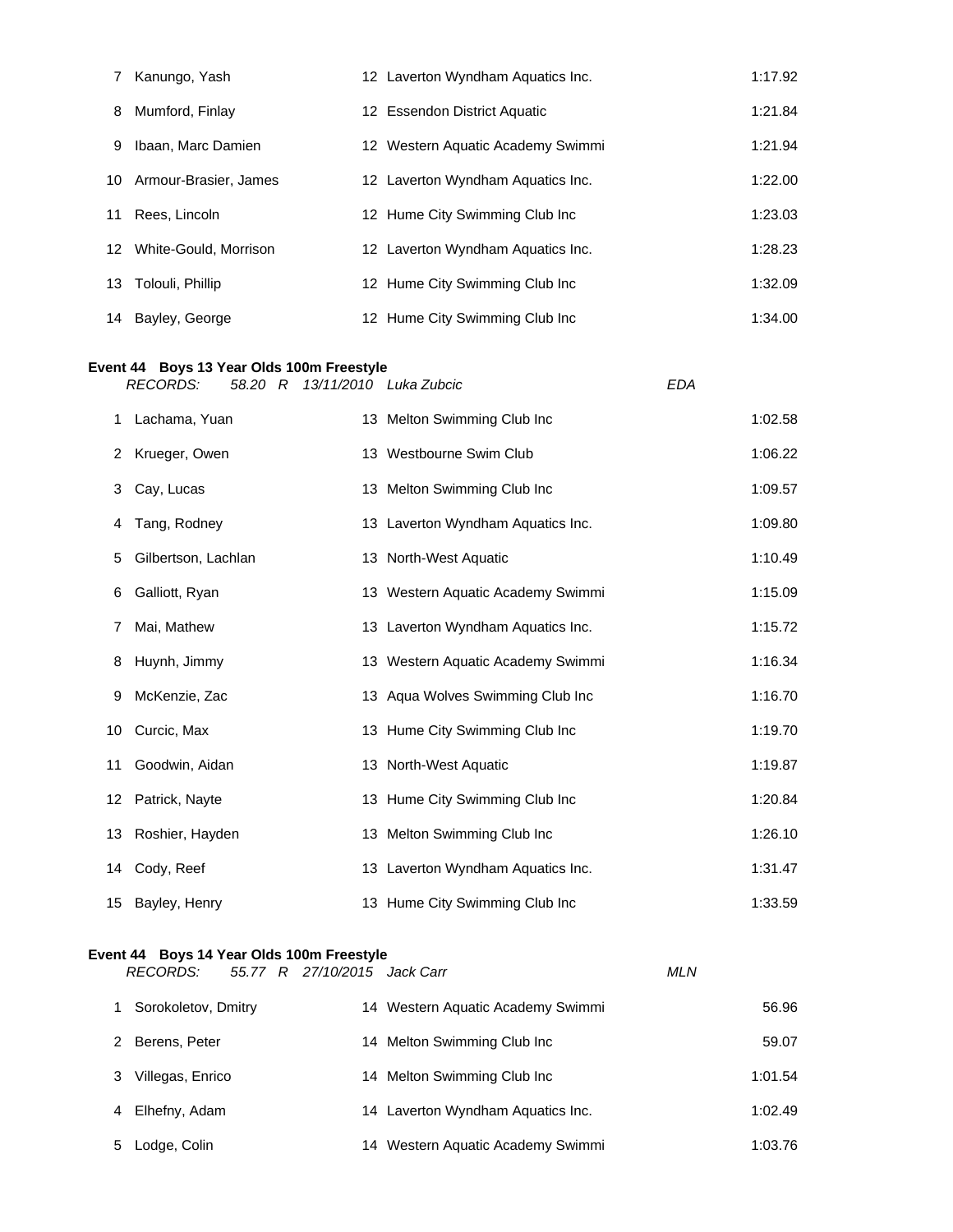| | | | | |
|---|---|---|---|---|
| 7 | Kanungo, Yash | 12 | Laverton Wyndham Aquatics Inc. | 1:17.92 |
| 8 | Mumford, Finlay | 12 | Essendon District Aquatic | 1:21.84 |
| 9 | Ibaan, Marc Damien | 12 | Western Aquatic Academy Swimmi | 1:21.94 |
| 10 | Armour-Brasier, James | 12 | Laverton Wyndham Aquatics Inc. | 1:22.00 |
| 11 | Rees, Lincoln | 12 | Hume City Swimming Club Inc | 1:23.03 |
| 12 | White-Gould, Morrison | 12 | Laverton Wyndham Aquatics Inc. | 1:28.23 |
| 13 | Tolouli, Phillip | 12 | Hume City Swimming Club Inc | 1:32.09 |
| 14 | Bayley, George | 12 | Hume City Swimming Club Inc | 1:34.00 |

**Event 44 Boys 13 Year Olds 100m Freestyle**

*RECORDS: 58.20 R 13/11/2010 Luka Zubcic EDA*

| | | | | |
|---|---|---|---|---|
| 1 | Lachama, Yuan | 13 | Melton Swimming Club Inc | 1:02.58 |
| 2 | Krueger, Owen | 13 | Westbourne Swim Club | 1:06.22 |
| 3 | Cay, Lucas | 13 | Melton Swimming Club Inc | 1:09.57 |
| 4 | Tang, Rodney | 13 | Laverton Wyndham Aquatics Inc. | 1:09.80 |
| 5 | Gilbertson, Lachlan | 13 | North-West Aquatic | 1:10.49 |
| 6 | Galliott, Ryan | 13 | Western Aquatic Academy Swimmi | 1:15.09 |
| 7 | Mai, Mathew | 13 | Laverton Wyndham Aquatics Inc. | 1:15.72 |
| 8 | Huynh, Jimmy | 13 | Western Aquatic Academy Swimmi | 1:16.34 |
| 9 | McKenzie, Zac | 13 | Aqua Wolves Swimming Club Inc | 1:16.70 |
| 10 | Curcic, Max | 13 | Hume City Swimming Club Inc | 1:19.70 |
| 11 | Goodwin, Aidan | 13 | North-West Aquatic | 1:19.87 |
| 12 | Patrick, Nayte | 13 | Hume City Swimming Club Inc | 1:20.84 |
| 13 | Roshier, Hayden | 13 | Melton Swimming Club Inc | 1:26.10 |
| 14 | Cody, Reef | 13 | Laverton Wyndham Aquatics Inc. | 1:31.47 |
| 15 | Bayley, Henry | 13 | Hume City Swimming Club Inc | 1:33.59 |

**Event 44 Boys 14 Year Olds 100m Freestyle**

*RECORDS: 55.77 R 27/10/2015 Jack Carr MLN*

| | | | | |
|---|---|---|---|---|
| 1 | Sorokoletov, Dmitry | 14 | Western Aquatic Academy Swimmi | 56.96 |
| 2 | Berens, Peter | 14 | Melton Swimming Club Inc | 59.07 |
| 3 | Villegas, Enrico | 14 | Melton Swimming Club Inc | 1:01.54 |
| 4 | Elhefny, Adam | 14 | Laverton Wyndham Aquatics Inc. | 1:02.49 |
| 5 | Lodge, Colin | 14 | Western Aquatic Academy Swimmi | 1:03.76 |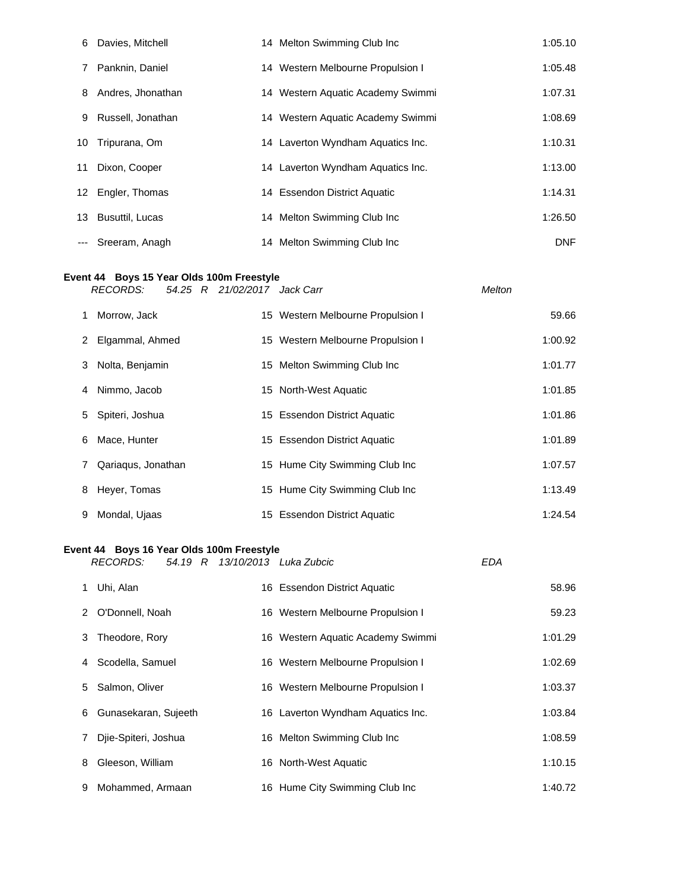| | | | | |
|---|---|---|---|---|
| 6 | Davies, Mitchell | 14 | Melton Swimming Club Inc | 1:05.10 |
| 7 | Panknin, Daniel | 14 | Western Melbourne Propulsion I | 1:05.48 |
| 8 | Andres, Jhonathan | 14 | Western Aquatic Academy Swimmi | 1:07.31 |
| 9 | Russell, Jonathan | 14 | Western Aquatic Academy Swimmi | 1:08.69 |
| 10 | Tripurana, Om | 14 | Laverton Wyndham Aquatics Inc. | 1:10.31 |
| 11 | Dixon, Cooper | 14 | Laverton Wyndham Aquatics Inc. | 1:13.00 |
| 12 | Engler, Thomas | 14 | Essendon District Aquatic | 1:14.31 |
| 13 | Busuttil, Lucas | 14 | Melton Swimming Club Inc | 1:26.50 |
| --- | Sreeram, Anagh | 14 | Melton Swimming Club Inc | DNF |

**Event 44 Boys 15 Year Olds 100m Freestyle**

*RECORDS: 54.25 R 21/02/2017 Jack Carr Melton*

| | | | | |
|---|---|---|---|---|
| 1 | Morrow, Jack | 15 | Western Melbourne Propulsion I | 59.66 |
| 2 | Elgammal, Ahmed | 15 | Western Melbourne Propulsion I | 1:00.92 |
| 3 | Nolta, Benjamin | 15 | Melton Swimming Club Inc | 1:01.77 |
| 4 | Nimmo, Jacob | 15 | North-West Aquatic | 1:01.85 |
| 5 | Spiteri, Joshua | 15 | Essendon District Aquatic | 1:01.86 |
| 6 | Mace, Hunter | 15 | Essendon District Aquatic | 1:01.89 |
| 7 | Qariaqus, Jonathan | 15 | Hume City Swimming Club Inc | 1:07.57 |
| 8 | Heyer, Tomas | 15 | Hume City Swimming Club Inc | 1:13.49 |
| 9 | Mondal, Ujaas | 15 | Essendon District Aquatic | 1:24.54 |

**Event 44 Boys 16 Year Olds 100m Freestyle**

*RECORDS: 54.19 R 13/10/2013 Luka Zubcic EDA*

| | | | | |
|---|---|---|---|---|
| 1 | Uhi, Alan | 16 | Essendon District Aquatic | 58.96 |
| 2 | O'Donnell, Noah | 16 | Western Melbourne Propulsion I | 59.23 |
| 3 | Theodore, Rory | 16 | Western Aquatic Academy Swimmi | 1:01.29 |
| 4 | Scodella, Samuel | 16 | Western Melbourne Propulsion I | 1:02.69 |
| 5 | Salmon, Oliver | 16 | Western Melbourne Propulsion I | 1:03.37 |
| 6 | Gunasekaran, Sujeeth | 16 | Laverton Wyndham Aquatics Inc. | 1:03.84 |
| 7 | Djie-Spiteri, Joshua | 16 | Melton Swimming Club Inc | 1:08.59 |
| 8 | Gleeson, William | 16 | North-West Aquatic | 1:10.15 |
| 9 | Mohammed, Armaan | 16 | Hume City Swimming Club Inc | 1:40.72 |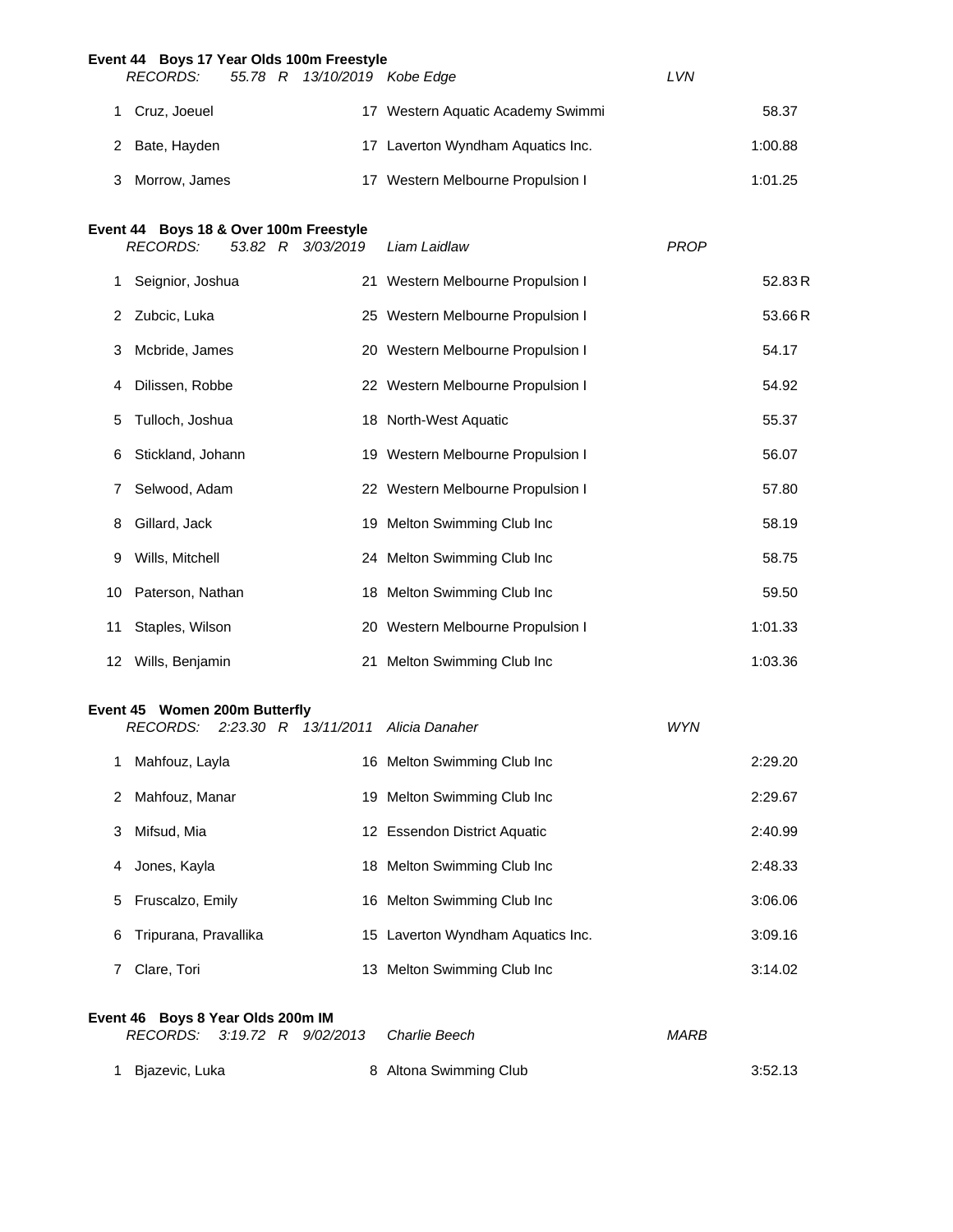**Event 44 Boys 17 Year Olds 100m Freestyle**

*RECORDS: 55.78 R 13/10/2019 Kobe Edge LVN*

| Place | Name | Age | Club | Time |
|---|---|---|---|---|
| 1 | Cruz, Joeuel | 17 | Western Aquatic Academy Swimmi | 58.37 |
| 2 | Bate, Hayden | 17 | Laverton Wyndham Aquatics Inc. | 1:00.88 |
| 3 | Morrow, James | 17 | Western Melbourne Propulsion I | 1:01.25 |

**Event 44 Boys 18 & Over 100m Freestyle**

*RECORDS: 53.82 R 3/03/2019 Liam Laidlaw PROP*

| Place | Name | Age | Club | Time |
|---|---|---|---|---|
| 1 | Seignior, Joshua | 21 | Western Melbourne Propulsion I | 52.83 R |
| 2 | Zubcic, Luka | 25 | Western Melbourne Propulsion I | 53.66 R |
| 3 | Mcbride, James | 20 | Western Melbourne Propulsion I | 54.17 |
| 4 | Dilissen, Robbe | 22 | Western Melbourne Propulsion I | 54.92 |
| 5 | Tulloch, Joshua | 18 | North-West Aquatic | 55.37 |
| 6 | Stickland, Johann | 19 | Western Melbourne Propulsion I | 56.07 |
| 7 | Selwood, Adam | 22 | Western Melbourne Propulsion I | 57.80 |
| 8 | Gillard, Jack | 19 | Melton Swimming Club Inc | 58.19 |
| 9 | Wills, Mitchell | 24 | Melton Swimming Club Inc | 58.75 |
| 10 | Paterson, Nathan | 18 | Melton Swimming Club Inc | 59.50 |
| 11 | Staples, Wilson | 20 | Western Melbourne Propulsion I | 1:01.33 |
| 12 | Wills, Benjamin | 21 | Melton Swimming Club Inc | 1:03.36 |

**Event 45 Women 200m Butterfly**

*RECORDS: 2:23.30 R 13/11/2011 Alicia Danaher WYN*

| Place | Name | Age | Club | Time |
|---|---|---|---|---|
| 1 | Mahfouz, Layla | 16 | Melton Swimming Club Inc | 2:29.20 |
| 2 | Mahfouz, Manar | 19 | Melton Swimming Club Inc | 2:29.67 |
| 3 | Mifsud, Mia | 12 | Essendon District Aquatic | 2:40.99 |
| 4 | Jones, Kayla | 18 | Melton Swimming Club Inc | 2:48.33 |
| 5 | Fruscalzo, Emily | 16 | Melton Swimming Club Inc | 3:06.06 |
| 6 | Tripurana, Pravallika | 15 | Laverton Wyndham Aquatics Inc. | 3:09.16 |
| 7 | Clare, Tori | 13 | Melton Swimming Club Inc | 3:14.02 |

**Event 46 Boys 8 Year Olds 200m IM**

*RECORDS: 3:19.72 R 9/02/2013 Charlie Beech MARB*

| Place | Name | Age | Club | Time |
|---|---|---|---|---|
| 1 | Bjazevic, Luka | 8 | Altona Swimming Club | 3:52.13 |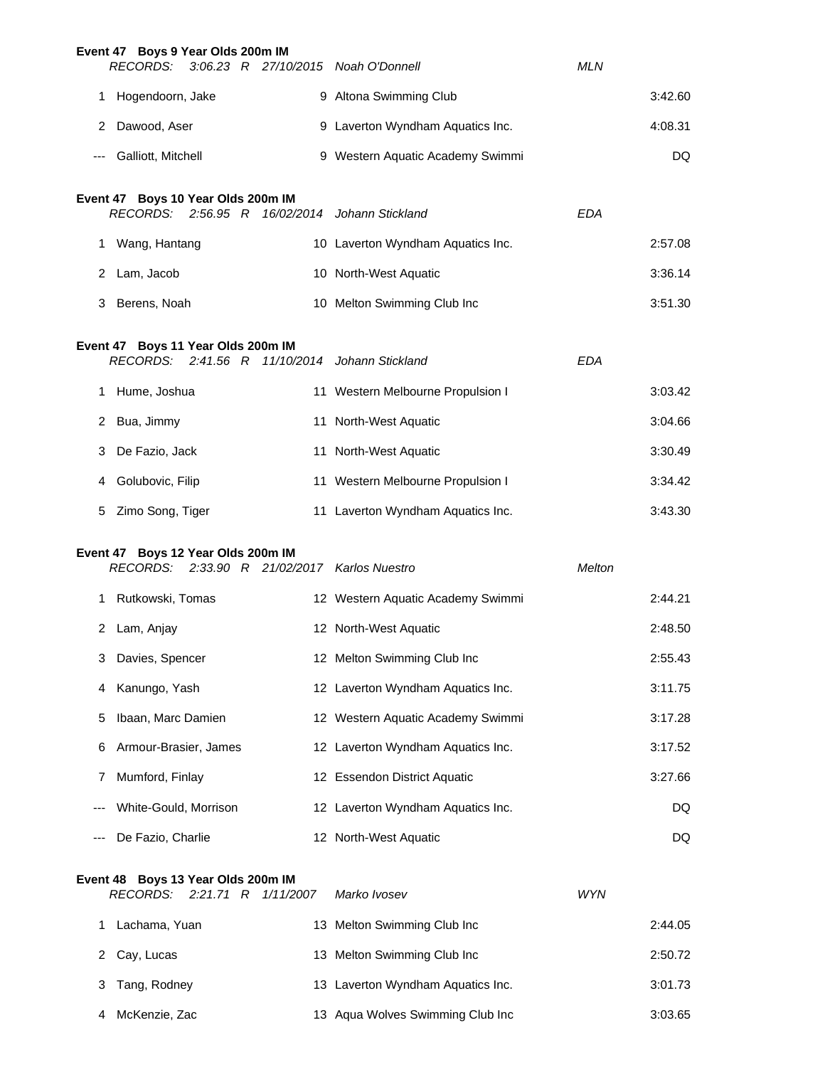**Event 47 Boys 9 Year Olds 200m IM**

*RECORDS: 3:06.23 R 27/10/2015 Noah O'Donnell MLN*

| Place | Name | Age | Team | Time |
|---|---|---|---|---|
| 1 | Hogendoorn, Jake | 9 | Altona Swimming Club | 3:42.60 |
| 2 | Dawood, Aser | 9 | Laverton Wyndham Aquatics Inc. | 4:08.31 |
| --- | Galliott, Mitchell | 9 | Western Aquatic Academy Swimmi | DQ |

**Event 47 Boys 10 Year Olds 200m IM**

*RECORDS: 2:56.95 R 16/02/2014 Johann Stickland EDA*

| Place | Name | Age | Team | Time |
|---|---|---|---|---|
| 1 | Wang, Hantang | 10 | Laverton Wyndham Aquatics Inc. | 2:57.08 |
| 2 | Lam, Jacob | 10 | North-West Aquatic | 3:36.14 |
| 3 | Berens, Noah | 10 | Melton Swimming Club Inc | 3:51.30 |

**Event 47 Boys 11 Year Olds 200m IM**

*RECORDS: 2:41.56 R 11/10/2014 Johann Stickland EDA*

| Place | Name | Age | Team | Time |
|---|---|---|---|---|
| 1 | Hume, Joshua | 11 | Western Melbourne Propulsion I | 3:03.42 |
| 2 | Bua, Jimmy | 11 | North-West Aquatic | 3:04.66 |
| 3 | De Fazio, Jack | 11 | North-West Aquatic | 3:30.49 |
| 4 | Golubovic, Filip | 11 | Western Melbourne Propulsion I | 3:34.42 |
| 5 | Zimo Song, Tiger | 11 | Laverton Wyndham Aquatics Inc. | 3:43.30 |

**Event 47 Boys 12 Year Olds 200m IM**

*RECORDS: 2:33.90 R 21/02/2017 Karlos Nuestro Melton*

| Place | Name | Age | Team | Time |
|---|---|---|---|---|
| 1 | Rutkowski, Tomas | 12 | Western Aquatic Academy Swimmi | 2:44.21 |
| 2 | Lam, Anjay | 12 | North-West Aquatic | 2:48.50 |
| 3 | Davies, Spencer | 12 | Melton Swimming Club Inc | 2:55.43 |
| 4 | Kanungo, Yash | 12 | Laverton Wyndham Aquatics Inc. | 3:11.75 |
| 5 | Ibaan, Marc Damien | 12 | Western Aquatic Academy Swimmi | 3:17.28 |
| 6 | Armour-Brasier, James | 12 | Laverton Wyndham Aquatics Inc. | 3:17.52 |
| 7 | Mumford, Finlay | 12 | Essendon District Aquatic | 3:27.66 |
| --- | White-Gould, Morrison | 12 | Laverton Wyndham Aquatics Inc. | DQ |
| --- | De Fazio, Charlie | 12 | North-West Aquatic | DQ |

**Event 48 Boys 13 Year Olds 200m IM**

*RECORDS: 2:21.71 R 1/11/2007 Marko Ivosev WYN*

| Place | Name | Age | Team | Time |
|---|---|---|---|---|
| 1 | Lachama, Yuan | 13 | Melton Swimming Club Inc | 2:44.05 |
| 2 | Cay, Lucas | 13 | Melton Swimming Club Inc | 2:50.72 |
| 3 | Tang, Rodney | 13 | Laverton Wyndham Aquatics Inc. | 3:01.73 |
| 4 | McKenzie, Zac | 13 | Aqua Wolves Swimming Club Inc | 3:03.65 |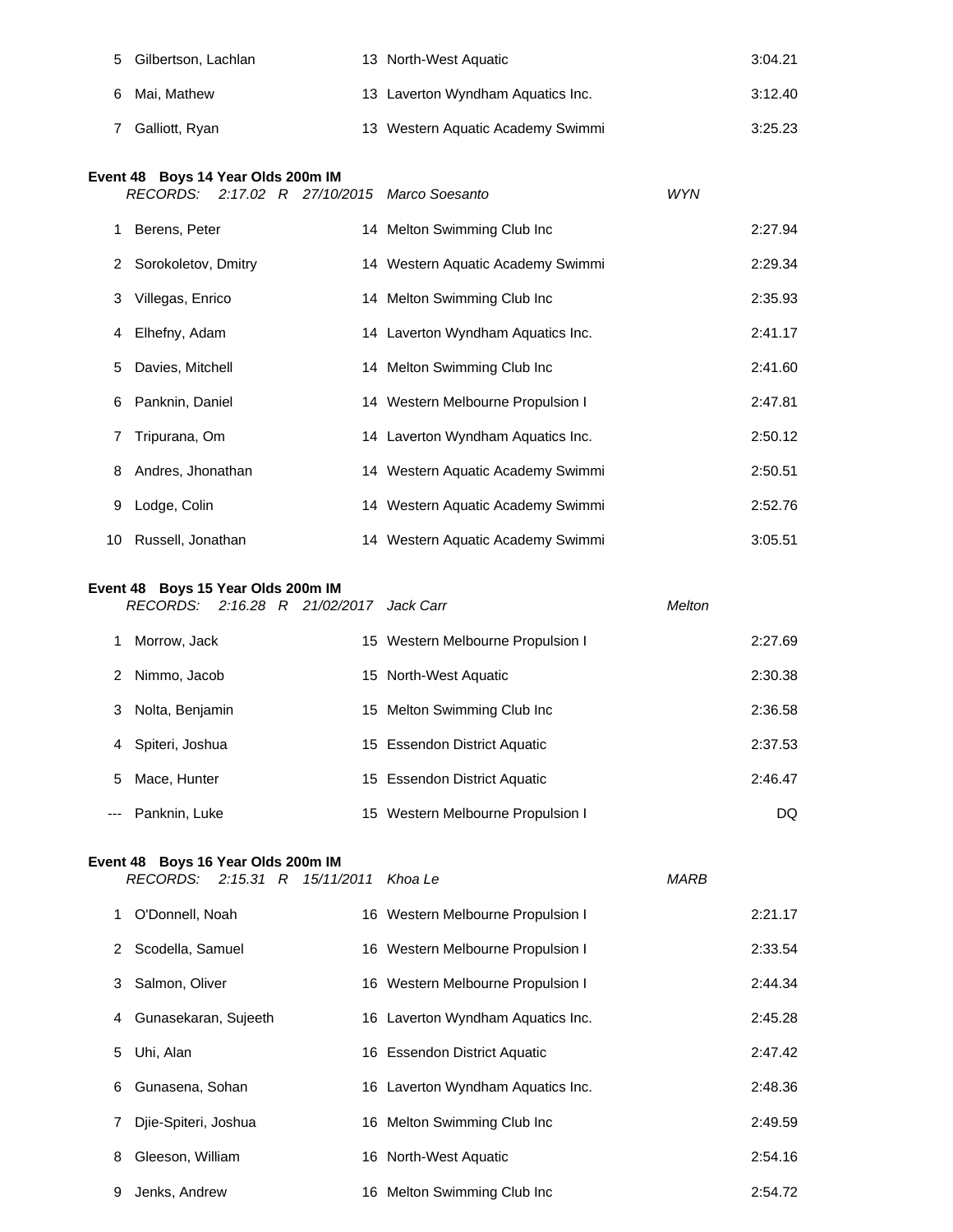| | | | | |
|---|---|---|---|---|
| 5 | Gilbertson, Lachlan | 13 | North-West Aquatic | 3:04.21 |
| 6 | Mai, Mathew | 13 | Laverton Wyndham Aquatics Inc. | 3:12.40 |
| 7 | Galliott, Ryan | 13 | Western Aquatic Academy Swimmi | 3:25.23 |

**Event 48 Boys 14 Year Olds 200m IM**

*RECORDS: 2:17.02 R 27/10/2015 Marco Soesanto WYN*

| | | | | |
|---|---|---|---|---|
| 1 | Berens, Peter | 14 | Melton Swimming Club Inc | 2:27.94 |
| 2 | Sorokoletov, Dmitry | 14 | Western Aquatic Academy Swimmi | 2:29.34 |
| 3 | Villegas, Enrico | 14 | Melton Swimming Club Inc | 2:35.93 |
| 4 | Elhefny, Adam | 14 | Laverton Wyndham Aquatics Inc. | 2:41.17 |
| 5 | Davies, Mitchell | 14 | Melton Swimming Club Inc | 2:41.60 |
| 6 | Panknin, Daniel | 14 | Western Melbourne Propulsion I | 2:47.81 |
| 7 | Tripurana, Om | 14 | Laverton Wyndham Aquatics Inc. | 2:50.12 |
| 8 | Andres, Jhonathan | 14 | Western Aquatic Academy Swimmi | 2:50.51 |
| 9 | Lodge, Colin | 14 | Western Aquatic Academy Swimmi | 2:52.76 |
| 10 | Russell, Jonathan | 14 | Western Aquatic Academy Swimmi | 3:05.51 |

**Event 48 Boys 15 Year Olds 200m IM**

*RECORDS: 2:16.28 R 21/02/2017 Jack Carr Melton*

| | | | | |
|---|---|---|---|---|
| 1 | Morrow, Jack | 15 | Western Melbourne Propulsion I | 2:27.69 |
| 2 | Nimmo, Jacob | 15 | North-West Aquatic | 2:30.38 |
| 3 | Nolta, Benjamin | 15 | Melton Swimming Club Inc | 2:36.58 |
| 4 | Spiteri, Joshua | 15 | Essendon District Aquatic | 2:37.53 |
| 5 | Mace, Hunter | 15 | Essendon District Aquatic | 2:46.47 |
| --- | Panknin, Luke | 15 | Western Melbourne Propulsion I | DQ |

**Event 48 Boys 16 Year Olds 200m IM**

*RECORDS: 2:15.31 R 15/11/2011 Khoa Le MARB*

| | | | | |
|---|---|---|---|---|
| 1 | O'Donnell, Noah | 16 | Western Melbourne Propulsion I | 2:21.17 |
| 2 | Scodella, Samuel | 16 | Western Melbourne Propulsion I | 2:33.54 |
| 3 | Salmon, Oliver | 16 | Western Melbourne Propulsion I | 2:44.34 |
| 4 | Gunasekaran, Sujeeth | 16 | Laverton Wyndham Aquatics Inc. | 2:45.28 |
| 5 | Uhi, Alan | 16 | Essendon District Aquatic | 2:47.42 |
| 6 | Gunasena, Sohan | 16 | Laverton Wyndham Aquatics Inc. | 2:48.36 |
| 7 | Djie-Spiteri, Joshua | 16 | Melton Swimming Club Inc | 2:49.59 |
| 8 | Gleeson, William | 16 | North-West Aquatic | 2:54.16 |
| 9 | Jenks, Andrew | 16 | Melton Swimming Club Inc | 2:54.72 |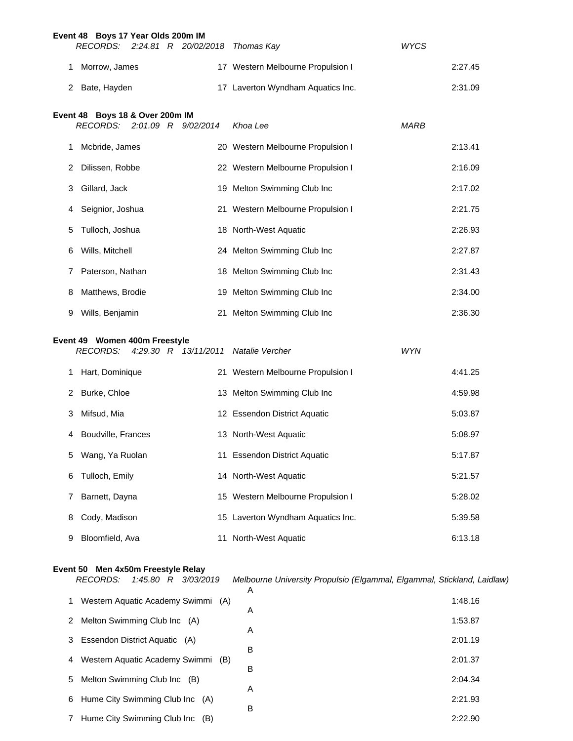**Event 48 Boys 17 Year Olds 200m IM**

*RECORDS: 2:24.81 R 20/02/2018 Thomas Kay WYCS*

| | | | | |
|---|---|---|---|---|
| 1 | Morrow, James | 17 | Western Melbourne Propulsion I | 2:27.45 |
| 2 | Bate, Hayden | 17 | Laverton Wyndham Aquatics Inc. | 2:31.09 |

**Event 48 Boys 18 & Over 200m IM**

*RECORDS: 2:01.09 R 9/02/2014 Khoa Lee MARB*

| | | | | |
|---|---|---|---|---|
| 1 | Mcbride, James | 20 | Western Melbourne Propulsion I | 2:13.41 |
| 2 | Dilissen, Robbe | 22 | Western Melbourne Propulsion I | 2:16.09 |
| 3 | Gillard, Jack | 19 | Melton Swimming Club Inc | 2:17.02 |
| 4 | Seignior, Joshua | 21 | Western Melbourne Propulsion I | 2:21.75 |
| 5 | Tulloch, Joshua | 18 | North-West Aquatic | 2:26.93 |
| 6 | Wills, Mitchell | 24 | Melton Swimming Club Inc | 2:27.87 |
| 7 | Paterson, Nathan | 18 | Melton Swimming Club Inc | 2:31.43 |
| 8 | Matthews, Brodie | 19 | Melton Swimming Club Inc | 2:34.00 |
| 9 | Wills, Benjamin | 21 | Melton Swimming Club Inc | 2:36.30 |

**Event 49 Women 400m Freestyle**

*RECORDS: 4:29.30 R 13/11/2011 Natalie Vercher WYN*

| | | | | |
|---|---|---|---|---|
| 1 | Hart, Dominique | 21 | Western Melbourne Propulsion I | 4:41.25 |
| 2 | Burke, Chloe | 13 | Melton Swimming Club Inc | 4:59.98 |
| 3 | Mifsud, Mia | 12 | Essendon District Aquatic | 5:03.87 |
| 4 | Boudville, Frances | 13 | North-West Aquatic | 5:08.97 |
| 5 | Wang, Ya Ruolan | 11 | Essendon District Aquatic | 5:17.87 |
| 6 | Tulloch, Emily | 14 | North-West Aquatic | 5:21.57 |
| 7 | Barnett, Dayna | 15 | Western Melbourne Propulsion I | 5:28.02 |
| 8 | Cody, Madison | 15 | Laverton Wyndham Aquatics Inc. | 5:39.58 |
| 9 | Bloomfield, Ava | 11 | North-West Aquatic | 6:13.18 |

**Event 50 Men 4x50m Freestyle Relay**

*RECORDS: 1:45.80 R 3/03/2019 Melbourne University Propulsio (Elgammal, Elgammal, Stickland, Laidlaw)*

| | | | |
|---|---|---|---|
| 1 | Western Aquatic Academy Swimmi (A) | A | 1:48.16 |
| 2 | Melton Swimming Club Inc (A) | A | 1:53.87 |
| 3 | Essendon District Aquatic (A) | A | 2:01.19 |
| 4 | Western Aquatic Academy Swimmi (B) | B | 2:01.37 |
| 5 | Melton Swimming Club Inc (B) | B | 2:04.34 |
| 6 | Hume City Swimming Club Inc (A) | A | 2:21.93 |
| 7 | Hume City Swimming Club Inc (B) | B | 2:22.90 |